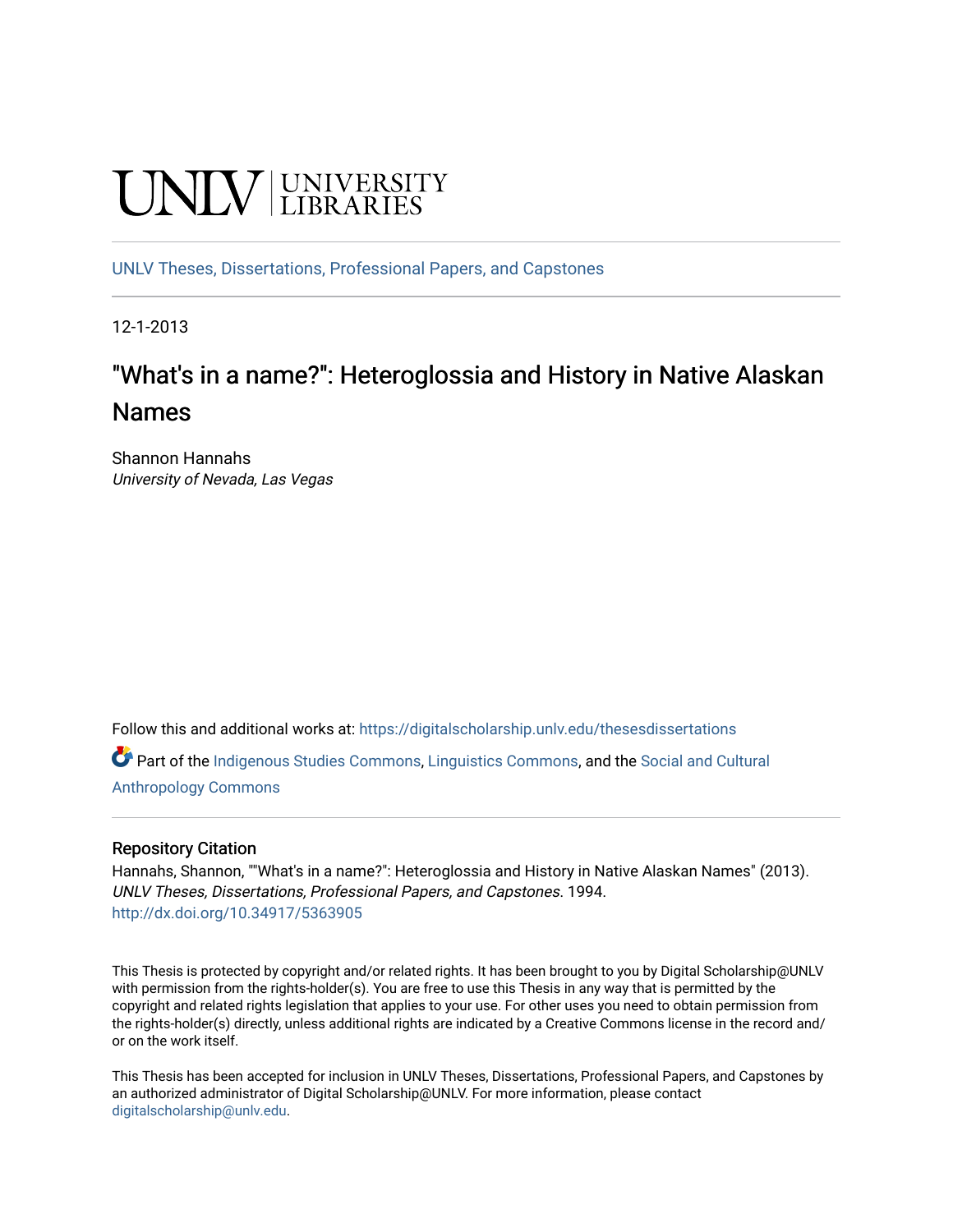UNLV | UNIVERSITY LIBRARIES

UNLV Theses, Dissertations, Professional Papers, and Capstones

12-1-2013

# "What's in a name?": Heteroglossia and History in Native Alaskan Names

Shannon Hannahs
*University of Nevada, Las Vegas*

Follow this and additional works at: https://digitalscholarship.unlv.edu/thesesdissertations

Part of the Indigenous Studies Commons, Linguistics Commons, and the Social and Cultural Anthropology Commons

## Repository Citation

Hannahs, Shannon, ""What's in a name?": Heteroglossia and History in Native Alaskan Names" (2013). *UNLV Theses, Dissertations, Professional Papers, and Capstones*. 1994.
http://dx.doi.org/10.34917/5363905

This Thesis is protected by copyright and/or related rights. It has been brought to you by Digital Scholarship@UNLV with permission from the rights-holder(s). You are free to use this Thesis in any way that is permitted by the copyright and related rights legislation that applies to your use. For other uses you need to obtain permission from the rights-holder(s) directly, unless additional rights are indicated by a Creative Commons license in the record and/or on the work itself.

This Thesis has been accepted for inclusion in UNLV Theses, Dissertations, Professional Papers, and Capstones by an authorized administrator of Digital Scholarship@UNLV. For more information, please contact digitalscholarship@unlv.edu.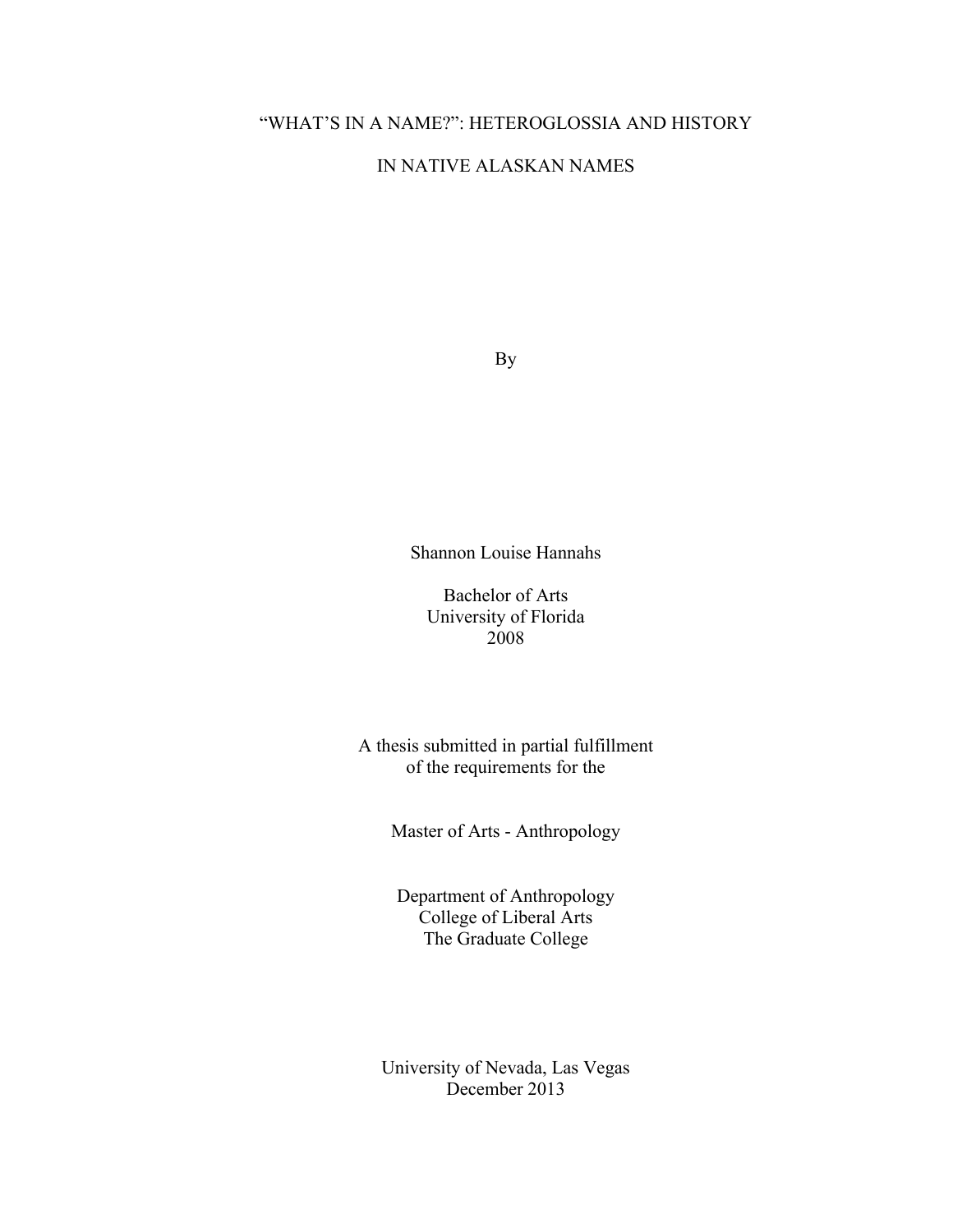# "WHAT'S IN A NAME?": HETEROGLOSSIA AND HISTORY

# IN NATIVE ALASKAN NAMES

By

Shannon Louise Hannahs

Bachelor of Arts
University of Florida
2008

A thesis submitted in partial fulfillment
of the requirements for the

Master of Arts - Anthropology

Department of Anthropology
College of Liberal Arts
The Graduate College

University of Nevada, Las Vegas
December 2013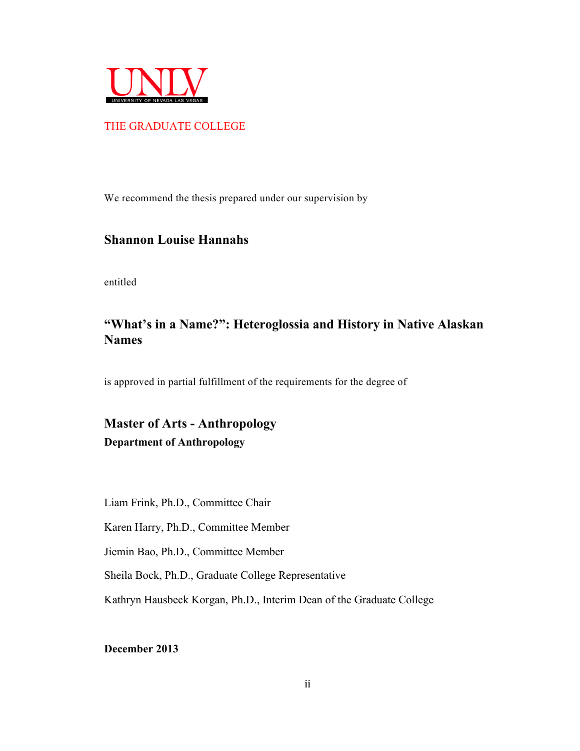UNLV

UNIVERSITY OF NEVADA LAS VEGAS

THE GRADUATE COLLEGE

We recommend the thesis prepared under our supervision by

**Shannon Louise Hannahs**

entitled

**"What's in a Name?": Heteroglossia and History in Native Alaskan Names**

is approved in partial fulfillment of the requirements for the degree of

**Master of Arts - Anthropology**
**Department of Anthropology**

Liam Frink, Ph.D., Committee Chair

Karen Harry, Ph.D., Committee Member

Jiemin Bao, Ph.D., Committee Member

Sheila Bock, Ph.D., Graduate College Representative

Kathryn Hausbeck Korgan, Ph.D., Interim Dean of the Graduate College

**December 2013**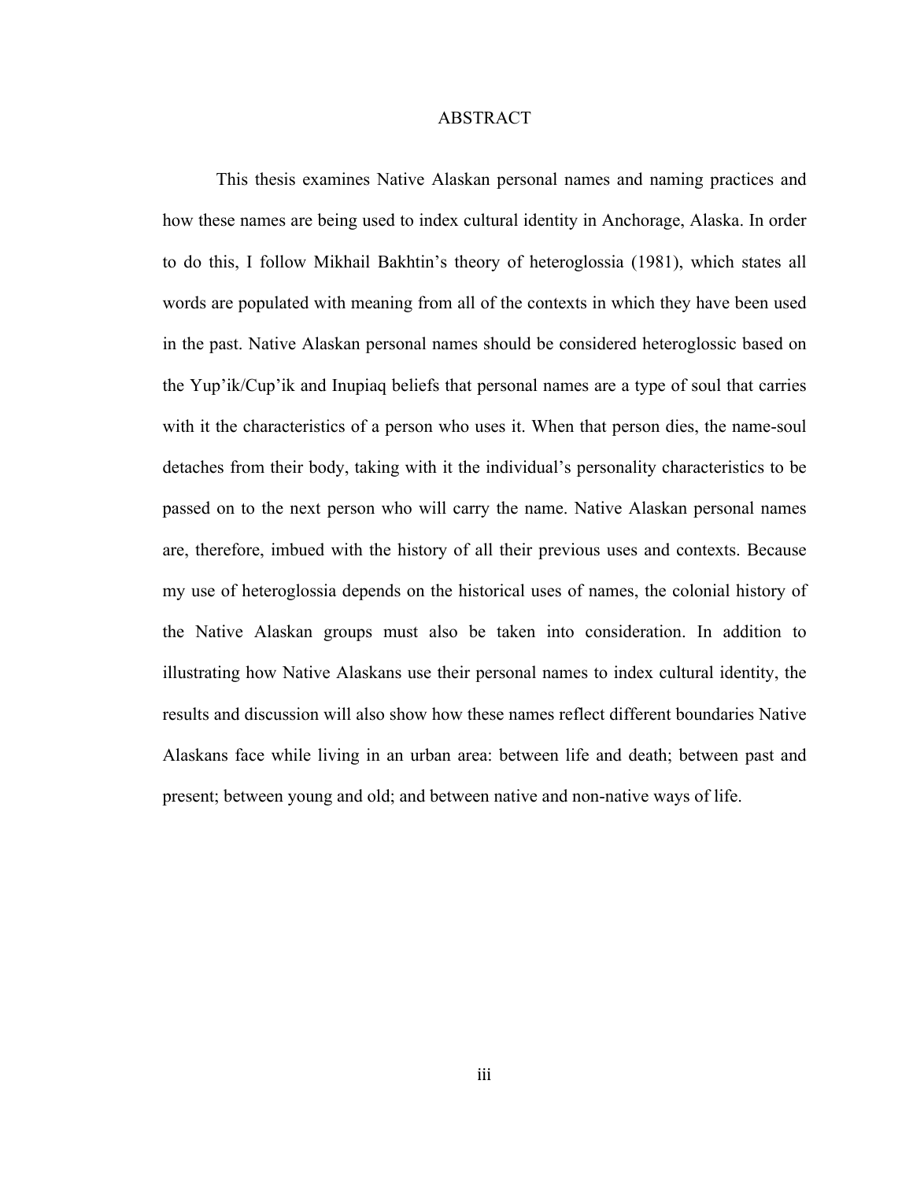# ABSTRACT

This thesis examines Native Alaskan personal names and naming practices and how these names are being used to index cultural identity in Anchorage, Alaska. In order to do this, I follow Mikhail Bakhtin's theory of heteroglossia (1981), which states all words are populated with meaning from all of the contexts in which they have been used in the past. Native Alaskan personal names should be considered heteroglossic based on the Yup'ik/Cup'ik and Inupiaq beliefs that personal names are a type of soul that carries with it the characteristics of a person who uses it. When that person dies, the name-soul detaches from their body, taking with it the individual's personality characteristics to be passed on to the next person who will carry the name. Native Alaskan personal names are, therefore, imbued with the history of all their previous uses and contexts. Because my use of heteroglossia depends on the historical uses of names, the colonial history of the Native Alaskan groups must also be taken into consideration. In addition to illustrating how Native Alaskans use their personal names to index cultural identity, the results and discussion will also show how these names reflect different boundaries Native Alaskans face while living in an urban area: between life and death; between past and present; between young and old; and between native and non-native ways of life.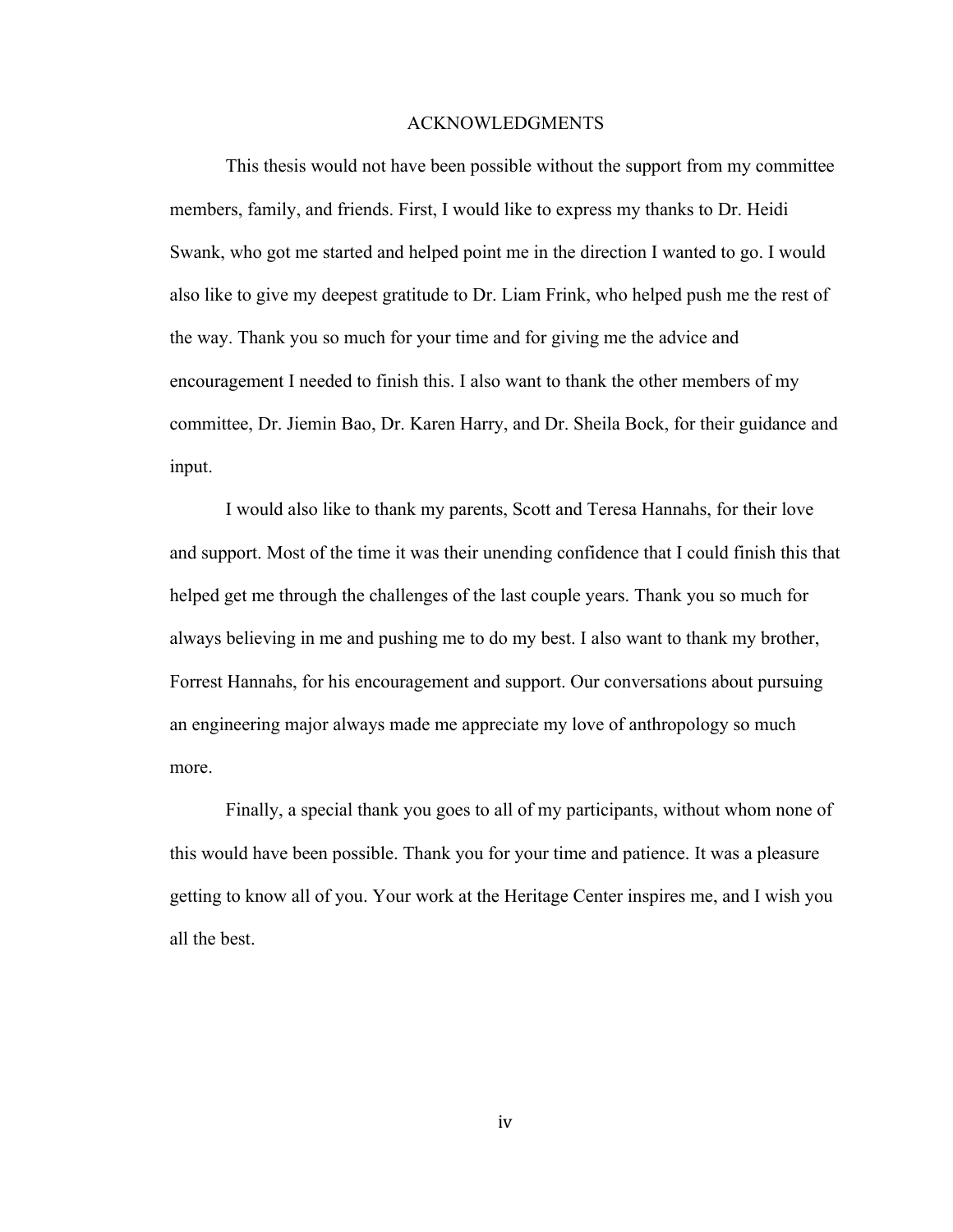# ACKNOWLEDGMENTS

This thesis would not have been possible without the support from my committee members, family, and friends. First, I would like to express my thanks to Dr. Heidi Swank, who got me started and helped point me in the direction I wanted to go. I would also like to give my deepest gratitude to Dr. Liam Frink, who helped push me the rest of the way. Thank you so much for your time and for giving me the advice and encouragement I needed to finish this. I also want to thank the other members of my committee, Dr. Jiemin Bao, Dr. Karen Harry, and Dr. Sheila Bock, for their guidance and input.

I would also like to thank my parents, Scott and Teresa Hannahs, for their love and support. Most of the time it was their unending confidence that I could finish this that helped get me through the challenges of the last couple years. Thank you so much for always believing in me and pushing me to do my best. I also want to thank my brother, Forrest Hannahs, for his encouragement and support. Our conversations about pursuing an engineering major always made me appreciate my love of anthropology so much more.

Finally, a special thank you goes to all of my participants, without whom none of this would have been possible. Thank you for your time and patience. It was a pleasure getting to know all of you. Your work at the Heritage Center inspires me, and I wish you all the best.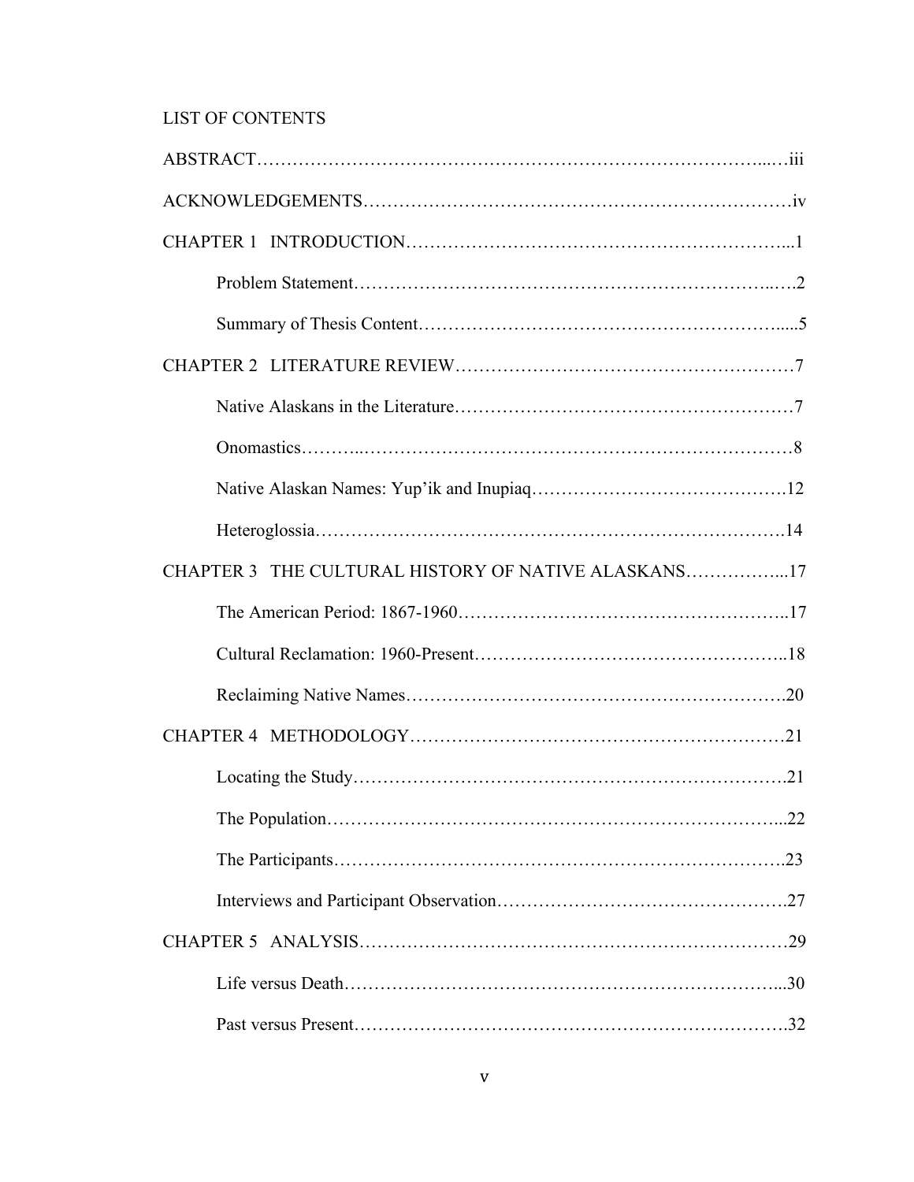LIST OF CONTENTS

ABSTRACT……………………………………………………………………………...…iii

ACKNOWLEDGEMENTS…………………………………………………………………iv

CHAPTER 1 INTRODUCTION………………………………………………………...1

Problem Statement……………………………………………………………..….2

Summary of Thesis Content…………………………………………………….....5

CHAPTER 2 LITERATURE REVIEW…………………………………………………7

Native Alaskans in the Literature…………………………………………………7

Onomastics………..………………………………………………………………8

Native Alaskan Names: Yup'ik and Inupiaq…………………………………….12

Heteroglossia…………………………………………………………………….14

CHAPTER 3 THE CULTURAL HISTORY OF NATIVE ALASKANS……………...17

The American Period: 1867-1960……………………………………………..17

Cultural Reclamation: 1960-Present……………………………………………..18

Reclaiming Native Names……………………………………………………….20

CHAPTER 4 METHODOLOGY………………………………………………………21

Locating the Study……………………………………………………………….21

The Population…………………………………………………………………...22

The Participants…………………………………………………………………..23

Interviews and Participant Observation………………………………………….27

CHAPTER 5 ANALYSIS………………………………………………………………29

Life versus Death………………………………………………………………...30

Past versus Present……………………………………………………………….32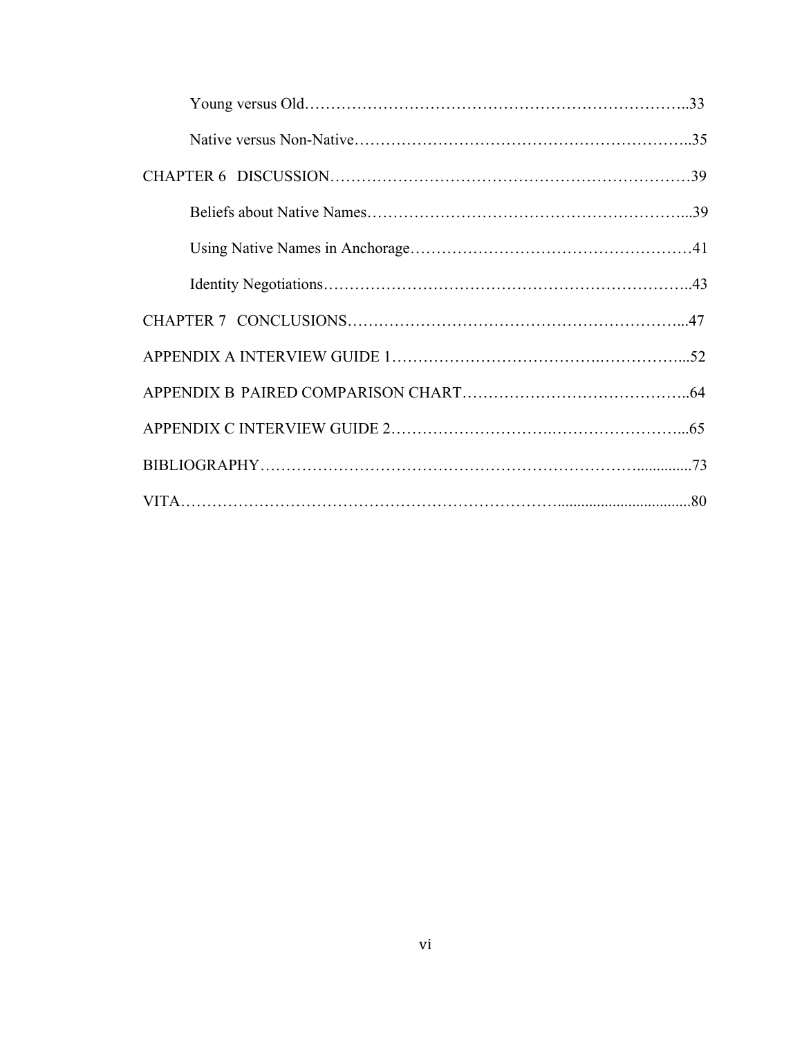Young versus Old……………………………………………………………………..33

Native versus Non-Native……………………………………………………..35

CHAPTER 6 DISCUSSION………………………………………………………………39

Beliefs about Native Names…………………………………………………...39

Using Native Names in Anchorage……………………………………………41

Identity Negotiations…………………………………………………………..43

CHAPTER 7 CONCLUSIONS…………………………………………………………...47

APPENDIX A INTERVIEW GUIDE 1………………………………………………...52

APPENDIX B PAIRED COMPARISON CHART……………………………………..64

APPENDIX C INTERVIEW GUIDE 2…………………………………………………...65

BIBLIOGRAPHY………………………………………………………………..............73

VITA……………………………………………………………….................................80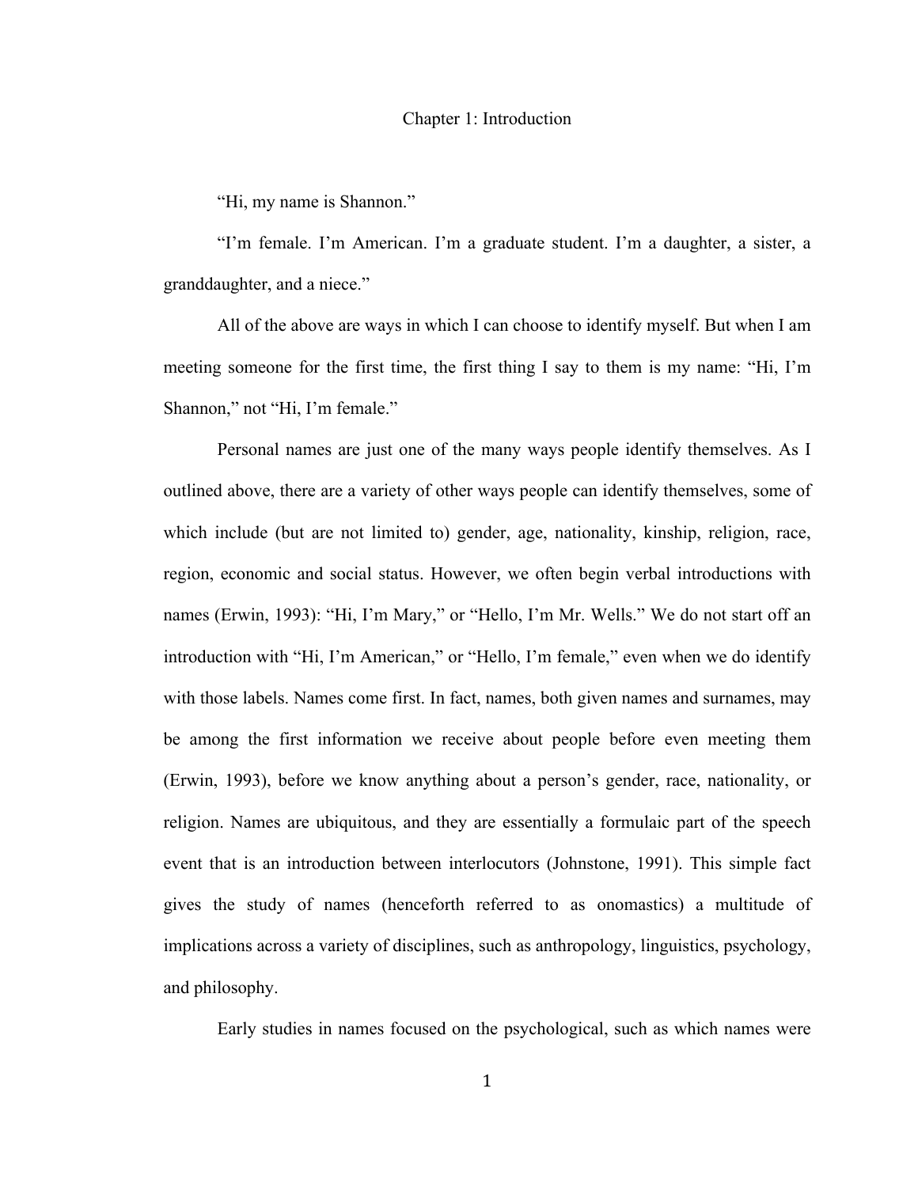# Chapter 1: Introduction

"Hi, my name is Shannon."

"I'm female. I'm American. I'm a graduate student. I'm a daughter, a sister, a granddaughter, and a niece."

All of the above are ways in which I can choose to identify myself. But when I am meeting someone for the first time, the first thing I say to them is my name: "Hi, I'm Shannon," not "Hi, I'm female."

Personal names are just one of the many ways people identify themselves. As I outlined above, there are a variety of other ways people can identify themselves, some of which include (but are not limited to) gender, age, nationality, kinship, religion, race, region, economic and social status. However, we often begin verbal introductions with names (Erwin, 1993): "Hi, I'm Mary," or "Hello, I'm Mr. Wells." We do not start off an introduction with "Hi, I'm American," or "Hello, I'm female," even when we do identify with those labels. Names come first. In fact, names, both given names and surnames, may be among the first information we receive about people before even meeting them (Erwin, 1993), before we know anything about a person's gender, race, nationality, or religion. Names are ubiquitous, and they are essentially a formulaic part of the speech event that is an introduction between interlocutors (Johnstone, 1991). This simple fact gives the study of names (henceforth referred to as onomastics) a multitude of implications across a variety of disciplines, such as anthropology, linguistics, psychology, and philosophy.

Early studies in names focused on the psychological, such as which names were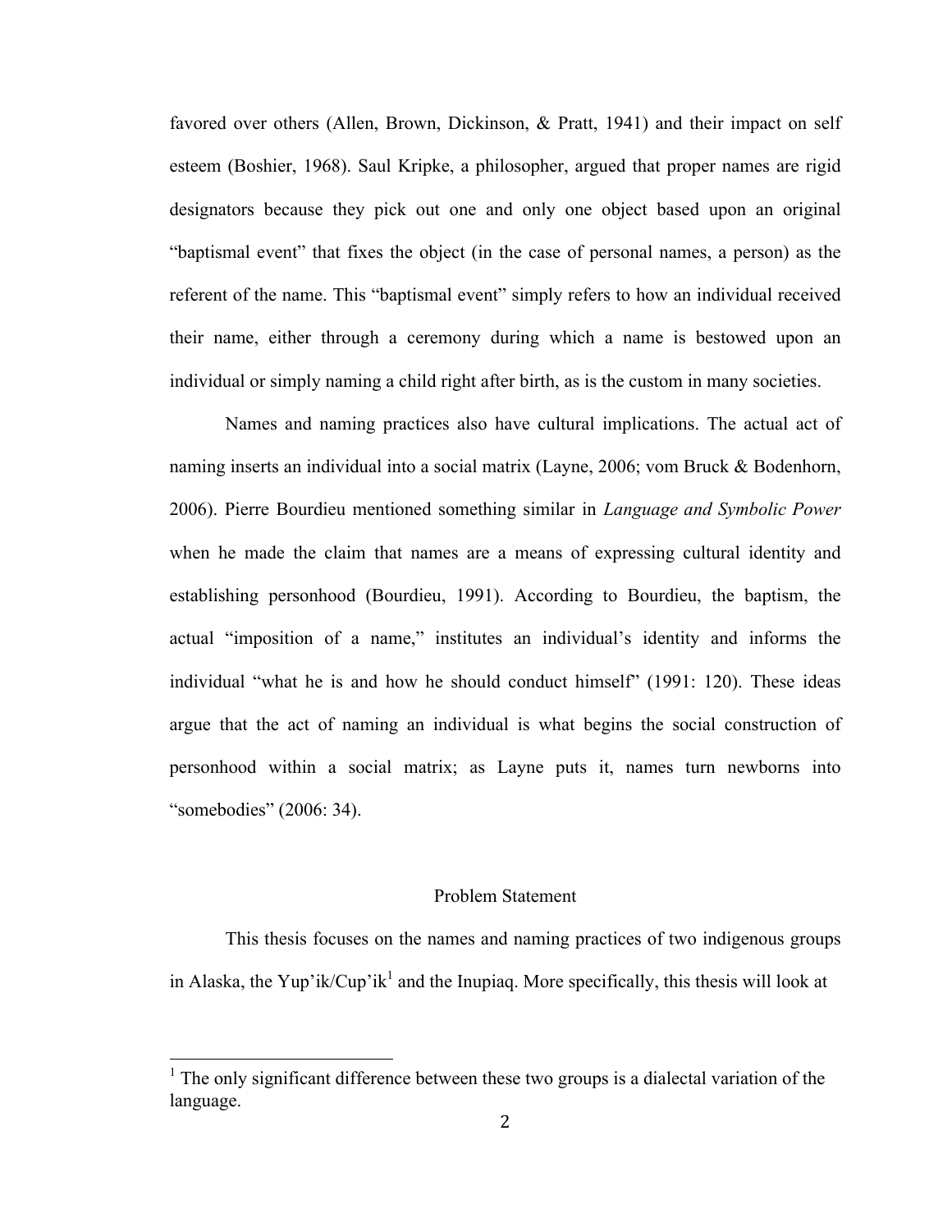favored over others (Allen, Brown, Dickinson, & Pratt, 1941) and their impact on self esteem (Boshier, 1968). Saul Kripke, a philosopher, argued that proper names are rigid designators because they pick out one and only one object based upon an original “baptismal event” that fixes the object (in the case of personal names, a person) as the referent of the name. This “baptismal event” simply refers to how an individual received their name, either through a ceremony during which a name is bestowed upon an individual or simply naming a child right after birth, as is the custom in many societies.

Names and naming practices also have cultural implications. The actual act of naming inserts an individual into a social matrix (Layne, 2006; vom Bruck & Bodenhorn, 2006). Pierre Bourdieu mentioned something similar in *Language and Symbolic Power* when he made the claim that names are a means of expressing cultural identity and establishing personhood (Bourdieu, 1991). According to Bourdieu, the baptism, the actual “imposition of a name,” institutes an individual’s identity and informs the individual “what he is and how he should conduct himself” (1991: 120). These ideas argue that the act of naming an individual is what begins the social construction of personhood within a social matrix; as Layne puts it, names turn newborns into “somebodies” (2006: 34).

## Problem Statement

This thesis focuses on the names and naming practices of two indigenous groups in Alaska, the Yup’ik/Cup’ik[1] and the Inupiaq. More specifically, this thesis will look at

---

[1] The only significant difference between these two groups is a dialectal variation of the language.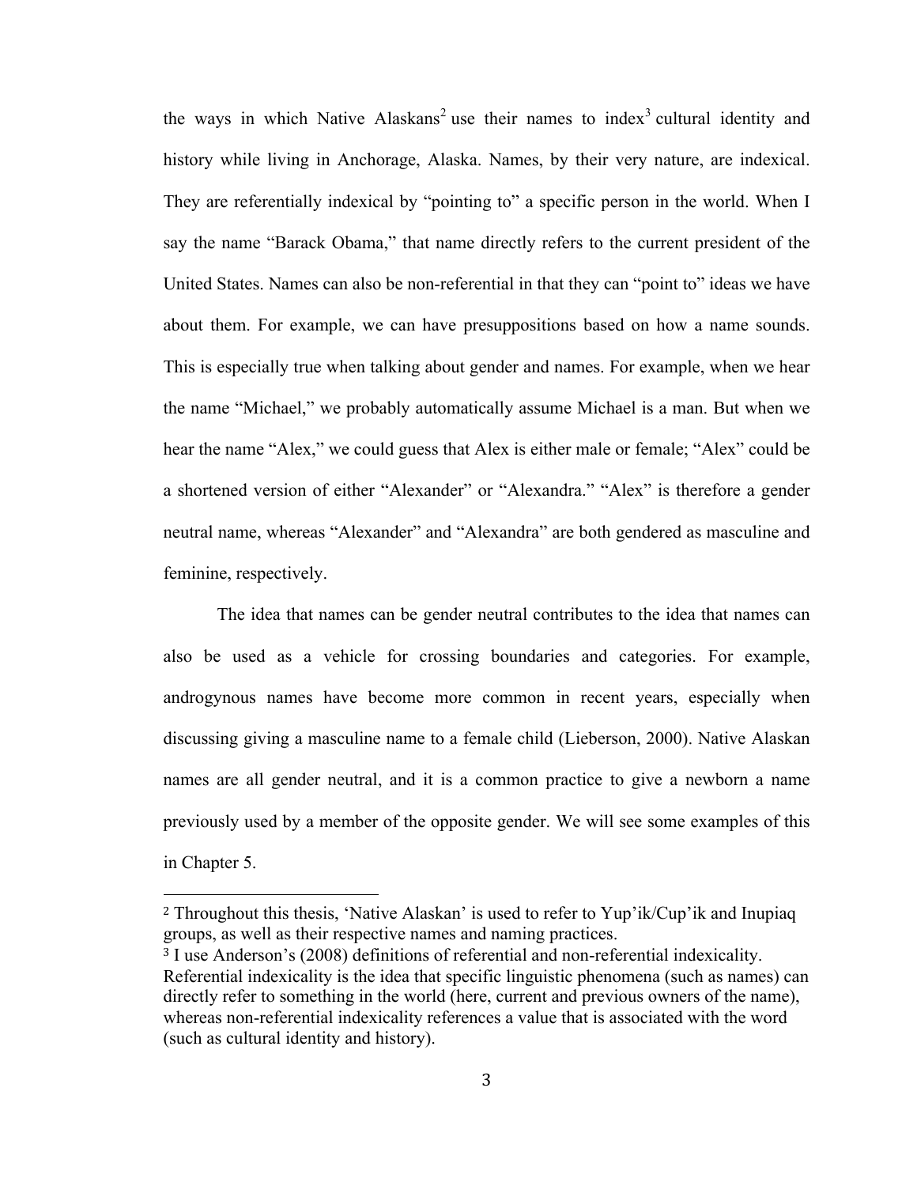the ways in which Native Alaskans[2] use their names to index[3] cultural identity and history while living in Anchorage, Alaska. Names, by their very nature, are indexical. They are referentially indexical by "pointing to" a specific person in the world. When I say the name "Barack Obama," that name directly refers to the current president of the United States. Names can also be non-referential in that they can "point to" ideas we have about them. For example, we can have presuppositions based on how a name sounds. This is especially true when talking about gender and names. For example, when we hear the name "Michael," we probably automatically assume Michael is a man. But when we hear the name "Alex," we could guess that Alex is either male or female; "Alex" could be a shortened version of either "Alexander" or "Alexandra." "Alex" is therefore a gender neutral name, whereas "Alexander" and "Alexandra" are both gendered as masculine and feminine, respectively.

The idea that names can be gender neutral contributes to the idea that names can also be used as a vehicle for crossing boundaries and categories. For example, androgynous names have become more common in recent years, especially when discussing giving a masculine name to a female child (Lieberson, 2000). Native Alaskan names are all gender neutral, and it is a common practice to give a newborn a name previously used by a member of the opposite gender. We will see some examples of this in Chapter 5.

---

[2] Throughout this thesis, 'Native Alaskan' is used to refer to Yup'ik/Cup'ik and Inupiaq groups, as well as their respective names and naming practices.

[3] I use Anderson's (2008) definitions of referential and non-referential indexicality. Referential indexicality is the idea that specific linguistic phenomena (such as names) can directly refer to something in the world (here, current and previous owners of the name), whereas non-referential indexicality references a value that is associated with the word (such as cultural identity and history).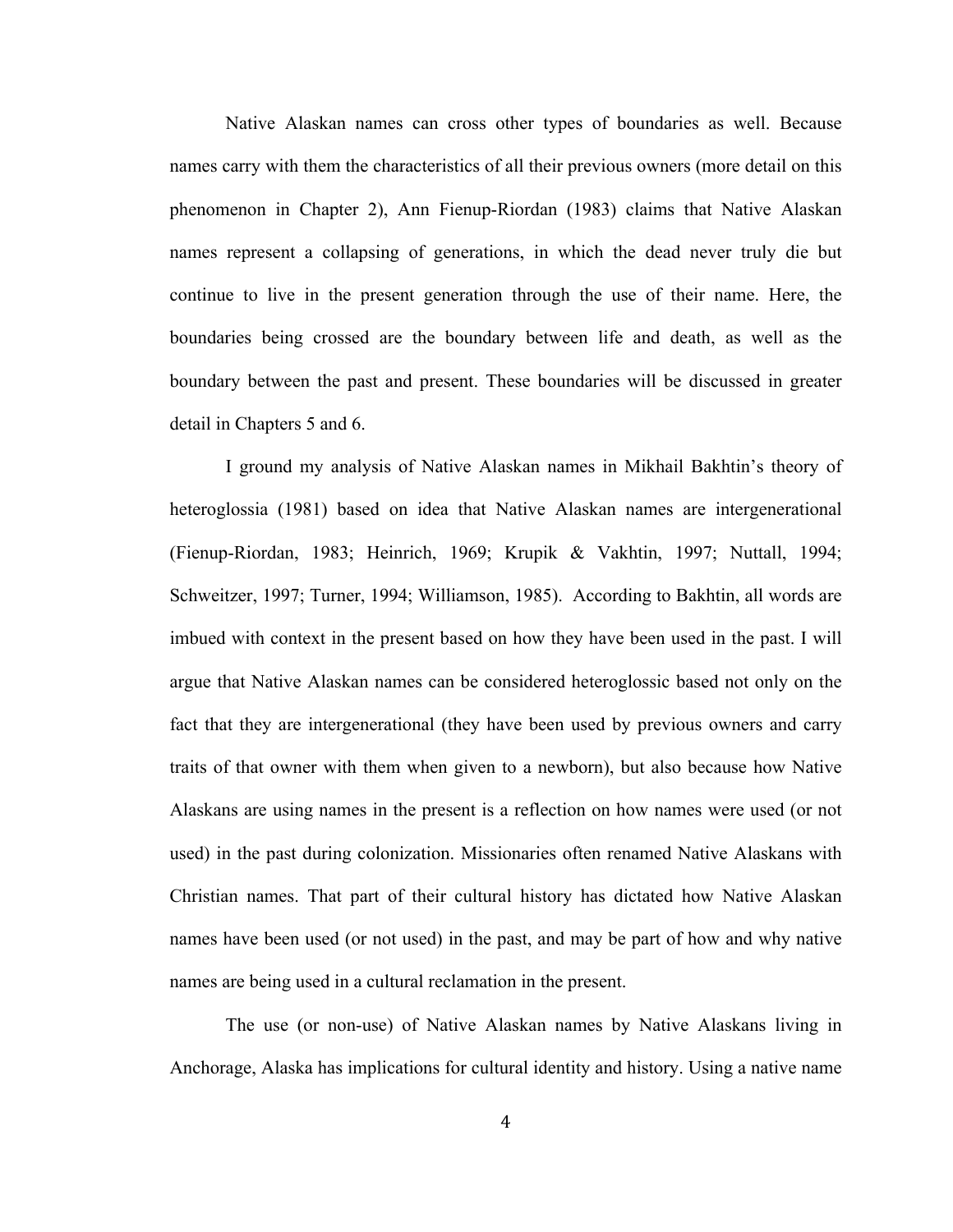Native Alaskan names can cross other types of boundaries as well. Because names carry with them the characteristics of all their previous owners (more detail on this phenomenon in Chapter 2), Ann Fienup-Riordan (1983) claims that Native Alaskan names represent a collapsing of generations, in which the dead never truly die but continue to live in the present generation through the use of their name. Here, the boundaries being crossed are the boundary between life and death, as well as the boundary between the past and present. These boundaries will be discussed in greater detail in Chapters 5 and 6.

I ground my analysis of Native Alaskan names in Mikhail Bakhtin's theory of heteroglossia (1981) based on idea that Native Alaskan names are intergenerational (Fienup-Riordan, 1983; Heinrich, 1969; Krupik & Vakhtin, 1997; Nuttall, 1994; Schweitzer, 1997; Turner, 1994; Williamson, 1985). According to Bakhtin, all words are imbued with context in the present based on how they have been used in the past. I will argue that Native Alaskan names can be considered heteroglossic based not only on the fact that they are intergenerational (they have been used by previous owners and carry traits of that owner with them when given to a newborn), but also because how Native Alaskans are using names in the present is a reflection on how names were used (or not used) in the past during colonization. Missionaries often renamed Native Alaskans with Christian names. That part of their cultural history has dictated how Native Alaskan names have been used (or not used) in the past, and may be part of how and why native names are being used in a cultural reclamation in the present.

The use (or non-use) of Native Alaskan names by Native Alaskans living in Anchorage, Alaska has implications for cultural identity and history. Using a native name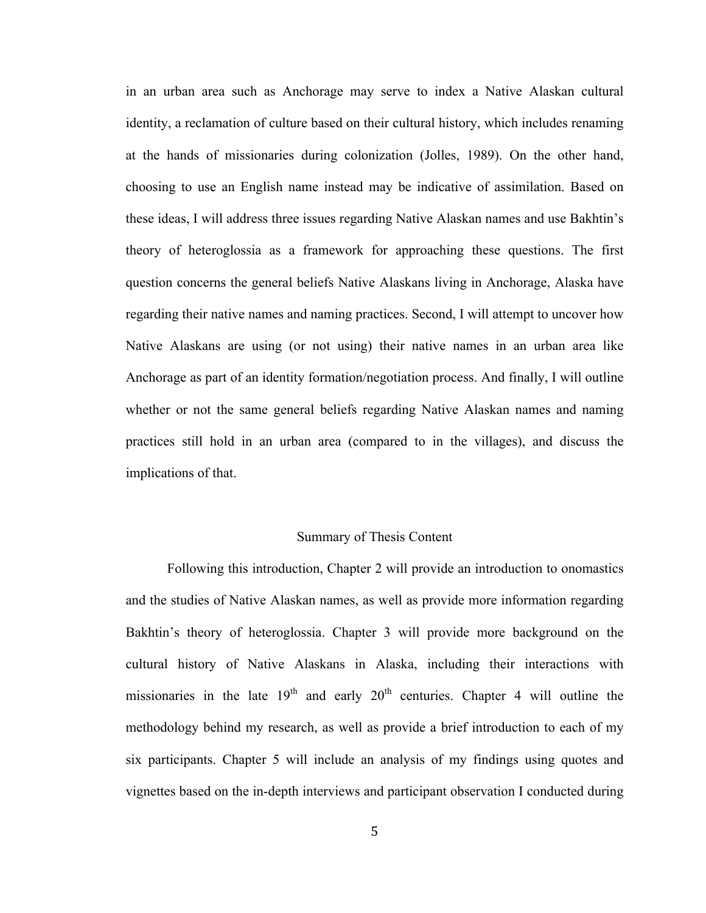in an urban area such as Anchorage may serve to index a Native Alaskan cultural identity, a reclamation of culture based on their cultural history, which includes renaming at the hands of missionaries during colonization (Jolles, 1989). On the other hand, choosing to use an English name instead may be indicative of assimilation. Based on these ideas, I will address three issues regarding Native Alaskan names and use Bakhtin's theory of heteroglossia as a framework for approaching these questions. The first question concerns the general beliefs Native Alaskans living in Anchorage, Alaska have regarding their native names and naming practices. Second, I will attempt to uncover how Native Alaskans are using (or not using) their native names in an urban area like Anchorage as part of an identity formation/negotiation process. And finally, I will outline whether or not the same general beliefs regarding Native Alaskan names and naming practices still hold in an urban area (compared to in the villages), and discuss the implications of that.

## Summary of Thesis Content

Following this introduction, Chapter 2 will provide an introduction to onomastics and the studies of Native Alaskan names, as well as provide more information regarding Bakhtin's theory of heteroglossia. Chapter 3 will provide more background on the cultural history of Native Alaskans in Alaska, including their interactions with missionaries in the late 19th and early 20th centuries. Chapter 4 will outline the methodology behind my research, as well as provide a brief introduction to each of my six participants. Chapter 5 will include an analysis of my findings using quotes and vignettes based on the in-depth interviews and participant observation I conducted during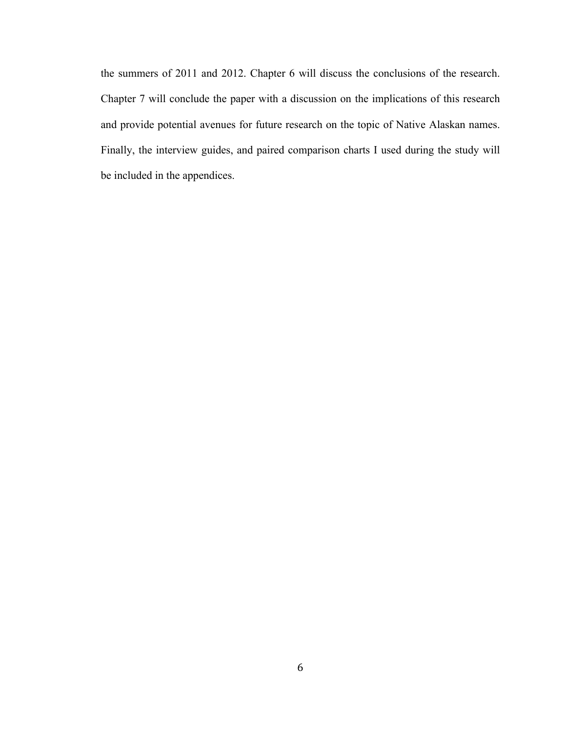the summers of 2011 and 2012. Chapter 6 will discuss the conclusions of the research. Chapter 7 will conclude the paper with a discussion on the implications of this research and provide potential avenues for future research on the topic of Native Alaskan names. Finally, the interview guides, and paired comparison charts I used during the study will be included in the appendices.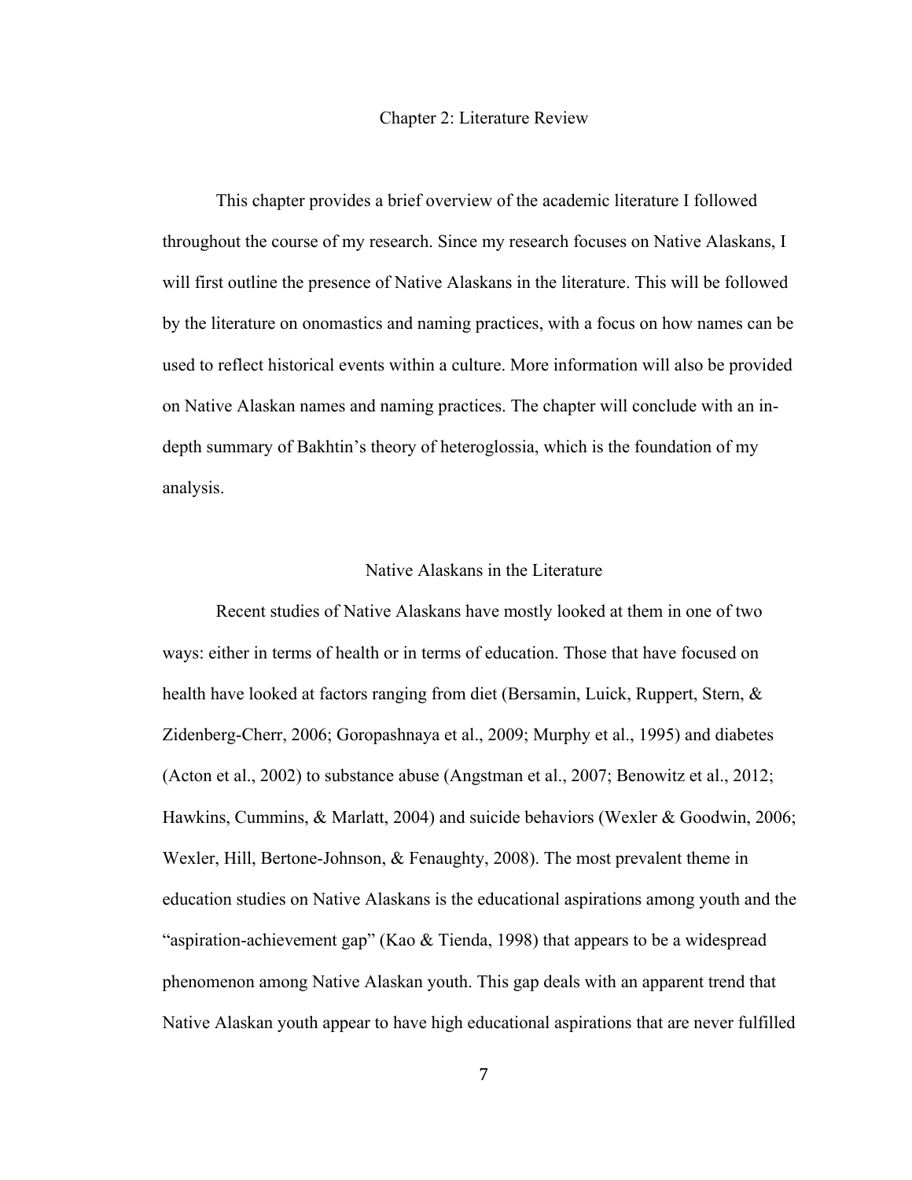# Chapter 2: Literature Review

This chapter provides a brief overview of the academic literature I followed throughout the course of my research. Since my research focuses on Native Alaskans, I will first outline the presence of Native Alaskans in the literature. This will be followed by the literature on onomastics and naming practices, with a focus on how names can be used to reflect historical events within a culture. More information will also be provided on Native Alaskan names and naming practices. The chapter will conclude with an in-depth summary of Bakhtin's theory of heteroglossia, which is the foundation of my analysis.

## Native Alaskans in the Literature

Recent studies of Native Alaskans have mostly looked at them in one of two ways: either in terms of health or in terms of education. Those that have focused on health have looked at factors ranging from diet (Bersamin, Luick, Ruppert, Stern, & Zidenberg-Cherr, 2006; Goropashnaya et al., 2009; Murphy et al., 1995) and diabetes (Acton et al., 2002) to substance abuse (Angstman et al., 2007; Benowitz et al., 2012; Hawkins, Cummins, & Marlatt, 2004) and suicide behaviors (Wexler & Goodwin, 2006; Wexler, Hill, Bertone-Johnson, & Fenaughty, 2008). The most prevalent theme in education studies on Native Alaskans is the educational aspirations among youth and the "aspiration-achievement gap" (Kao & Tienda, 1998) that appears to be a widespread phenomenon among Native Alaskan youth. This gap deals with an apparent trend that Native Alaskan youth appear to have high educational aspirations that are never fulfilled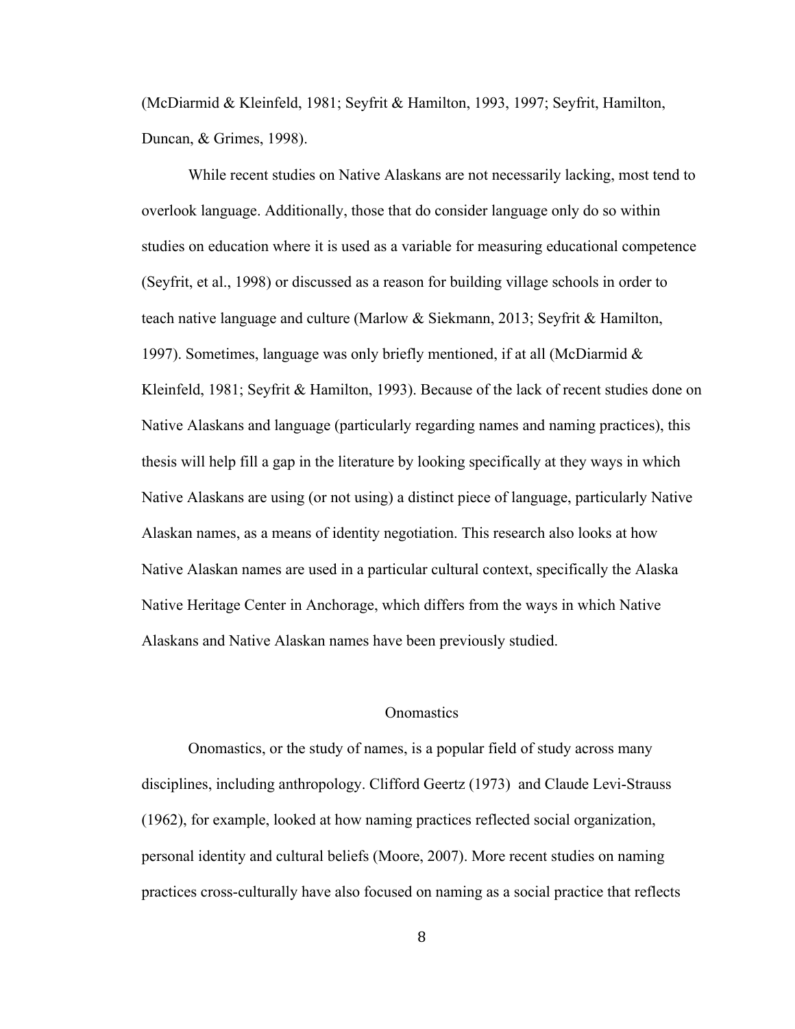(McDiarmid & Kleinfeld, 1981; Seyfrit & Hamilton, 1993, 1997; Seyfrit, Hamilton, Duncan, & Grimes, 1998).

While recent studies on Native Alaskans are not necessarily lacking, most tend to overlook language. Additionally, those that do consider language only do so within studies on education where it is used as a variable for measuring educational competence (Seyfrit, et al., 1998) or discussed as a reason for building village schools in order to teach native language and culture (Marlow & Siekmann, 2013; Seyfrit & Hamilton, 1997). Sometimes, language was only briefly mentioned, if at all (McDiarmid & Kleinfeld, 1981; Seyfrit & Hamilton, 1993). Because of the lack of recent studies done on Native Alaskans and language (particularly regarding names and naming practices), this thesis will help fill a gap in the literature by looking specifically at they ways in which Native Alaskans are using (or not using) a distinct piece of language, particularly Native Alaskan names, as a means of identity negotiation. This research also looks at how Native Alaskan names are used in a particular cultural context, specifically the Alaska Native Heritage Center in Anchorage, which differs from the ways in which Native Alaskans and Native Alaskan names have been previously studied.

## Onomastics

Onomastics, or the study of names, is a popular field of study across many disciplines, including anthropology. Clifford Geertz (1973) and Claude Levi-Strauss (1962), for example, looked at how naming practices reflected social organization, personal identity and cultural beliefs (Moore, 2007). More recent studies on naming practices cross-culturally have also focused on naming as a social practice that reflects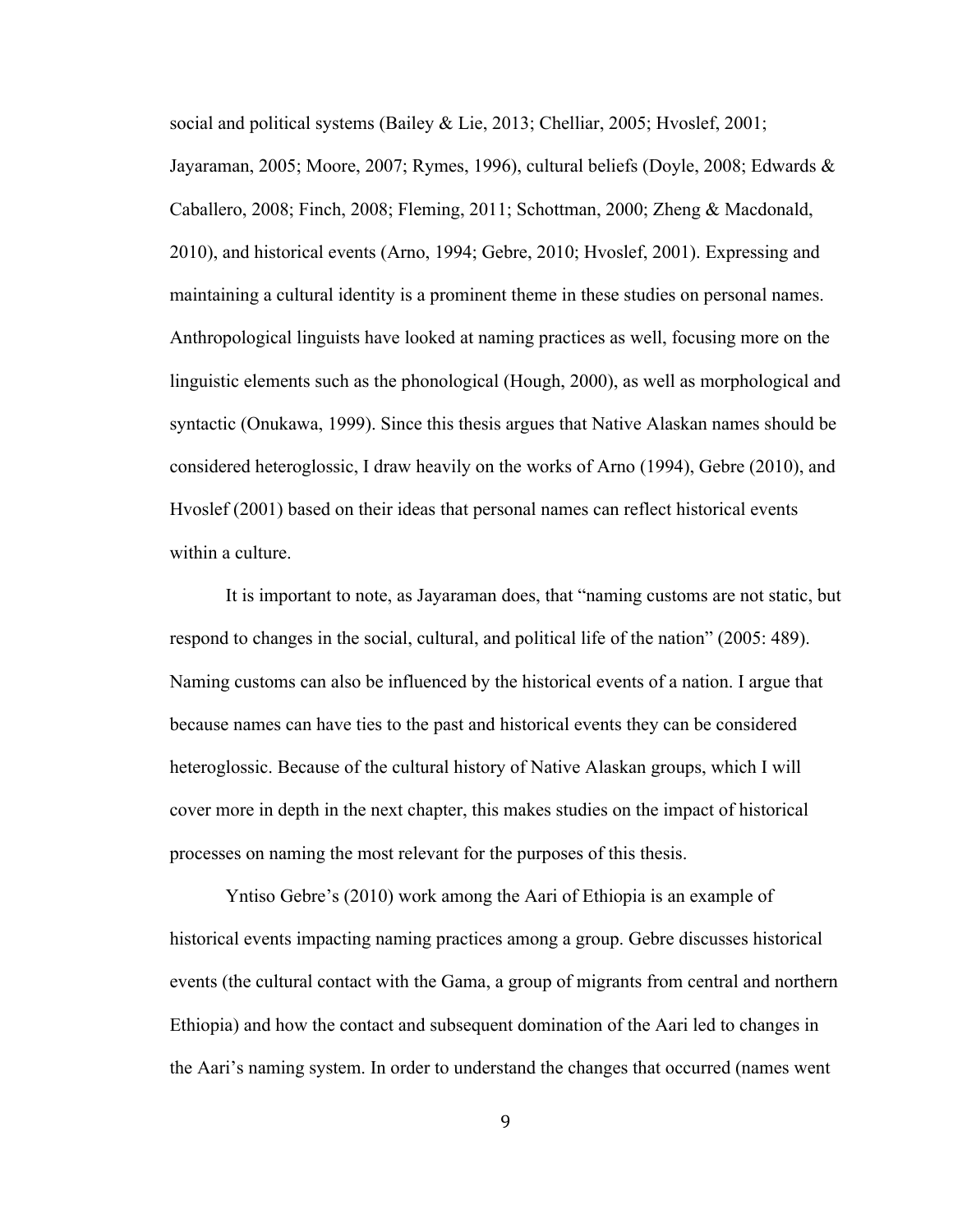social and political systems (Bailey & Lie, 2013; Chelliar, 2005; Hvoslef, 2001; Jayaraman, 2005; Moore, 2007; Rymes, 1996), cultural beliefs (Doyle, 2008; Edwards & Caballero, 2008; Finch, 2008; Fleming, 2011; Schottman, 2000; Zheng & Macdonald, 2010), and historical events (Arno, 1994; Gebre, 2010; Hvoslef, 2001). Expressing and maintaining a cultural identity is a prominent theme in these studies on personal names. Anthropological linguists have looked at naming practices as well, focusing more on the linguistic elements such as the phonological (Hough, 2000), as well as morphological and syntactic (Onukawa, 1999). Since this thesis argues that Native Alaskan names should be considered heteroglossic, I draw heavily on the works of Arno (1994), Gebre (2010), and Hvoslef (2001) based on their ideas that personal names can reflect historical events within a culture.

It is important to note, as Jayaraman does, that "naming customs are not static, but respond to changes in the social, cultural, and political life of the nation" (2005: 489). Naming customs can also be influenced by the historical events of a nation. I argue that because names can have ties to the past and historical events they can be considered heteroglossic. Because of the cultural history of Native Alaskan groups, which I will cover more in depth in the next chapter, this makes studies on the impact of historical processes on naming the most relevant for the purposes of this thesis.

Yntiso Gebre's (2010) work among the Aari of Ethiopia is an example of historical events impacting naming practices among a group. Gebre discusses historical events (the cultural contact with the Gama, a group of migrants from central and northern Ethiopia) and how the contact and subsequent domination of the Aari led to changes in the Aari's naming system. In order to understand the changes that occurred (names went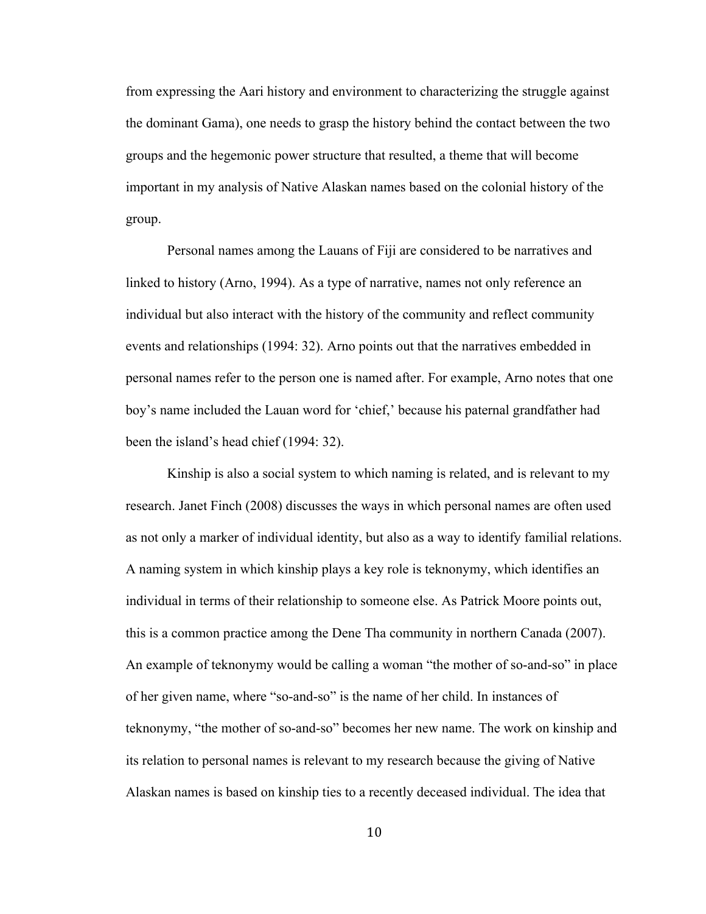from expressing the Aari history and environment to characterizing the struggle against the dominant Gama), one needs to grasp the history behind the contact between the two groups and the hegemonic power structure that resulted, a theme that will become important in my analysis of Native Alaskan names based on the colonial history of the group.

Personal names among the Lauans of Fiji are considered to be narratives and linked to history (Arno, 1994). As a type of narrative, names not only reference an individual but also interact with the history of the community and reflect community events and relationships (1994: 32). Arno points out that the narratives embedded in personal names refer to the person one is named after. For example, Arno notes that one boy's name included the Lauan word for 'chief,' because his paternal grandfather had been the island's head chief (1994: 32).

Kinship is also a social system to which naming is related, and is relevant to my research. Janet Finch (2008) discusses the ways in which personal names are often used as not only a marker of individual identity, but also as a way to identify familial relations. A naming system in which kinship plays a key role is teknonymy, which identifies an individual in terms of their relationship to someone else. As Patrick Moore points out, this is a common practice among the Dene Tha community in northern Canada (2007). An example of teknonymy would be calling a woman "the mother of so-and-so" in place of her given name, where "so-and-so" is the name of her child. In instances of teknonymy, "the mother of so-and-so" becomes her new name. The work on kinship and its relation to personal names is relevant to my research because the giving of Native Alaskan names is based on kinship ties to a recently deceased individual. The idea that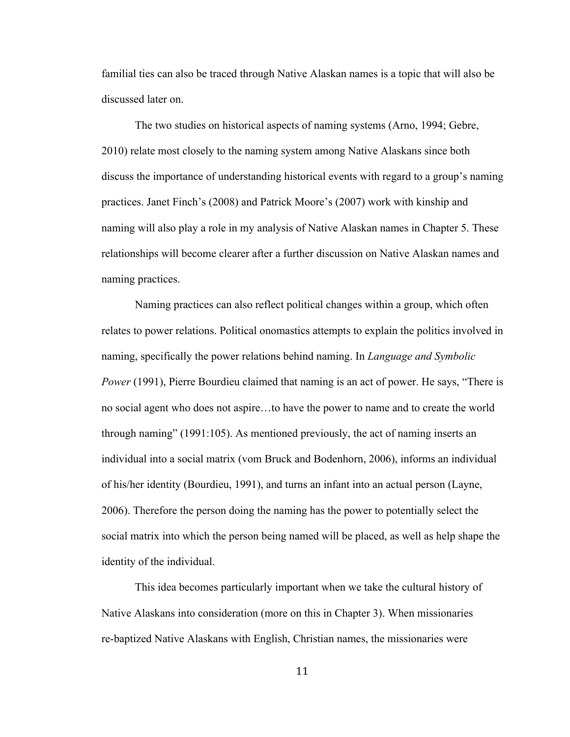familial ties can also be traced through Native Alaskan names is a topic that will also be discussed later on.

The two studies on historical aspects of naming systems (Arno, 1994; Gebre, 2010) relate most closely to the naming system among Native Alaskans since both discuss the importance of understanding historical events with regard to a group's naming practices. Janet Finch's (2008) and Patrick Moore's (2007) work with kinship and naming will also play a role in my analysis of Native Alaskan names in Chapter 5. These relationships will become clearer after a further discussion on Native Alaskan names and naming practices.

Naming practices can also reflect political changes within a group, which often relates to power relations. Political onomastics attempts to explain the politics involved in naming, specifically the power relations behind naming. In *Language and Symbolic Power* (1991), Pierre Bourdieu claimed that naming is an act of power. He says, "There is no social agent who does not aspire…to have the power to name and to create the world through naming" (1991:105). As mentioned previously, the act of naming inserts an individual into a social matrix (vom Bruck and Bodenhorn, 2006), informs an individual of his/her identity (Bourdieu, 1991), and turns an infant into an actual person (Layne, 2006). Therefore the person doing the naming has the power to potentially select the social matrix into which the person being named will be placed, as well as help shape the identity of the individual.

This idea becomes particularly important when we take the cultural history of Native Alaskans into consideration (more on this in Chapter 3). When missionaries re-baptized Native Alaskans with English, Christian names, the missionaries were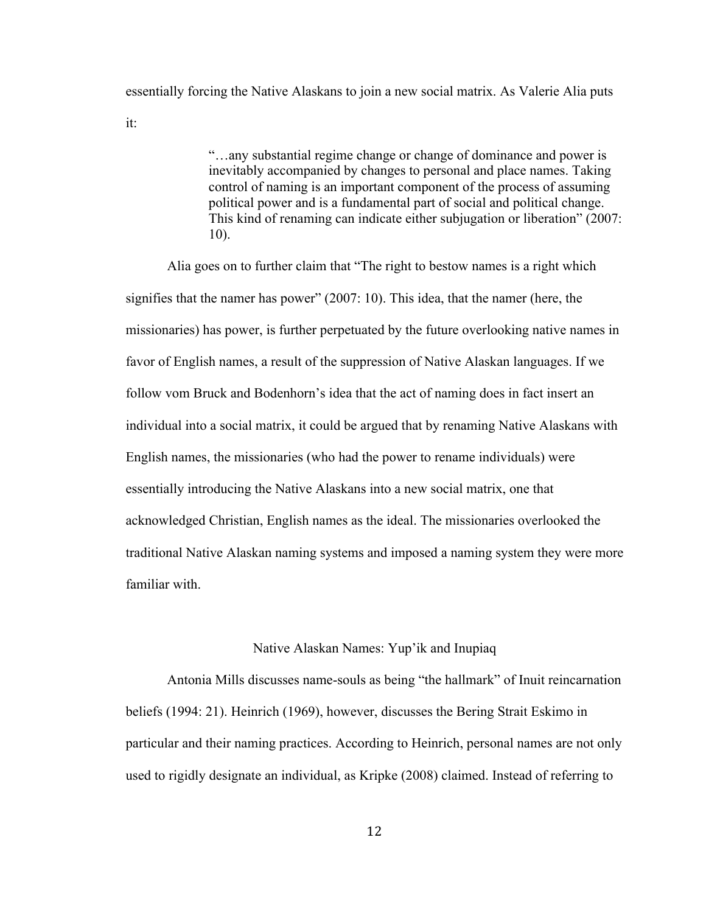essentially forcing the Native Alaskans to join a new social matrix. As Valerie Alia puts it:

> "…any substantial regime change or change of dominance and power is inevitably accompanied by changes to personal and place names. Taking control of naming is an important component of the process of assuming political power and is a fundamental part of social and political change. This kind of renaming can indicate either subjugation or liberation" (2007: 10).

Alia goes on to further claim that "The right to bestow names is a right which signifies that the namer has power" (2007: 10). This idea, that the namer (here, the missionaries) has power, is further perpetuated by the future overlooking native names in favor of English names, a result of the suppression of Native Alaskan languages. If we follow vom Bruck and Bodenhorn's idea that the act of naming does in fact insert an individual into a social matrix, it could be argued that by renaming Native Alaskans with English names, the missionaries (who had the power to rename individuals) were essentially introducing the Native Alaskans into a new social matrix, one that acknowledged Christian, English names as the ideal. The missionaries overlooked the traditional Native Alaskan naming systems and imposed a naming system they were more familiar with.

## Native Alaskan Names: Yup'ik and Inupiaq

Antonia Mills discusses name-souls as being "the hallmark" of Inuit reincarnation beliefs (1994: 21). Heinrich (1969), however, discusses the Bering Strait Eskimo in particular and their naming practices. According to Heinrich, personal names are not only used to rigidly designate an individual, as Kripke (2008) claimed. Instead of referring to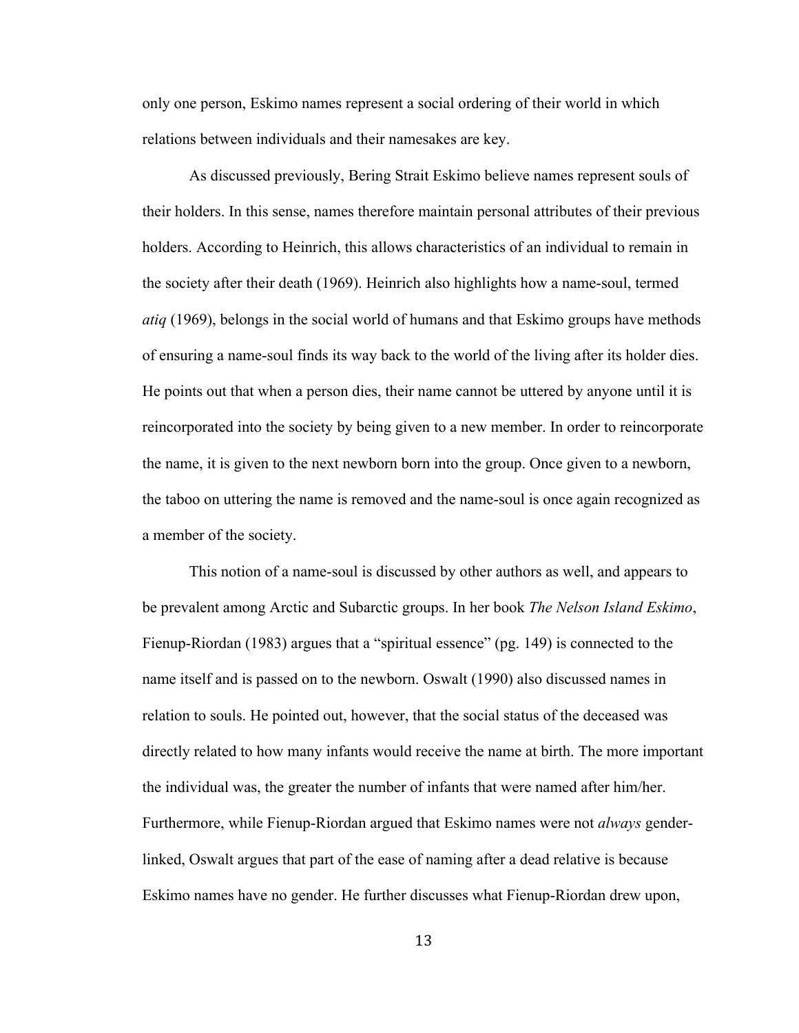only one person, Eskimo names represent a social ordering of their world in which relations between individuals and their namesakes are key.

As discussed previously, Bering Strait Eskimo believe names represent souls of their holders. In this sense, names therefore maintain personal attributes of their previous holders. According to Heinrich, this allows characteristics of an individual to remain in the society after their death (1969). Heinrich also highlights how a name-soul, termed *atiq* (1969), belongs in the social world of humans and that Eskimo groups have methods of ensuring a name-soul finds its way back to the world of the living after its holder dies. He points out that when a person dies, their name cannot be uttered by anyone until it is reincorporated into the society by being given to a new member. In order to reincorporate the name, it is given to the next newborn born into the group. Once given to a newborn, the taboo on uttering the name is removed and the name-soul is once again recognized as a member of the society.

This notion of a name-soul is discussed by other authors as well, and appears to be prevalent among Arctic and Subarctic groups. In her book *The Nelson Island Eskimo*, Fienup-Riordan (1983) argues that a "spiritual essence" (pg. 149) is connected to the name itself and is passed on to the newborn. Oswalt (1990) also discussed names in relation to souls. He pointed out, however, that the social status of the deceased was directly related to how many infants would receive the name at birth. The more important the individual was, the greater the number of infants that were named after him/her. Furthermore, while Fienup-Riordan argued that Eskimo names were not *always* gender-linked, Oswalt argues that part of the ease of naming after a dead relative is because Eskimo names have no gender. He further discusses what Fienup-Riordan drew upon,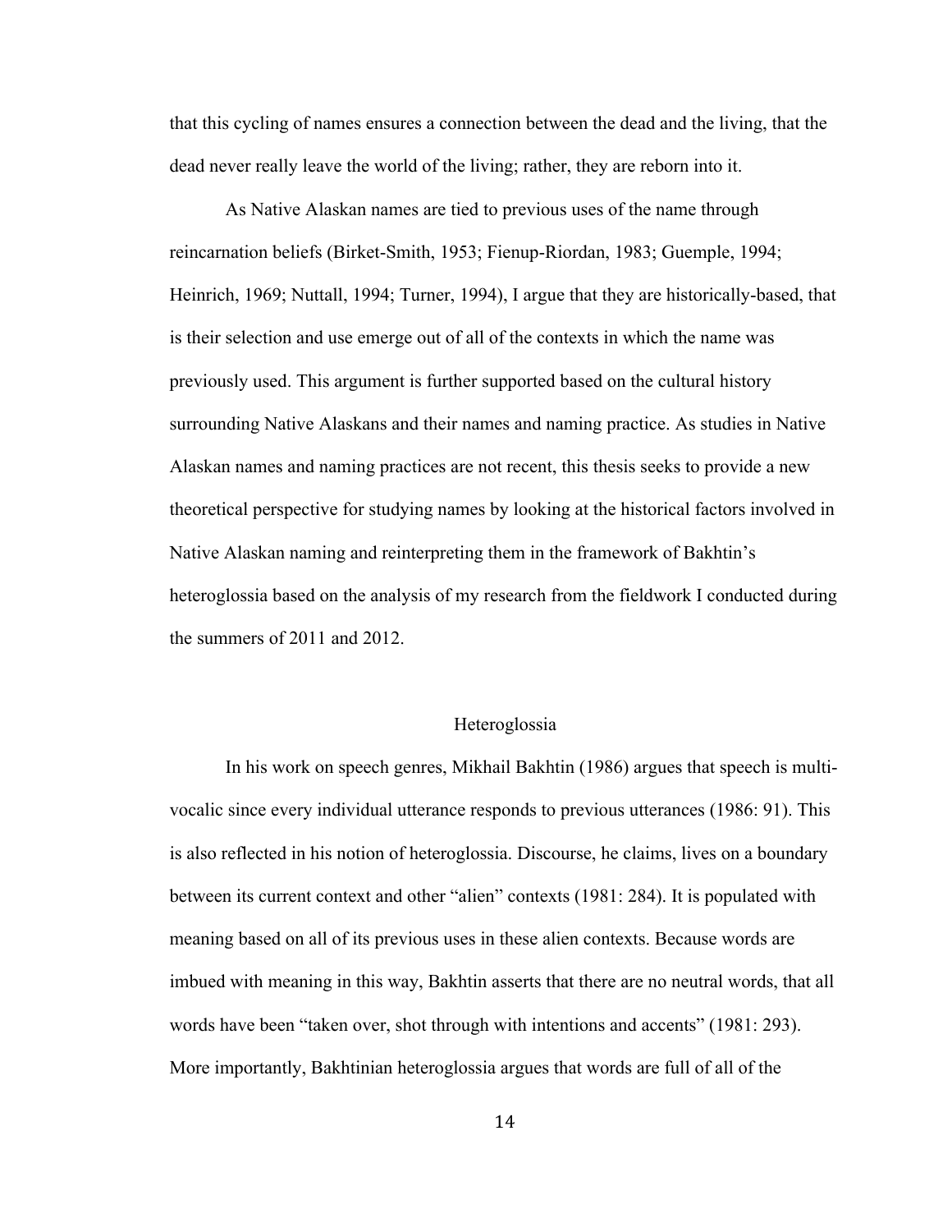that this cycling of names ensures a connection between the dead and the living, that the dead never really leave the world of the living; rather, they are reborn into it.

As Native Alaskan names are tied to previous uses of the name through reincarnation beliefs (Birket-Smith, 1953; Fienup-Riordan, 1983; Guemple, 1994; Heinrich, 1969; Nuttall, 1994; Turner, 1994), I argue that they are historically-based, that is their selection and use emerge out of all of the contexts in which the name was previously used. This argument is further supported based on the cultural history surrounding Native Alaskans and their names and naming practice. As studies in Native Alaskan names and naming practices are not recent, this thesis seeks to provide a new theoretical perspective for studying names by looking at the historical factors involved in Native Alaskan naming and reinterpreting them in the framework of Bakhtin's heteroglossia based on the analysis of my research from the fieldwork I conducted during the summers of 2011 and 2012.

## Heteroglossia

In his work on speech genres, Mikhail Bakhtin (1986) argues that speech is multi-vocalic since every individual utterance responds to previous utterances (1986: 91). This is also reflected in his notion of heteroglossia. Discourse, he claims, lives on a boundary between its current context and other "alien" contexts (1981: 284). It is populated with meaning based on all of its previous uses in these alien contexts. Because words are imbued with meaning in this way, Bakhtin asserts that there are no neutral words, that all words have been "taken over, shot through with intentions and accents" (1981: 293). More importantly, Bakhtinian heteroglossia argues that words are full of all of the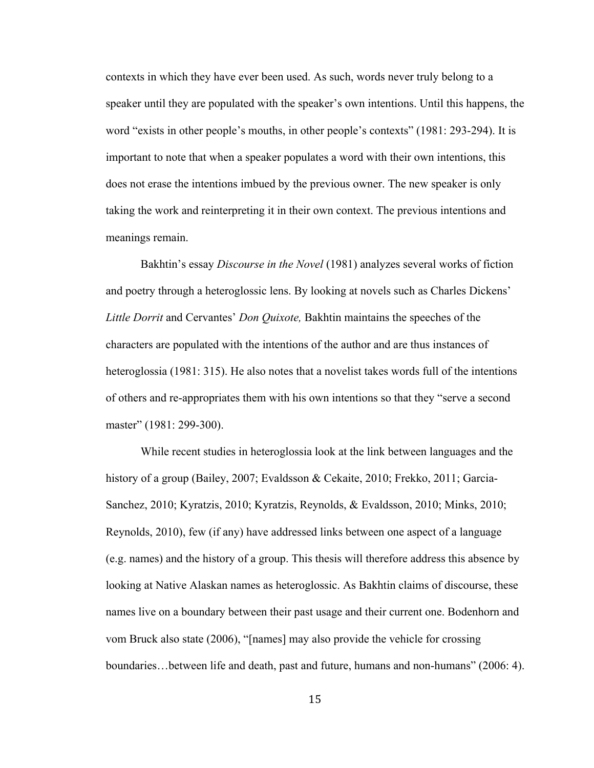contexts in which they have ever been used. As such, words never truly belong to a speaker until they are populated with the speaker's own intentions. Until this happens, the word "exists in other people's mouths, in other people's contexts" (1981: 293-294). It is important to note that when a speaker populates a word with their own intentions, this does not erase the intentions imbued by the previous owner. The new speaker is only taking the work and reinterpreting it in their own context. The previous intentions and meanings remain.

Bakhtin's essay *Discourse in the Novel* (1981) analyzes several works of fiction and poetry through a heteroglossic lens. By looking at novels such as Charles Dickens' *Little Dorrit* and Cervantes' *Don Quixote,* Bakhtin maintains the speeches of the characters are populated with the intentions of the author and are thus instances of heteroglossia (1981: 315). He also notes that a novelist takes words full of the intentions of others and re-appropriates them with his own intentions so that they "serve a second master" (1981: 299-300).

While recent studies in heteroglossia look at the link between languages and the history of a group (Bailey, 2007; Evaldsson & Cekaite, 2010; Frekko, 2011; Garcia-Sanchez, 2010; Kyratzis, 2010; Kyratzis, Reynolds, & Evaldsson, 2010; Minks, 2010; Reynolds, 2010), few (if any) have addressed links between one aspect of a language (e.g. names) and the history of a group. This thesis will therefore address this absence by looking at Native Alaskan names as heteroglossic. As Bakhtin claims of discourse, these names live on a boundary between their past usage and their current one. Bodenhorn and vom Bruck also state (2006), "[names] may also provide the vehicle for crossing boundaries…between life and death, past and future, humans and non-humans" (2006: 4).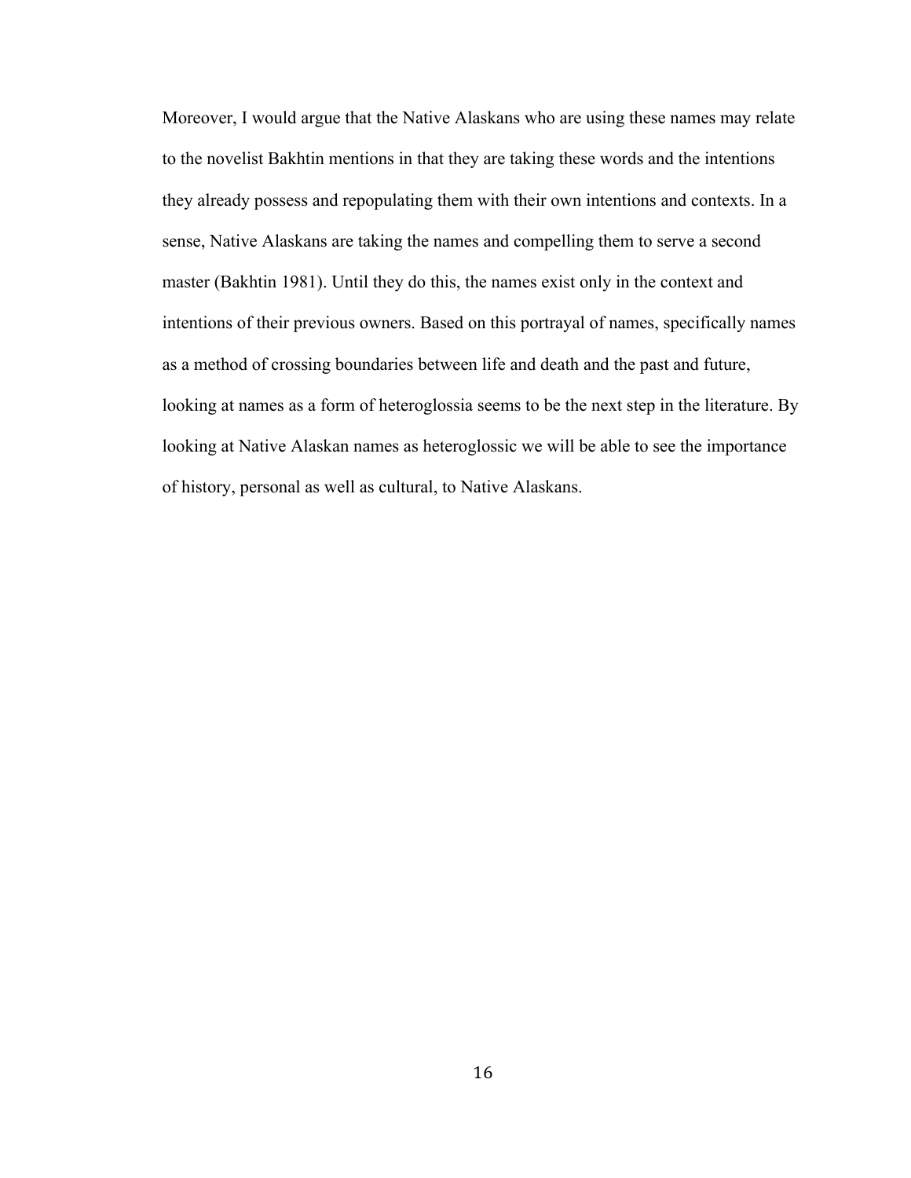Moreover, I would argue that the Native Alaskans who are using these names may relate to the novelist Bakhtin mentions in that they are taking these words and the intentions they already possess and repopulating them with their own intentions and contexts. In a sense, Native Alaskans are taking the names and compelling them to serve a second master (Bakhtin 1981). Until they do this, the names exist only in the context and intentions of their previous owners. Based on this portrayal of names, specifically names as a method of crossing boundaries between life and death and the past and future, looking at names as a form of heteroglossia seems to be the next step in the literature. By looking at Native Alaskan names as heteroglossic we will be able to see the importance of history, personal as well as cultural, to Native Alaskans.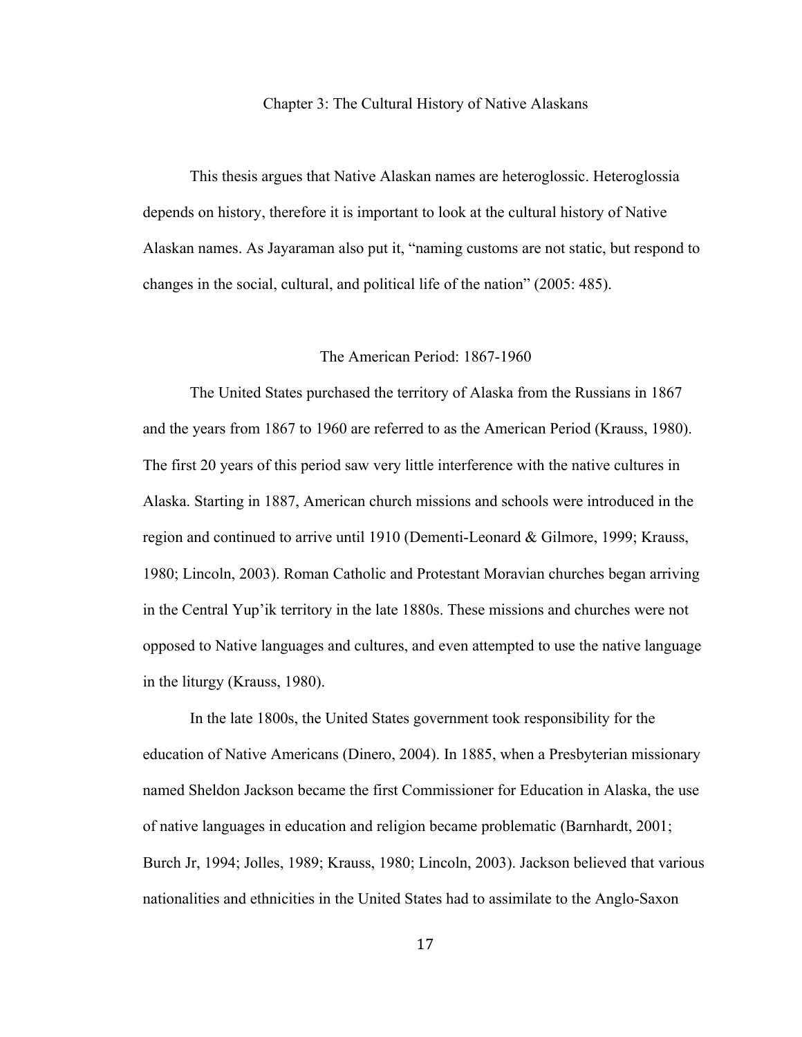# Chapter 3: The Cultural History of Native Alaskans

This thesis argues that Native Alaskan names are heteroglossic. Heteroglossia depends on history, therefore it is important to look at the cultural history of Native Alaskan names. As Jayaraman also put it, "naming customs are not static, but respond to changes in the social, cultural, and political life of the nation" (2005: 485).

## The American Period: 1867-1960

The United States purchased the territory of Alaska from the Russians in 1867 and the years from 1867 to 1960 are referred to as the American Period (Krauss, 1980). The first 20 years of this period saw very little interference with the native cultures in Alaska. Starting in 1887, American church missions and schools were introduced in the region and continued to arrive until 1910 (Dementi-Leonard & Gilmore, 1999; Krauss, 1980; Lincoln, 2003). Roman Catholic and Protestant Moravian churches began arriving in the Central Yup'ik territory in the late 1880s. These missions and churches were not opposed to Native languages and cultures, and even attempted to use the native language in the liturgy (Krauss, 1980).

In the late 1800s, the United States government took responsibility for the education of Native Americans (Dinero, 2004). In 1885, when a Presbyterian missionary named Sheldon Jackson became the first Commissioner for Education in Alaska, the use of native languages in education and religion became problematic (Barnhardt, 2001; Burch Jr, 1994; Jolles, 1989; Krauss, 1980; Lincoln, 2003). Jackson believed that various nationalities and ethnicities in the United States had to assimilate to the Anglo-Saxon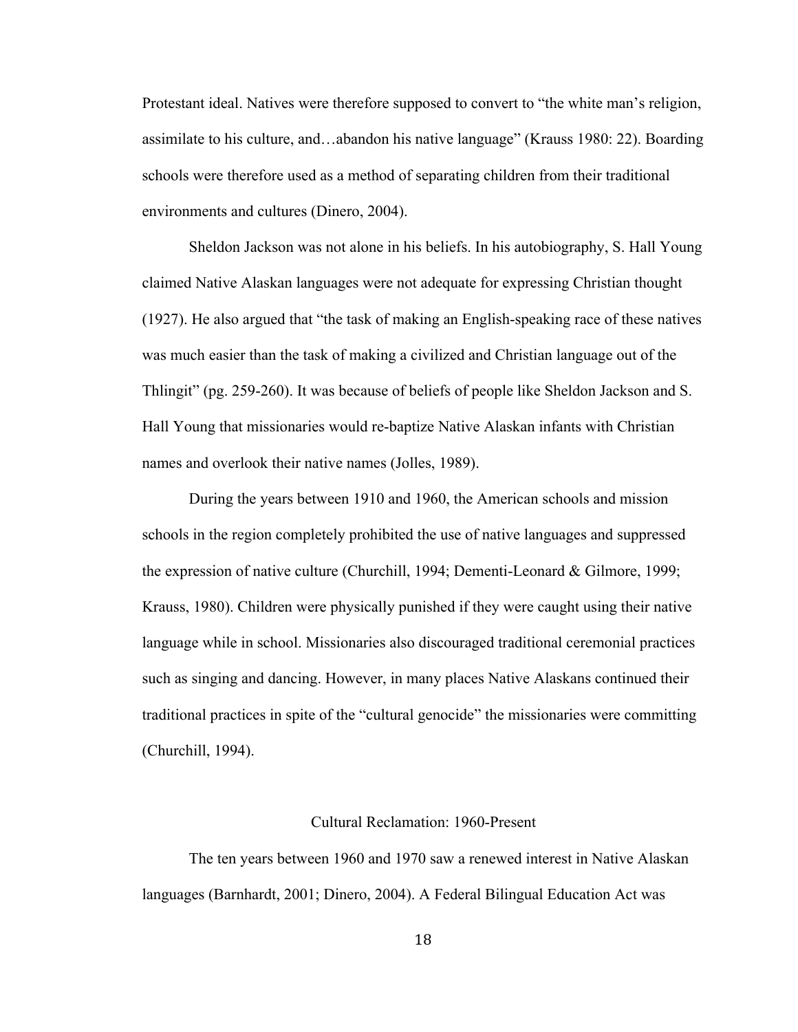Protestant ideal. Natives were therefore supposed to convert to "the white man's religion, assimilate to his culture, and…abandon his native language" (Krauss 1980: 22). Boarding schools were therefore used as a method of separating children from their traditional environments and cultures (Dinero, 2004).

Sheldon Jackson was not alone in his beliefs. In his autobiography, S. Hall Young claimed Native Alaskan languages were not adequate for expressing Christian thought (1927). He also argued that "the task of making an English-speaking race of these natives was much easier than the task of making a civilized and Christian language out of the Thlingit" (pg. 259-260). It was because of beliefs of people like Sheldon Jackson and S. Hall Young that missionaries would re-baptize Native Alaskan infants with Christian names and overlook their native names (Jolles, 1989).

During the years between 1910 and 1960, the American schools and mission schools in the region completely prohibited the use of native languages and suppressed the expression of native culture (Churchill, 1994; Dementi-Leonard & Gilmore, 1999; Krauss, 1980). Children were physically punished if they were caught using their native language while in school. Missionaries also discouraged traditional ceremonial practices such as singing and dancing. However, in many places Native Alaskans continued their traditional practices in spite of the "cultural genocide" the missionaries were committing (Churchill, 1994).

## Cultural Reclamation: 1960-Present

The ten years between 1960 and 1970 saw a renewed interest in Native Alaskan languages (Barnhardt, 2001; Dinero, 2004). A Federal Bilingual Education Act was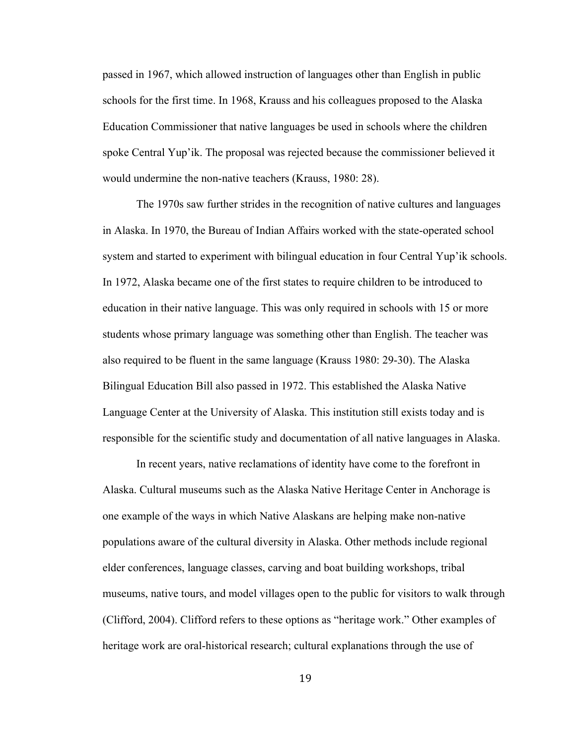passed in 1967, which allowed instruction of languages other than English in public schools for the first time. In 1968, Krauss and his colleagues proposed to the Alaska Education Commissioner that native languages be used in schools where the children spoke Central Yup'ik. The proposal was rejected because the commissioner believed it would undermine the non-native teachers (Krauss, 1980: 28).

The 1970s saw further strides in the recognition of native cultures and languages in Alaska. In 1970, the Bureau of Indian Affairs worked with the state-operated school system and started to experiment with bilingual education in four Central Yup'ik schools. In 1972, Alaska became one of the first states to require children to be introduced to education in their native language. This was only required in schools with 15 or more students whose primary language was something other than English. The teacher was also required to be fluent in the same language (Krauss 1980: 29-30). The Alaska Bilingual Education Bill also passed in 1972. This established the Alaska Native Language Center at the University of Alaska. This institution still exists today and is responsible for the scientific study and documentation of all native languages in Alaska.

In recent years, native reclamations of identity have come to the forefront in Alaska. Cultural museums such as the Alaska Native Heritage Center in Anchorage is one example of the ways in which Native Alaskans are helping make non-native populations aware of the cultural diversity in Alaska. Other methods include regional elder conferences, language classes, carving and boat building workshops, tribal museums, native tours, and model villages open to the public for visitors to walk through (Clifford, 2004). Clifford refers to these options as "heritage work." Other examples of heritage work are oral-historical research; cultural explanations through the use of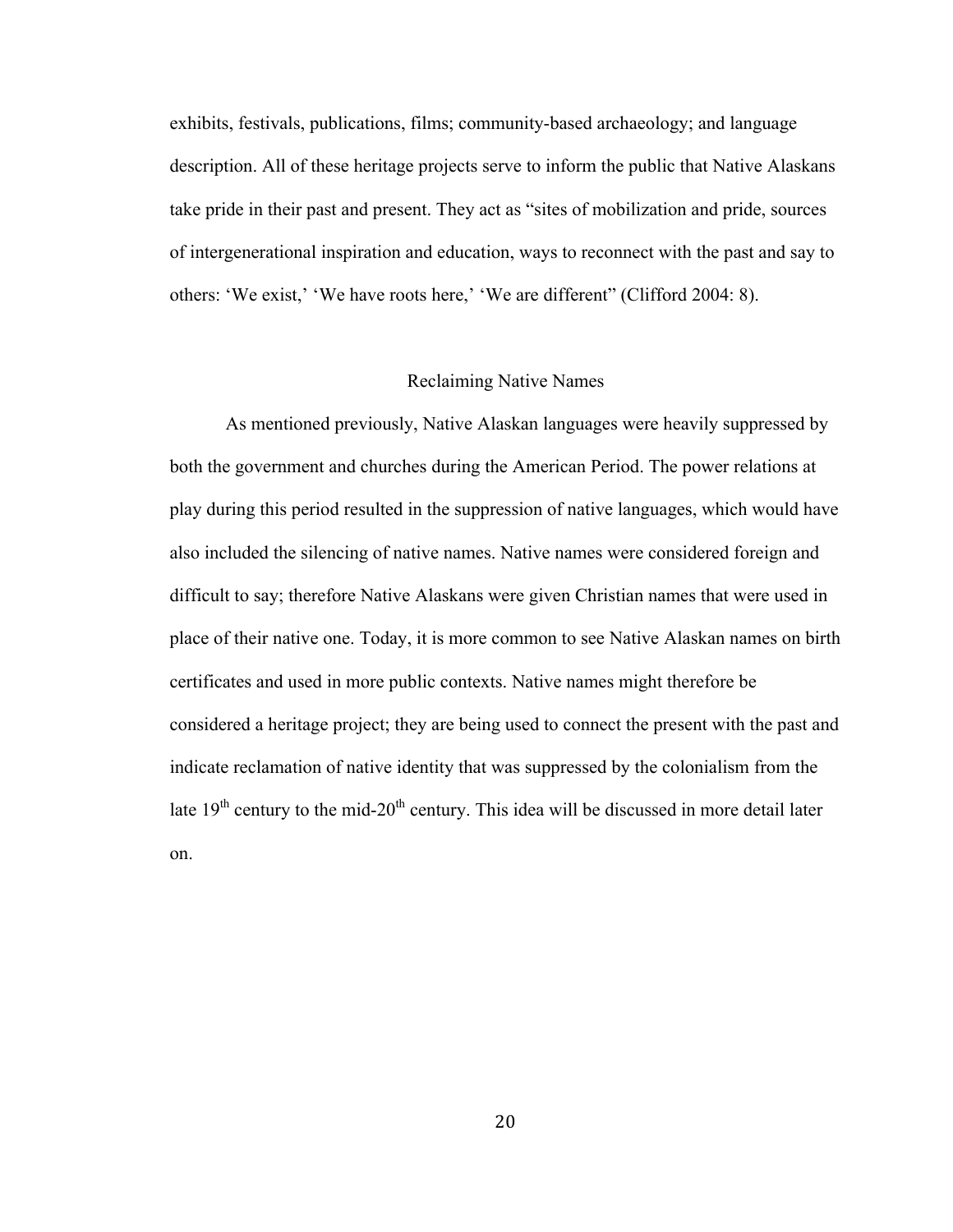exhibits, festivals, publications, films; community-based archaeology; and language description. All of these heritage projects serve to inform the public that Native Alaskans take pride in their past and present. They act as "sites of mobilization and pride, sources of intergenerational inspiration and education, ways to reconnect with the past and say to others: 'We exist,' 'We have roots here,' 'We are different" (Clifford 2004: 8).

## Reclaiming Native Names

As mentioned previously, Native Alaskan languages were heavily suppressed by both the government and churches during the American Period. The power relations at play during this period resulted in the suppression of native languages, which would have also included the silencing of native names. Native names were considered foreign and difficult to say; therefore Native Alaskans were given Christian names that were used in place of their native one. Today, it is more common to see Native Alaskan names on birth certificates and used in more public contexts. Native names might therefore be considered a heritage project; they are being used to connect the present with the past and indicate reclamation of native identity that was suppressed by the colonialism from the late 19th century to the mid-20th century. This idea will be discussed in more detail later on.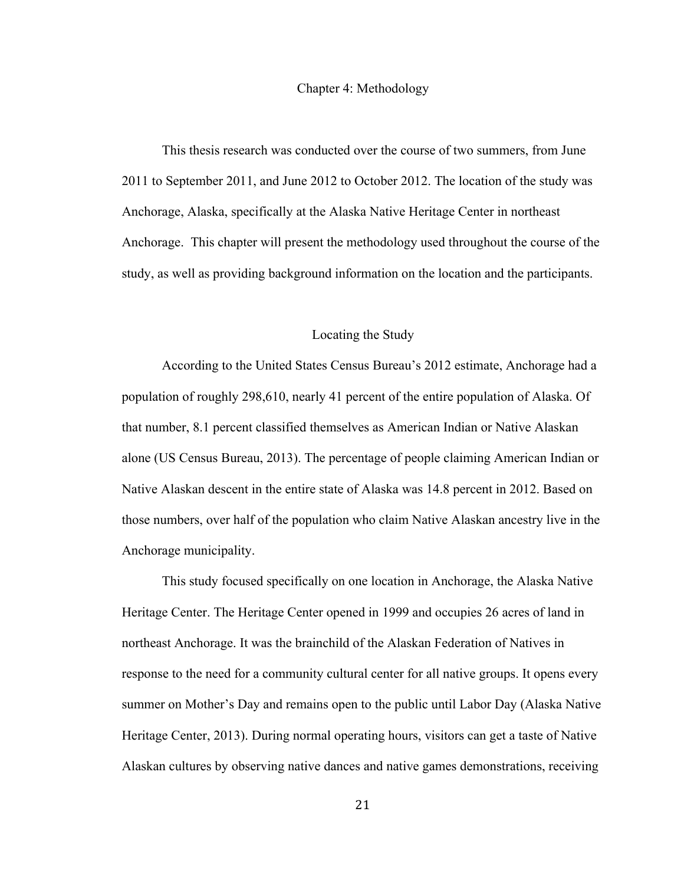# Chapter 4: Methodology

This thesis research was conducted over the course of two summers, from June 2011 to September 2011, and June 2012 to October 2012. The location of the study was Anchorage, Alaska, specifically at the Alaska Native Heritage Center in northeast Anchorage. This chapter will present the methodology used throughout the course of the study, as well as providing background information on the location and the participants.

## Locating the Study

According to the United States Census Bureau's 2012 estimate, Anchorage had a population of roughly 298,610, nearly 41 percent of the entire population of Alaska. Of that number, 8.1 percent classified themselves as American Indian or Native Alaskan alone (US Census Bureau, 2013). The percentage of people claiming American Indian or Native Alaskan descent in the entire state of Alaska was 14.8 percent in 2012. Based on those numbers, over half of the population who claim Native Alaskan ancestry live in the Anchorage municipality.

This study focused specifically on one location in Anchorage, the Alaska Native Heritage Center. The Heritage Center opened in 1999 and occupies 26 acres of land in northeast Anchorage. It was the brainchild of the Alaskan Federation of Natives in response to the need for a community cultural center for all native groups. It opens every summer on Mother's Day and remains open to the public until Labor Day (Alaska Native Heritage Center, 2013). During normal operating hours, visitors can get a taste of Native Alaskan cultures by observing native dances and native games demonstrations, receiving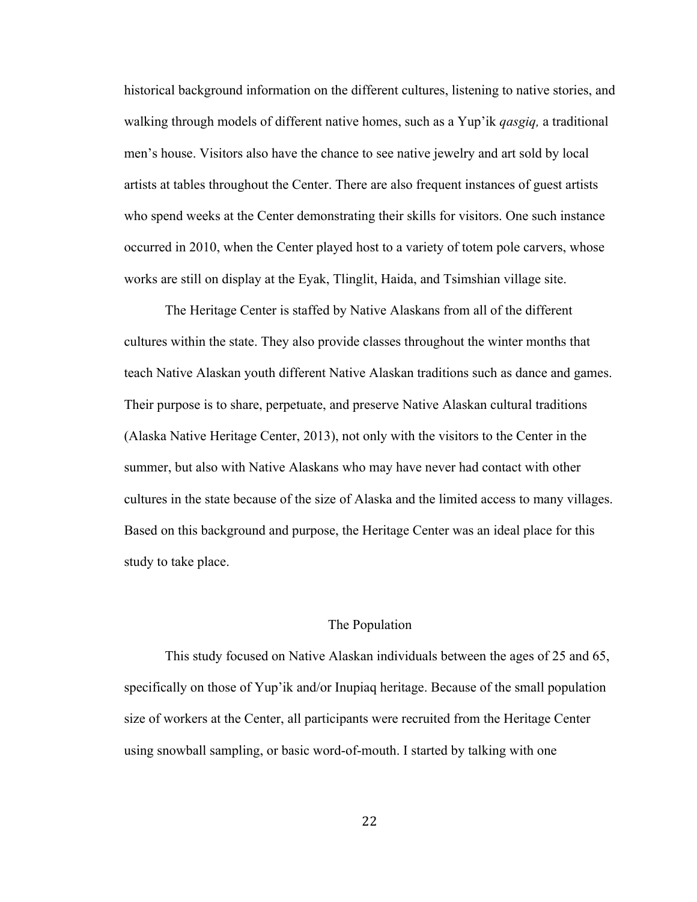historical background information on the different cultures, listening to native stories, and walking through models of different native homes, such as a Yup'ik *qasgiq,* a traditional men's house. Visitors also have the chance to see native jewelry and art sold by local artists at tables throughout the Center. There are also frequent instances of guest artists who spend weeks at the Center demonstrating their skills for visitors. One such instance occurred in 2010, when the Center played host to a variety of totem pole carvers, whose works are still on display at the Eyak, Tlinglit, Haida, and Tsimshian village site.

The Heritage Center is staffed by Native Alaskans from all of the different cultures within the state. They also provide classes throughout the winter months that teach Native Alaskan youth different Native Alaskan traditions such as dance and games. Their purpose is to share, perpetuate, and preserve Native Alaskan cultural traditions (Alaska Native Heritage Center, 2013), not only with the visitors to the Center in the summer, but also with Native Alaskans who may have never had contact with other cultures in the state because of the size of Alaska and the limited access to many villages. Based on this background and purpose, the Heritage Center was an ideal place for this study to take place.

## The Population

This study focused on Native Alaskan individuals between the ages of 25 and 65, specifically on those of Yup'ik and/or Inupiaq heritage. Because of the small population size of workers at the Center, all participants were recruited from the Heritage Center using snowball sampling, or basic word-of-mouth. I started by talking with one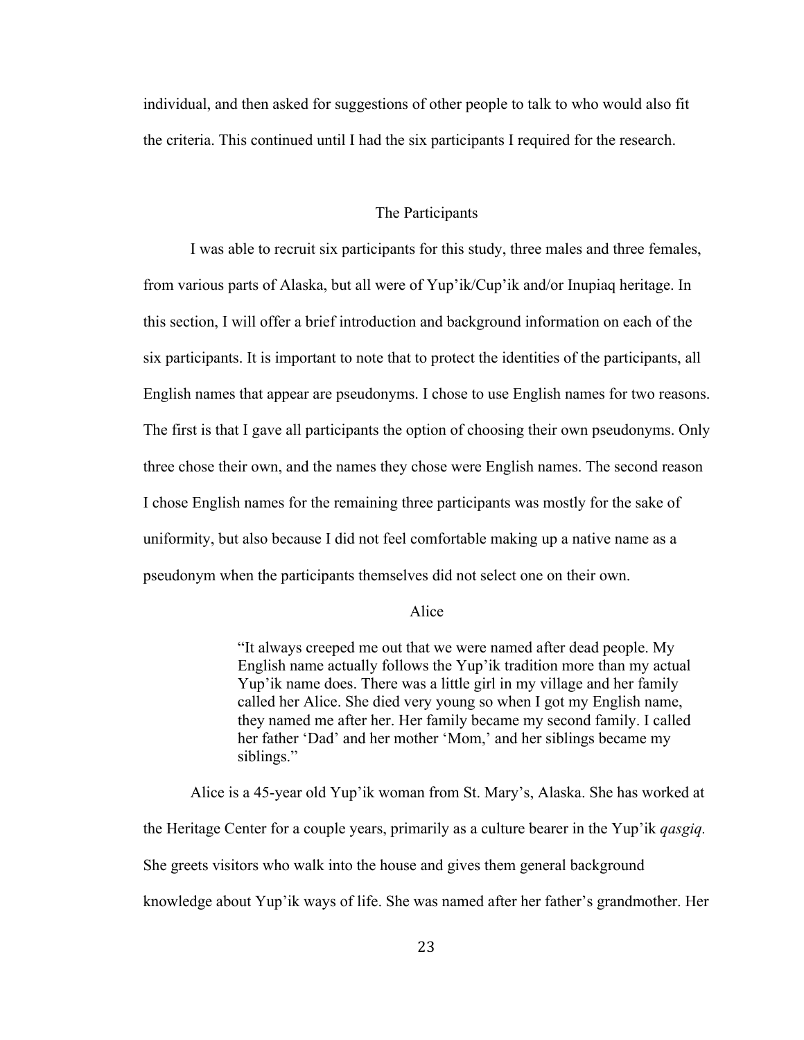individual, and then asked for suggestions of other people to talk to who would also fit the criteria. This continued until I had the six participants I required for the research.

## The Participants

I was able to recruit six participants for this study, three males and three females, from various parts of Alaska, but all were of Yup'ik/Cup'ik and/or Inupiaq heritage. In this section, I will offer a brief introduction and background information on each of the six participants. It is important to note that to protect the identities of the participants, all English names that appear are pseudonyms. I chose to use English names for two reasons. The first is that I gave all participants the option of choosing their own pseudonyms. Only three chose their own, and the names they chose were English names. The second reason I chose English names for the remaining three participants was mostly for the sake of uniformity, but also because I did not feel comfortable making up a native name as a pseudonym when the participants themselves did not select one on their own.

### Alice

> "It always creeped me out that we were named after dead people. My English name actually follows the Yup'ik tradition more than my actual Yup'ik name does. There was a little girl in my village and her family called her Alice. She died very young so when I got my English name, they named me after her. Her family became my second family. I called her father 'Dad' and her mother 'Mom,' and her siblings became my siblings."

Alice is a 45-year old Yup'ik woman from St. Mary's, Alaska. She has worked at the Heritage Center for a couple years, primarily as a culture bearer in the Yup'ik *qasgiq*. She greets visitors who walk into the house and gives them general background knowledge about Yup'ik ways of life. She was named after her father's grandmother. Her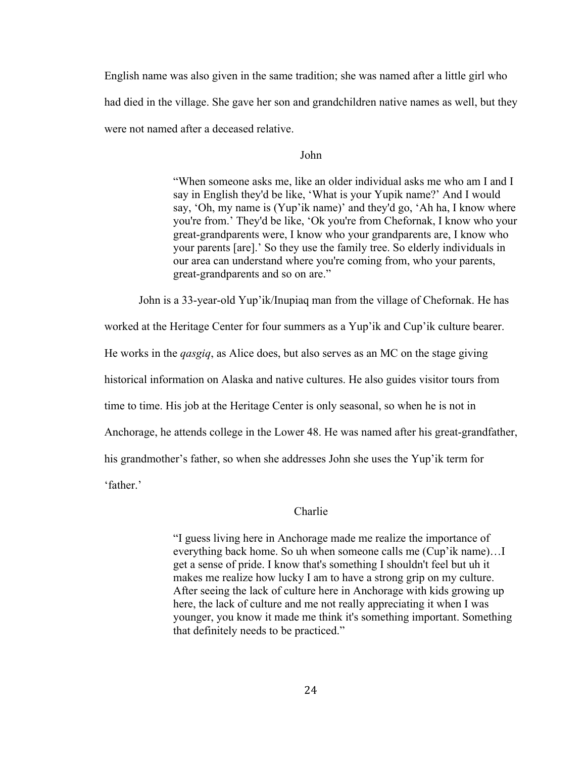English name was also given in the same tradition; she was named after a little girl who had died in the village. She gave her son and grandchildren native names as well, but they were not named after a deceased relative.

### John

> "When someone asks me, like an older individual asks me who am I and I say in English they'd be like, 'What is your Yupik name?' And I would say, 'Oh, my name is (Yup'ik name)' and they'd go, 'Ah ha, I know where you're from.' They'd be like, 'Ok you're from Chefornak, I know who your great-grandparents were, I know who your grandparents are, I know who your parents [are].' So they use the family tree. So elderly individuals in our area can understand where you're coming from, who your parents, great-grandparents and so on are."

John is a 33-year-old Yup'ik/Inupiaq man from the village of Chefornak. He has worked at the Heritage Center for four summers as a Yup'ik and Cup'ik culture bearer. He works in the *qasgiq*, as Alice does, but also serves as an MC on the stage giving historical information on Alaska and native cultures. He also guides visitor tours from time to time. His job at the Heritage Center is only seasonal, so when he is not in Anchorage, he attends college in the Lower 48. He was named after his great-grandfather, his grandmother's father, so when she addresses John she uses the Yup'ik term for 'father.'

### Charlie

> "I guess living here in Anchorage made me realize the importance of everything back home. So uh when someone calls me (Cup'ik name)…I get a sense of pride. I know that's something I shouldn't feel but uh it makes me realize how lucky I am to have a strong grip on my culture. After seeing the lack of culture here in Anchorage with kids growing up here, the lack of culture and me not really appreciating it when I was younger, you know it made me think it's something important. Something that definitely needs to be practiced."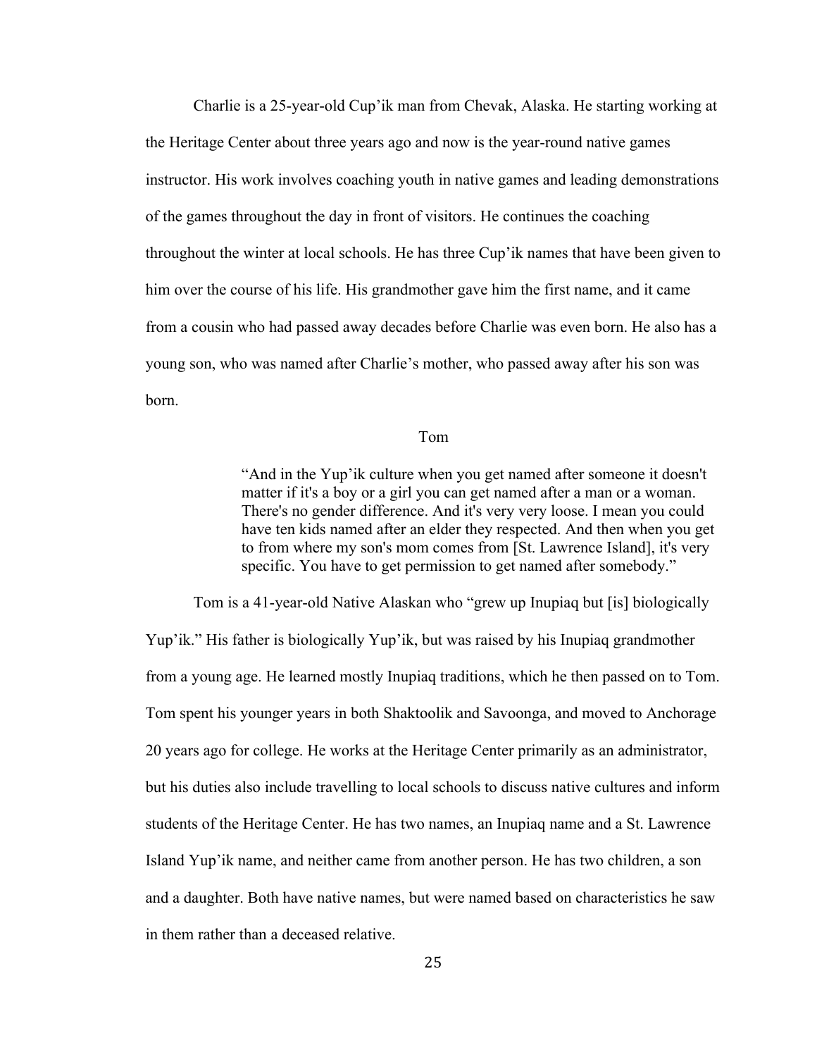Charlie is a 25-year-old Cup'ik man from Chevak, Alaska. He starting working at the Heritage Center about three years ago and now is the year-round native games instructor. His work involves coaching youth in native games and leading demonstrations of the games throughout the day in front of visitors. He continues the coaching throughout the winter at local schools. He has three Cup'ik names that have been given to him over the course of his life. His grandmother gave him the first name, and it came from a cousin who had passed away decades before Charlie was even born. He also has a young son, who was named after Charlie's mother, who passed away after his son was born.

### Tom

> "And in the Yup'ik culture when you get named after someone it doesn't matter if it's a boy or a girl you can get named after a man or a woman. There's no gender difference. And it's very very loose. I mean you could have ten kids named after an elder they respected. And then when you get to from where my son's mom comes from [St. Lawrence Island], it's very specific. You have to get permission to get named after somebody."

Tom is a 41-year-old Native Alaskan who "grew up Inupiaq but [is] biologically Yup'ik." His father is biologically Yup'ik, but was raised by his Inupiaq grandmother from a young age. He learned mostly Inupiaq traditions, which he then passed on to Tom. Tom spent his younger years in both Shaktoolik and Savoonga, and moved to Anchorage 20 years ago for college. He works at the Heritage Center primarily as an administrator, but his duties also include travelling to local schools to discuss native cultures and inform students of the Heritage Center. He has two names, an Inupiaq name and a St. Lawrence Island Yup'ik name, and neither came from another person. He has two children, a son and a daughter. Both have native names, but were named based on characteristics he saw in them rather than a deceased relative.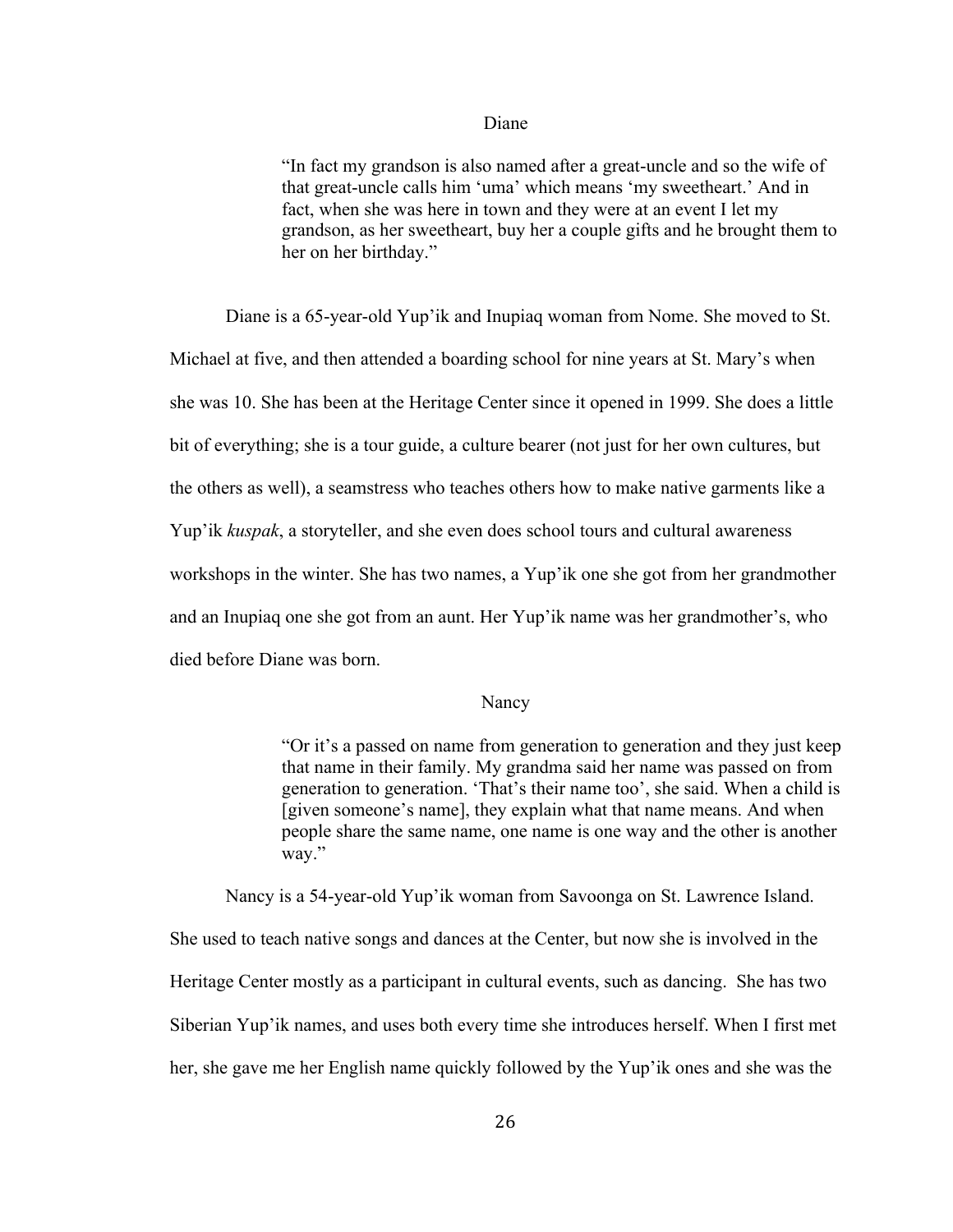### Diane

> "In fact my grandson is also named after a great-uncle and so the wife of that great-uncle calls him 'uma' which means 'my sweetheart.' And in fact, when she was here in town and they were at an event I let my grandson, as her sweetheart, buy her a couple gifts and he brought them to her on her birthday."

Diane is a 65-year-old Yup'ik and Inupiaq woman from Nome. She moved to St. Michael at five, and then attended a boarding school for nine years at St. Mary's when she was 10. She has been at the Heritage Center since it opened in 1999. She does a little bit of everything; she is a tour guide, a culture bearer (not just for her own cultures, but the others as well), a seamstress who teaches others how to make native garments like a Yup'ik *kuspak*, a storyteller, and she even does school tours and cultural awareness workshops in the winter. She has two names, a Yup'ik one she got from her grandmother and an Inupiaq one she got from an aunt. Her Yup'ik name was her grandmother's, who died before Diane was born.

### Nancy

> "Or it's a passed on name from generation to generation and they just keep that name in their family. My grandma said her name was passed on from generation to generation. 'That's their name too', she said. When a child is [given someone's name], they explain what that name means. And when people share the same name, one name is one way and the other is another way."

Nancy is a 54-year-old Yup'ik woman from Savoonga on St. Lawrence Island. She used to teach native songs and dances at the Center, but now she is involved in the Heritage Center mostly as a participant in cultural events, such as dancing. She has two Siberian Yup'ik names, and uses both every time she introduces herself. When I first met her, she gave me her English name quickly followed by the Yup'ik ones and she was the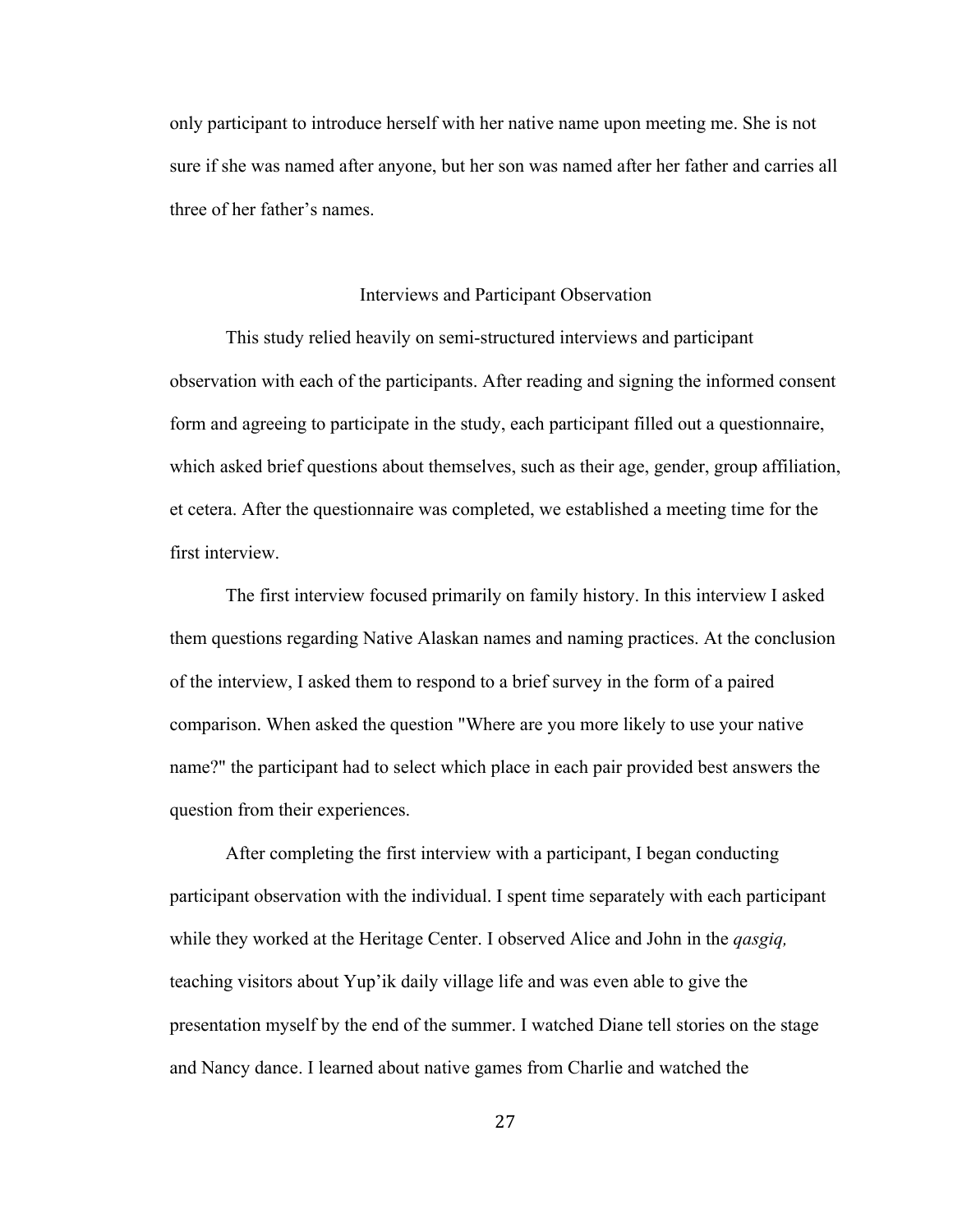only participant to introduce herself with her native name upon meeting me. She is not sure if she was named after anyone, but her son was named after her father and carries all three of her father's names.

## Interviews and Participant Observation

This study relied heavily on semi-structured interviews and participant observation with each of the participants. After reading and signing the informed consent form and agreeing to participate in the study, each participant filled out a questionnaire, which asked brief questions about themselves, such as their age, gender, group affiliation, et cetera. After the questionnaire was completed, we established a meeting time for the first interview.

The first interview focused primarily on family history. In this interview I asked them questions regarding Native Alaskan names and naming practices. At the conclusion of the interview, I asked them to respond to a brief survey in the form of a paired comparison. When asked the question "Where are you more likely to use your native name?" the participant had to select which place in each pair provided best answers the question from their experiences.

After completing the first interview with a participant, I began conducting participant observation with the individual. I spent time separately with each participant while they worked at the Heritage Center. I observed Alice and John in the *qasgiq,* teaching visitors about Yup'ik daily village life and was even able to give the presentation myself by the end of the summer. I watched Diane tell stories on the stage and Nancy dance. I learned about native games from Charlie and watched the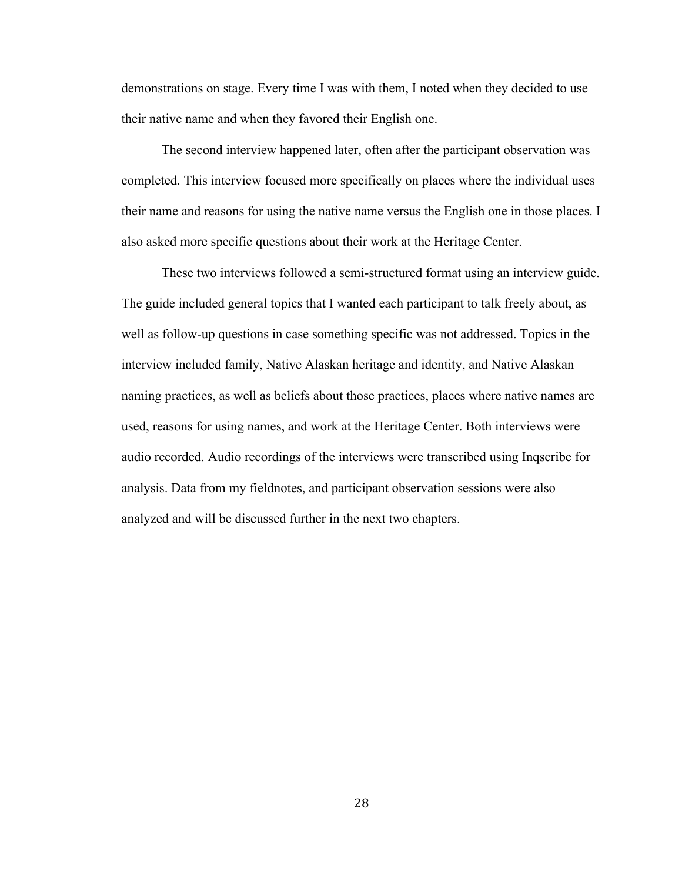demonstrations on stage. Every time I was with them, I noted when they decided to use their native name and when they favored their English one.

The second interview happened later, often after the participant observation was completed. This interview focused more specifically on places where the individual uses their name and reasons for using the native name versus the English one in those places. I also asked more specific questions about their work at the Heritage Center.

These two interviews followed a semi-structured format using an interview guide. The guide included general topics that I wanted each participant to talk freely about, as well as follow-up questions in case something specific was not addressed. Topics in the interview included family, Native Alaskan heritage and identity, and Native Alaskan naming practices, as well as beliefs about those practices, places where native names are used, reasons for using names, and work at the Heritage Center. Both interviews were audio recorded. Audio recordings of the interviews were transcribed using Inqscribe for analysis. Data from my fieldnotes, and participant observation sessions were also analyzed and will be discussed further in the next two chapters.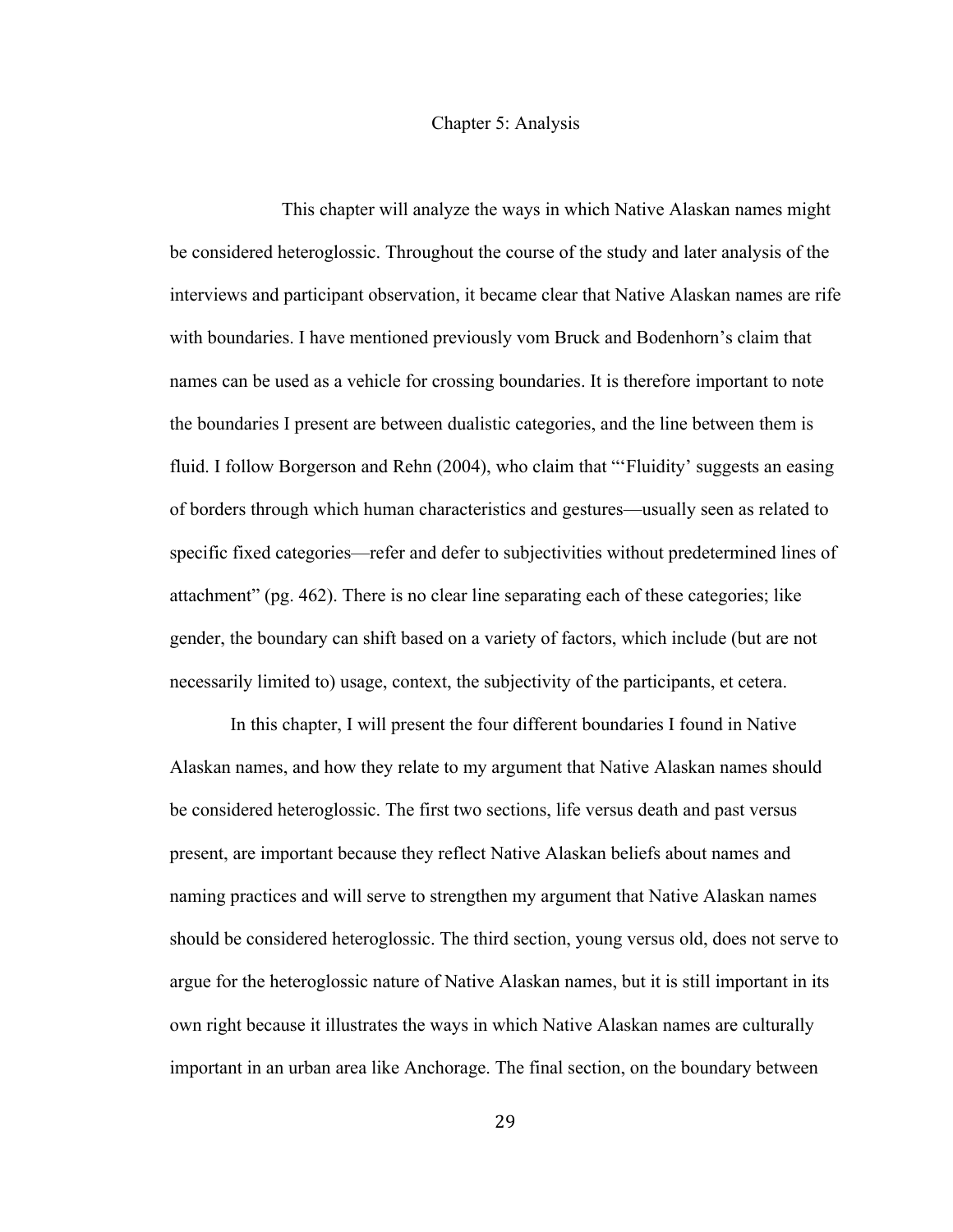# Chapter 5: Analysis

This chapter will analyze the ways in which Native Alaskan names might be considered heteroglossic. Throughout the course of the study and later analysis of the interviews and participant observation, it became clear that Native Alaskan names are rife with boundaries. I have mentioned previously vom Bruck and Bodenhorn's claim that names can be used as a vehicle for crossing boundaries. It is therefore important to note the boundaries I present are between dualistic categories, and the line between them is fluid. I follow Borgerson and Rehn (2004), who claim that "'Fluidity' suggests an easing of borders through which human characteristics and gestures—usually seen as related to specific fixed categories—refer and defer to subjectivities without predetermined lines of attachment" (pg. 462). There is no clear line separating each of these categories; like gender, the boundary can shift based on a variety of factors, which include (but are not necessarily limited to) usage, context, the subjectivity of the participants, et cetera.

In this chapter, I will present the four different boundaries I found in Native Alaskan names, and how they relate to my argument that Native Alaskan names should be considered heteroglossic. The first two sections, life versus death and past versus present, are important because they reflect Native Alaskan beliefs about names and naming practices and will serve to strengthen my argument that Native Alaskan names should be considered heteroglossic. The third section, young versus old, does not serve to argue for the heteroglossic nature of Native Alaskan names, but it is still important in its own right because it illustrates the ways in which Native Alaskan names are culturally important in an urban area like Anchorage. The final section, on the boundary between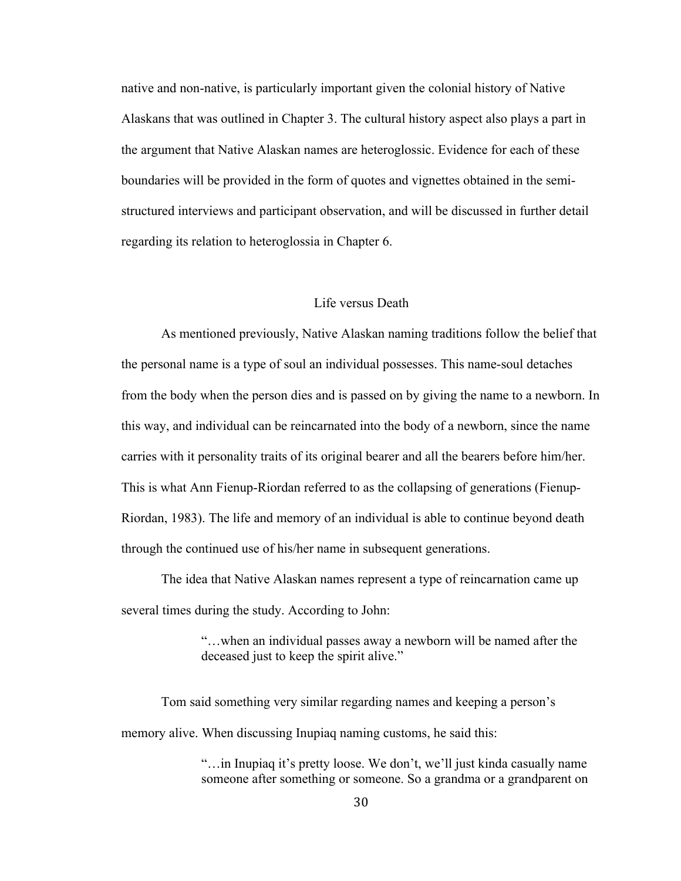native and non-native, is particularly important given the colonial history of Native Alaskans that was outlined in Chapter 3. The cultural history aspect also plays a part in the argument that Native Alaskan names are heteroglossic. Evidence for each of these boundaries will be provided in the form of quotes and vignettes obtained in the semi-structured interviews and participant observation, and will be discussed in further detail regarding its relation to heteroglossia in Chapter 6.

## Life versus Death

As mentioned previously, Native Alaskan naming traditions follow the belief that the personal name is a type of soul an individual possesses. This name-soul detaches from the body when the person dies and is passed on by giving the name to a newborn. In this way, and individual can be reincarnated into the body of a newborn, since the name carries with it personality traits of its original bearer and all the bearers before him/her. This is what Ann Fienup-Riordan referred to as the collapsing of generations (Fienup-Riordan, 1983). The life and memory of an individual is able to continue beyond death through the continued use of his/her name in subsequent generations.

The idea that Native Alaskan names represent a type of reincarnation came up several times during the study. According to John:

> "…when an individual passes away a newborn will be named after the deceased just to keep the spirit alive."

Tom said something very similar regarding names and keeping a person's memory alive. When discussing Inupiaq naming customs, he said this:

> "…in Inupiaq it's pretty loose. We don't, we'll just kinda casually name someone after something or someone. So a grandma or a grandparent on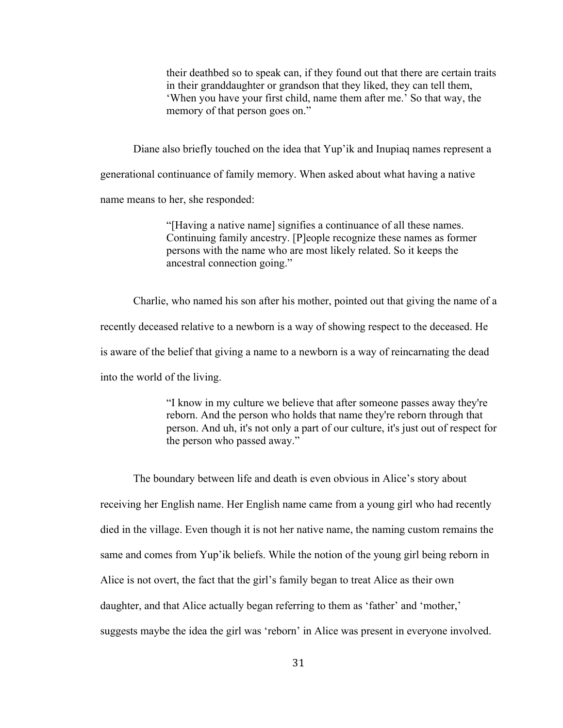> their deathbed so to speak can, if they found out that there are certain traits in their granddaughter or grandson that they liked, they can tell them, 'When you have your first child, name them after me.' So that way, the memory of that person goes on."

Diane also briefly touched on the idea that Yup'ik and Inupiaq names represent a generational continuance of family memory. When asked about what having a native name means to her, she responded:

> "[Having a native name] signifies a continuance of all these names. Continuing family ancestry. [P]eople recognize these names as former persons with the name who are most likely related. So it keeps the ancestral connection going."

Charlie, who named his son after his mother, pointed out that giving the name of a recently deceased relative to a newborn is a way of showing respect to the deceased. He is aware of the belief that giving a name to a newborn is a way of reincarnating the dead into the world of the living.

> "I know in my culture we believe that after someone passes away they're reborn. And the person who holds that name they're reborn through that person. And uh, it's not only a part of our culture, it's just out of respect for the person who passed away."

The boundary between life and death is even obvious in Alice's story about receiving her English name. Her English name came from a young girl who had recently died in the village. Even though it is not her native name, the naming custom remains the same and comes from Yup'ik beliefs. While the notion of the young girl being reborn in Alice is not overt, the fact that the girl's family began to treat Alice as their own daughter, and that Alice actually began referring to them as 'father' and 'mother,' suggests maybe the idea the girl was 'reborn' in Alice was present in everyone involved.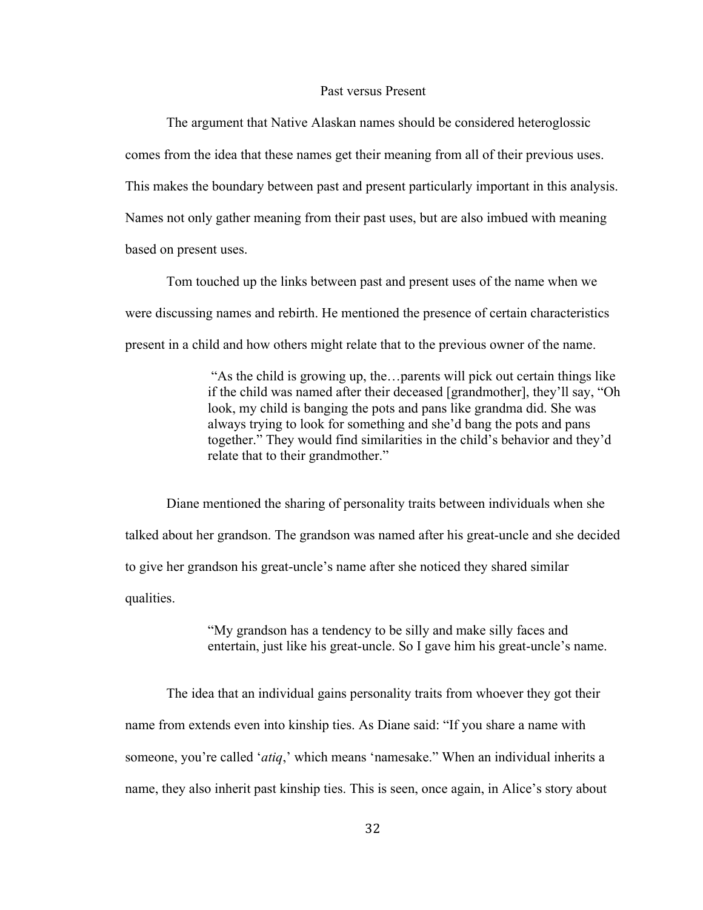## Past versus Present

The argument that Native Alaskan names should be considered heteroglossic comes from the idea that these names get their meaning from all of their previous uses. This makes the boundary between past and present particularly important in this analysis. Names not only gather meaning from their past uses, but are also imbued with meaning based on present uses.

Tom touched up the links between past and present uses of the name when we were discussing names and rebirth. He mentioned the presence of certain characteristics present in a child and how others might relate that to the previous owner of the name.

> "As the child is growing up, the…parents will pick out certain things like if the child was named after their deceased [grandmother], they'll say, "Oh look, my child is banging the pots and pans like grandma did. She was always trying to look for something and she'd bang the pots and pans together." They would find similarities in the child's behavior and they'd relate that to their grandmother."

Diane mentioned the sharing of personality traits between individuals when she talked about her grandson. The grandson was named after his great-uncle and she decided to give her grandson his great-uncle's name after she noticed they shared similar qualities.

> "My grandson has a tendency to be silly and make silly faces and entertain, just like his great-uncle. So I gave him his great-uncle's name.

The idea that an individual gains personality traits from whoever they got their name from extends even into kinship ties. As Diane said: "If you share a name with someone, you're called '*atiq*,' which means 'namesake." When an individual inherits a name, they also inherit past kinship ties. This is seen, once again, in Alice's story about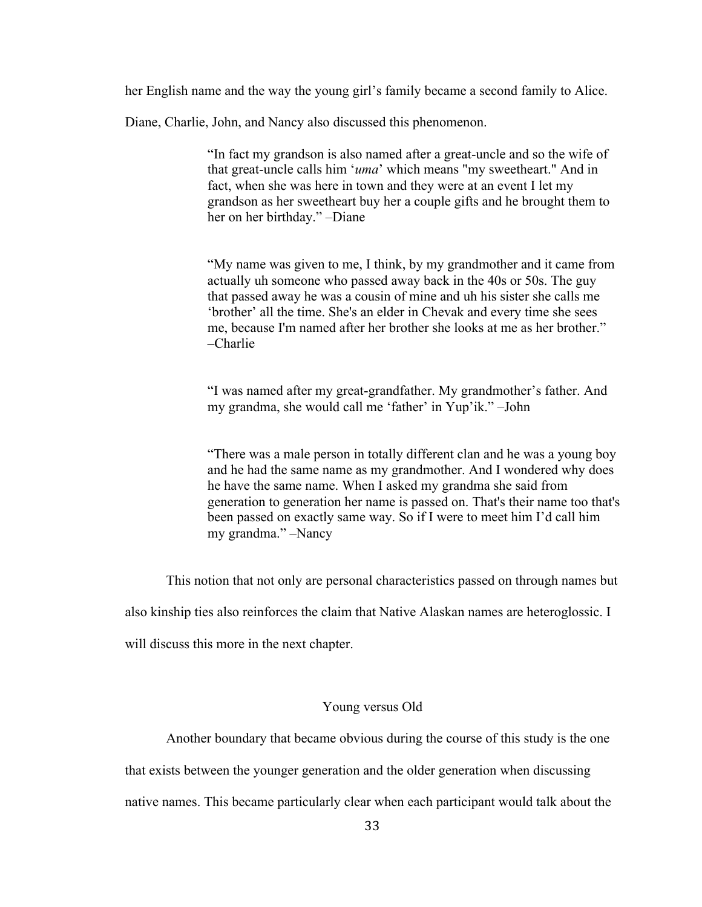her English name and the way the young girl's family became a second family to Alice. Diane, Charlie, John, and Nancy also discussed this phenomenon.

> "In fact my grandson is also named after a great-uncle and so the wife of that great-uncle calls him '*uma*' which means "my sweetheart." And in fact, when she was here in town and they were at an event I let my grandson as her sweetheart buy her a couple gifts and he brought them to her on her birthday." –Diane

> "My name was given to me, I think, by my grandmother and it came from actually uh someone who passed away back in the 40s or 50s. The guy that passed away he was a cousin of mine and uh his sister she calls me 'brother' all the time. She's an elder in Chevak and every time she sees me, because I'm named after her brother she looks at me as her brother." –Charlie

> "I was named after my great-grandfather. My grandmother's father. And my grandma, she would call me 'father' in Yup'ik." –John

> "There was a male person in totally different clan and he was a young boy and he had the same name as my grandmother. And I wondered why does he have the same name. When I asked my grandma she said from generation to generation her name is passed on. That's their name too that's been passed on exactly same way. So if I were to meet him I'd call him my grandma." –Nancy

This notion that not only are personal characteristics passed on through names but also kinship ties also reinforces the claim that Native Alaskan names are heteroglossic. I will discuss this more in the next chapter.

## Young versus Old

Another boundary that became obvious during the course of this study is the one that exists between the younger generation and the older generation when discussing native names. This became particularly clear when each participant would talk about the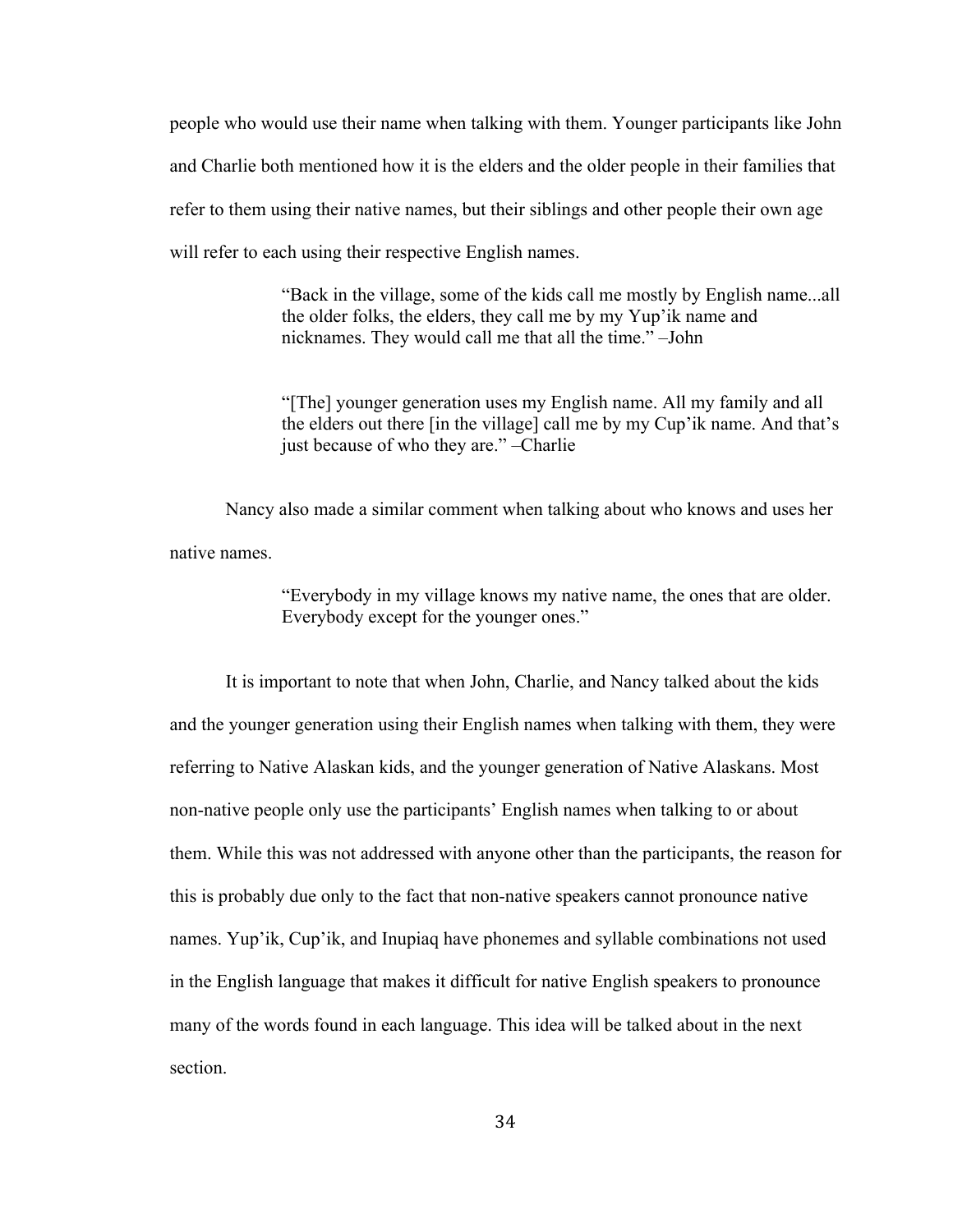people who would use their name when talking with them. Younger participants like John and Charlie both mentioned how it is the elders and the older people in their families that refer to them using their native names, but their siblings and other people their own age will refer to each using their respective English names.

> "Back in the village, some of the kids call me mostly by English name...all the older folks, the elders, they call me by my Yup'ik name and nicknames. They would call me that all the time." –John

> "[The] younger generation uses my English name. All my family and all the elders out there [in the village] call me by my Cup'ik name. And that's just because of who they are." –Charlie

Nancy also made a similar comment when talking about who knows and uses her native names.

> "Everybody in my village knows my native name, the ones that are older. Everybody except for the younger ones."

It is important to note that when John, Charlie, and Nancy talked about the kids and the younger generation using their English names when talking with them, they were referring to Native Alaskan kids, and the younger generation of Native Alaskans. Most non-native people only use the participants' English names when talking to or about them. While this was not addressed with anyone other than the participants, the reason for this is probably due only to the fact that non-native speakers cannot pronounce native names. Yup'ik, Cup'ik, and Inupiaq have phonemes and syllable combinations not used in the English language that makes it difficult for native English speakers to pronounce many of the words found in each language. This idea will be talked about in the next section.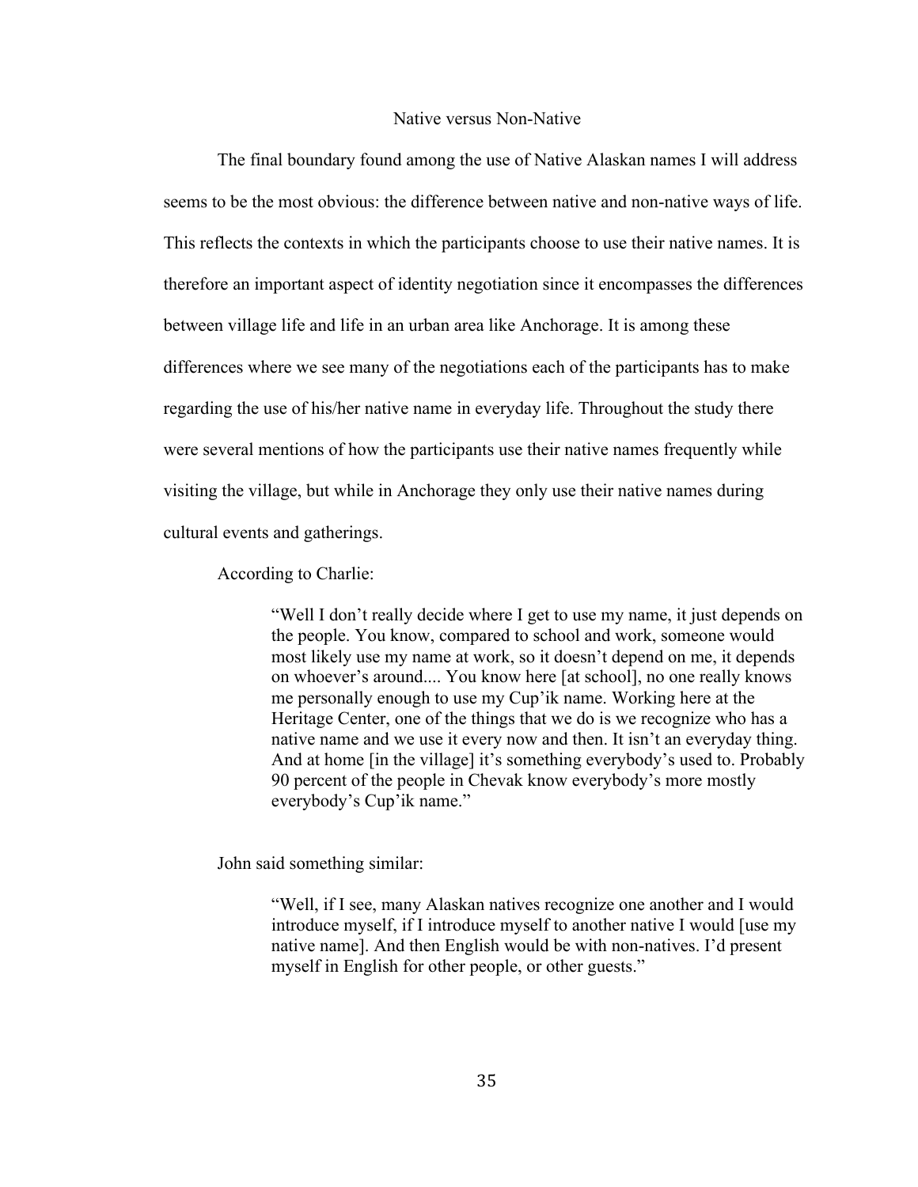## Native versus Non-Native

The final boundary found among the use of Native Alaskan names I will address seems to be the most obvious: the difference between native and non-native ways of life. This reflects the contexts in which the participants choose to use their native names. It is therefore an important aspect of identity negotiation since it encompasses the differences between village life and life in an urban area like Anchorage. It is among these differences where we see many of the negotiations each of the participants has to make regarding the use of his/her native name in everyday life. Throughout the study there were several mentions of how the participants use their native names frequently while visiting the village, but while in Anchorage they only use their native names during cultural events and gatherings.

According to Charlie:

> "Well I don't really decide where I get to use my name, it just depends on the people. You know, compared to school and work, someone would most likely use my name at work, so it doesn't depend on me, it depends on whoever's around.... You know here [at school], no one really knows me personally enough to use my Cup'ik name. Working here at the Heritage Center, one of the things that we do is we recognize who has a native name and we use it every now and then. It isn't an everyday thing. And at home [in the village] it's something everybody's used to. Probably 90 percent of the people in Chevak know everybody's more mostly everybody's Cup'ik name."

John said something similar:

> "Well, if I see, many Alaskan natives recognize one another and I would introduce myself, if I introduce myself to another native I would [use my native name]. And then English would be with non-natives. I'd present myself in English for other people, or other guests."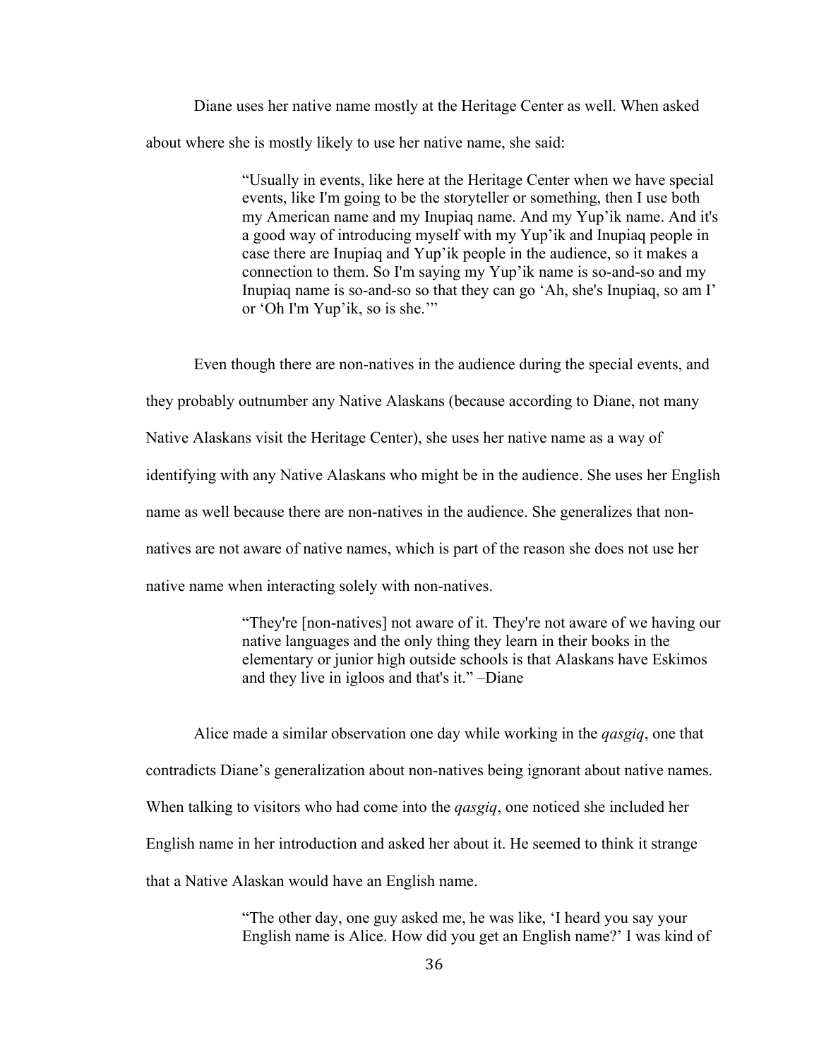Diane uses her native name mostly at the Heritage Center as well. When asked about where she is mostly likely to use her native name, she said:

> "Usually in events, like here at the Heritage Center when we have special events, like I'm going to be the storyteller or something, then I use both my American name and my Inupiaq name. And my Yup'ik name. And it's a good way of introducing myself with my Yup'ik and Inupiaq people in case there are Inupiaq and Yup'ik people in the audience, so it makes a connection to them. So I'm saying my Yup'ik name is so-and-so and my Inupiaq name is so-and-so so that they can go 'Ah, she's Inupiaq, so am I' or 'Oh I'm Yup'ik, so is she.'"

Even though there are non-natives in the audience during the special events, and they probably outnumber any Native Alaskans (because according to Diane, not many Native Alaskans visit the Heritage Center), she uses her native name as a way of identifying with any Native Alaskans who might be in the audience. She uses her English name as well because there are non-natives in the audience. She generalizes that non-natives are not aware of native names, which is part of the reason she does not use her native name when interacting solely with non-natives.

> "They're [non-natives] not aware of it. They're not aware of we having our native languages and the only thing they learn in their books in the elementary or junior high outside schools is that Alaskans have Eskimos and they live in igloos and that's it." –Diane

Alice made a similar observation one day while working in the *qasgiq*, one that contradicts Diane's generalization about non-natives being ignorant about native names. When talking to visitors who had come into the *qasgiq*, one noticed she included her English name in her introduction and asked her about it. He seemed to think it strange that a Native Alaskan would have an English name.

> "The other day, one guy asked me, he was like, 'I heard you say your English name is Alice. How did you get an English name?' I was kind of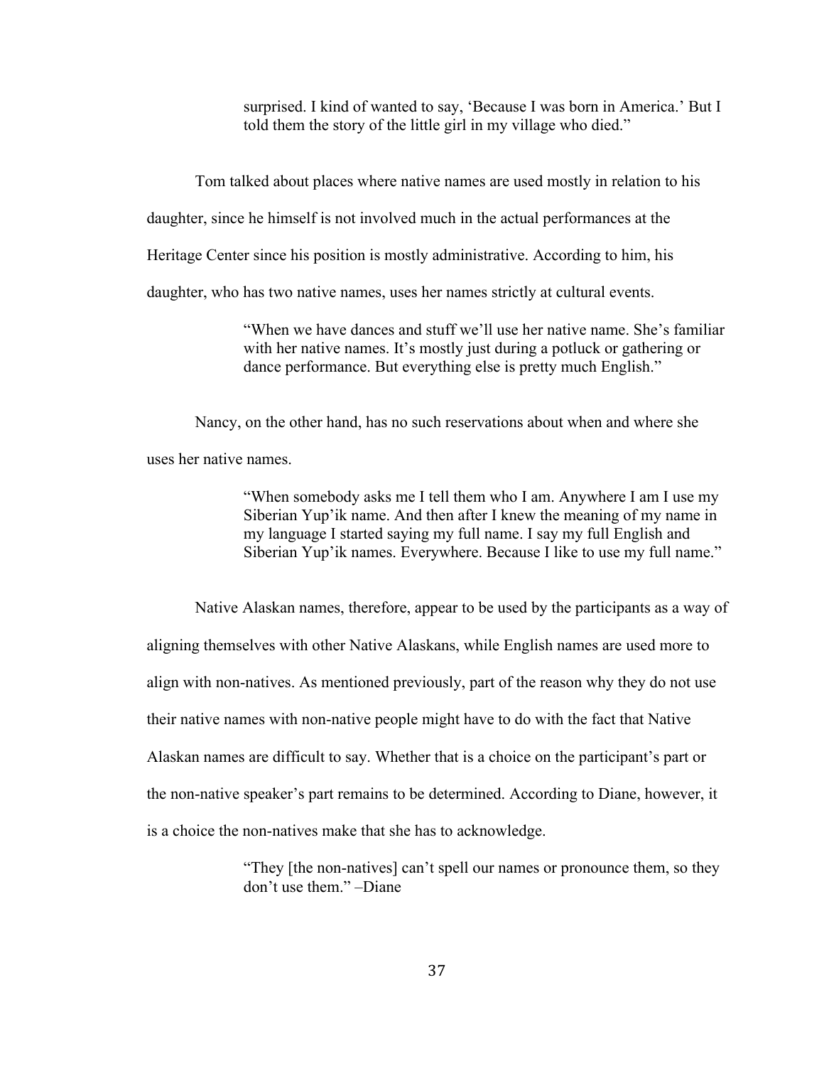> surprised. I kind of wanted to say, 'Because I was born in America.' But I told them the story of the little girl in my village who died."

Tom talked about places where native names are used mostly in relation to his daughter, since he himself is not involved much in the actual performances at the Heritage Center since his position is mostly administrative. According to him, his daughter, who has two native names, uses her names strictly at cultural events.

> "When we have dances and stuff we'll use her native name. She's familiar with her native names. It's mostly just during a potluck or gathering or dance performance. But everything else is pretty much English."

Nancy, on the other hand, has no such reservations about when and where she uses her native names.

> "When somebody asks me I tell them who I am. Anywhere I am I use my Siberian Yup'ik name. And then after I knew the meaning of my name in my language I started saying my full name. I say my full English and Siberian Yup'ik names. Everywhere. Because I like to use my full name."

Native Alaskan names, therefore, appear to be used by the participants as a way of aligning themselves with other Native Alaskans, while English names are used more to align with non-natives. As mentioned previously, part of the reason why they do not use their native names with non-native people might have to do with the fact that Native Alaskan names are difficult to say. Whether that is a choice on the participant's part or the non-native speaker's part remains to be determined. According to Diane, however, it is a choice the non-natives make that she has to acknowledge.

> "They [the non-natives] can't spell our names or pronounce them, so they don't use them." –Diane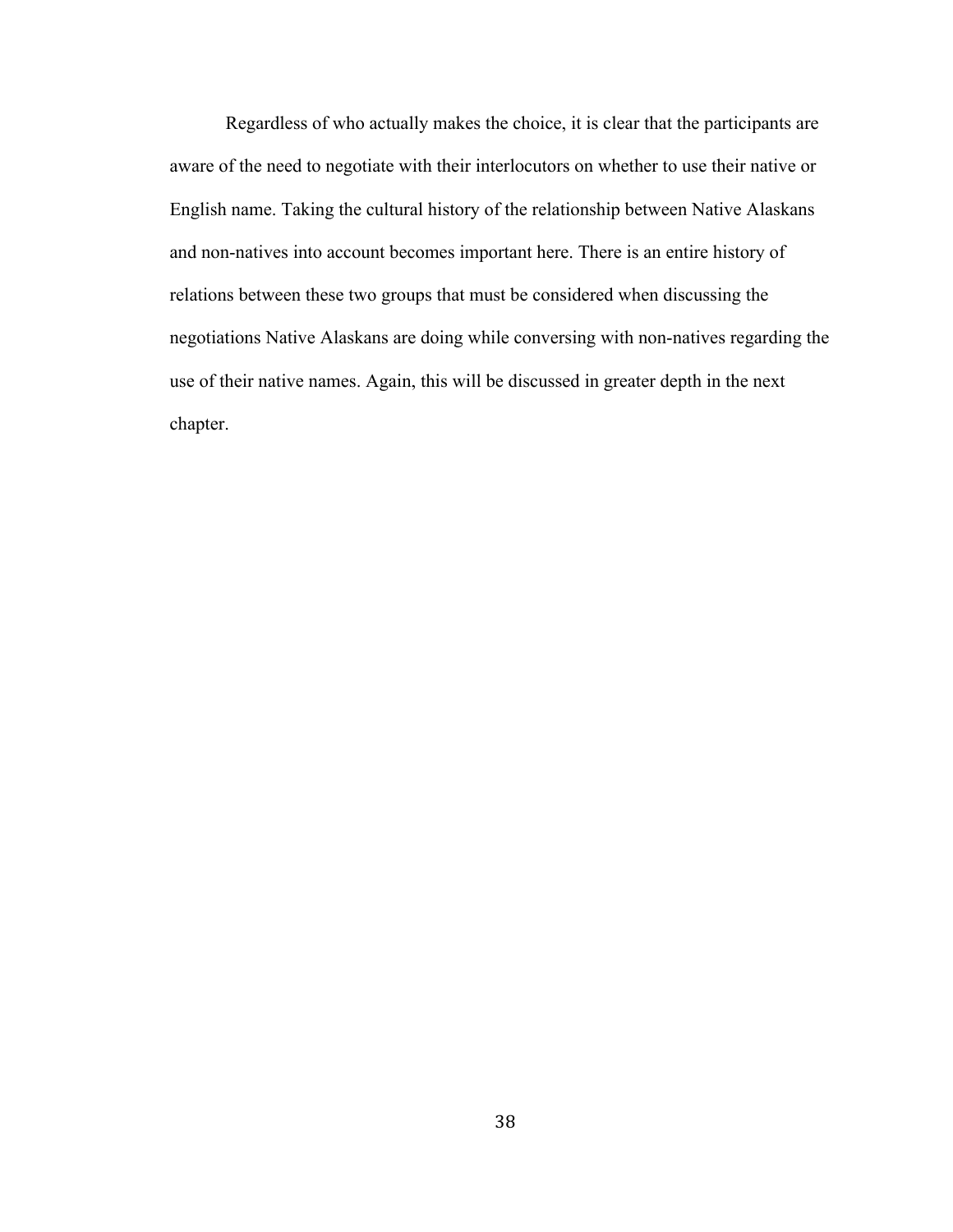Regardless of who actually makes the choice, it is clear that the participants are aware of the need to negotiate with their interlocutors on whether to use their native or English name. Taking the cultural history of the relationship between Native Alaskans and non-natives into account becomes important here. There is an entire history of relations between these two groups that must be considered when discussing the negotiations Native Alaskans are doing while conversing with non-natives regarding the use of their native names. Again, this will be discussed in greater depth in the next chapter.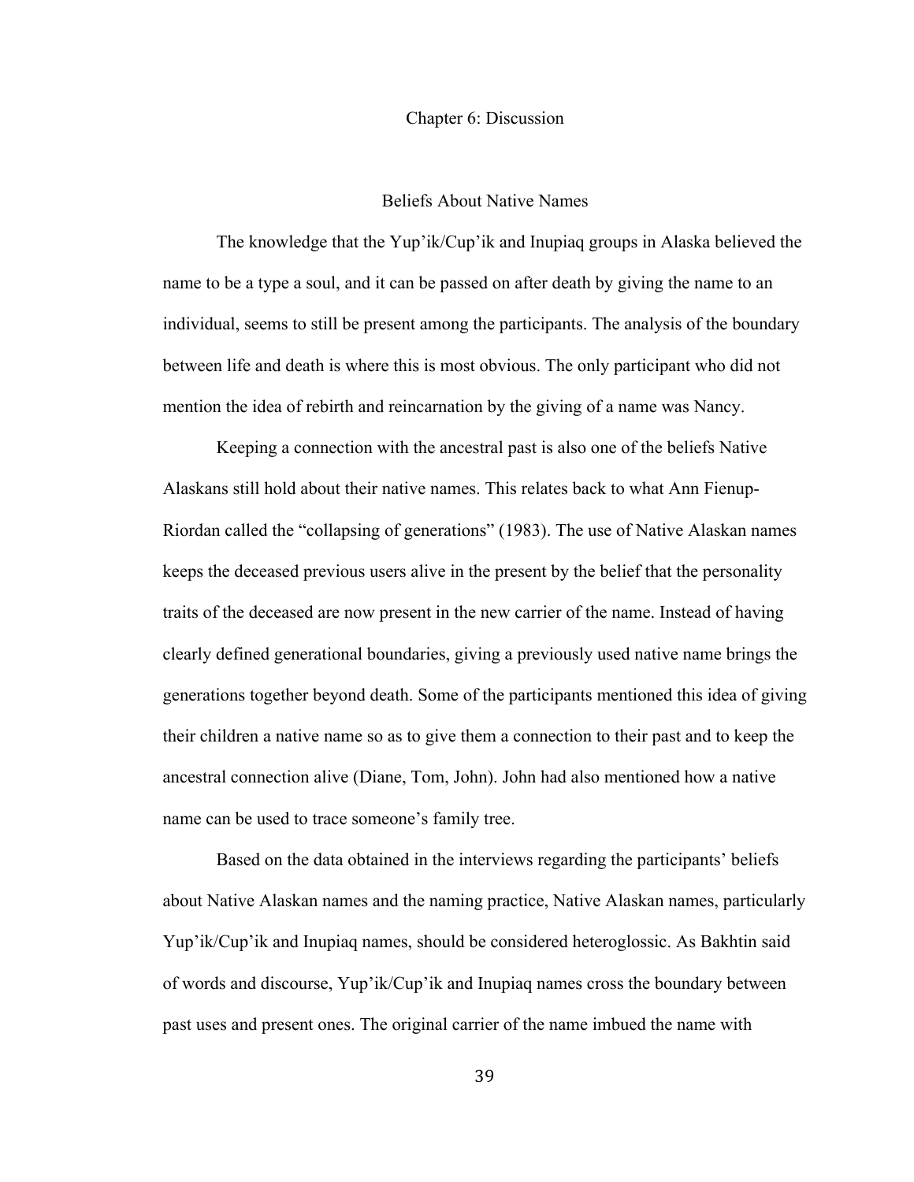# Chapter 6: Discussion

## Beliefs About Native Names

The knowledge that the Yup'ik/Cup'ik and Inupiaq groups in Alaska believed the name to be a type a soul, and it can be passed on after death by giving the name to an individual, seems to still be present among the participants. The analysis of the boundary between life and death is where this is most obvious. The only participant who did not mention the idea of rebirth and reincarnation by the giving of a name was Nancy.

Keeping a connection with the ancestral past is also one of the beliefs Native Alaskans still hold about their native names. This relates back to what Ann Fienup-Riordan called the "collapsing of generations" (1983). The use of Native Alaskan names keeps the deceased previous users alive in the present by the belief that the personality traits of the deceased are now present in the new carrier of the name. Instead of having clearly defined generational boundaries, giving a previously used native name brings the generations together beyond death. Some of the participants mentioned this idea of giving their children a native name so as to give them a connection to their past and to keep the ancestral connection alive (Diane, Tom, John). John had also mentioned how a native name can be used to trace someone's family tree.

Based on the data obtained in the interviews regarding the participants' beliefs about Native Alaskan names and the naming practice, Native Alaskan names, particularly Yup'ik/Cup'ik and Inupiaq names, should be considered heteroglossic. As Bakhtin said of words and discourse, Yup'ik/Cup'ik and Inupiaq names cross the boundary between past uses and present ones. The original carrier of the name imbued the name with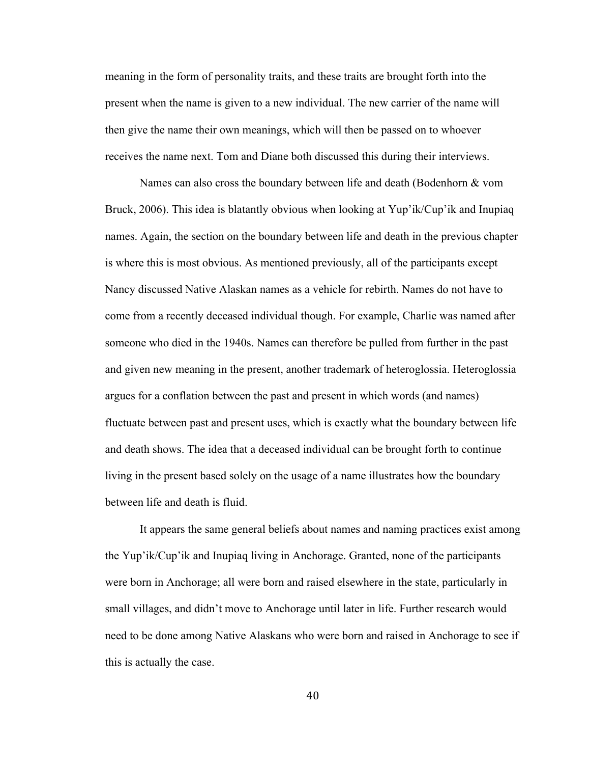meaning in the form of personality traits, and these traits are brought forth into the present when the name is given to a new individual. The new carrier of the name will then give the name their own meanings, which will then be passed on to whoever receives the name next. Tom and Diane both discussed this during their interviews.

Names can also cross the boundary between life and death (Bodenhorn & vom Bruck, 2006). This idea is blatantly obvious when looking at Yup'ik/Cup'ik and Inupiaq names. Again, the section on the boundary between life and death in the previous chapter is where this is most obvious. As mentioned previously, all of the participants except Nancy discussed Native Alaskan names as a vehicle for rebirth. Names do not have to come from a recently deceased individual though. For example, Charlie was named after someone who died in the 1940s. Names can therefore be pulled from further in the past and given new meaning in the present, another trademark of heteroglossia. Heteroglossia argues for a conflation between the past and present in which words (and names) fluctuate between past and present uses, which is exactly what the boundary between life and death shows. The idea that a deceased individual can be brought forth to continue living in the present based solely on the usage of a name illustrates how the boundary between life and death is fluid.

It appears the same general beliefs about names and naming practices exist among the Yup'ik/Cup'ik and Inupiaq living in Anchorage. Granted, none of the participants were born in Anchorage; all were born and raised elsewhere in the state, particularly in small villages, and didn't move to Anchorage until later in life. Further research would need to be done among Native Alaskans who were born and raised in Anchorage to see if this is actually the case.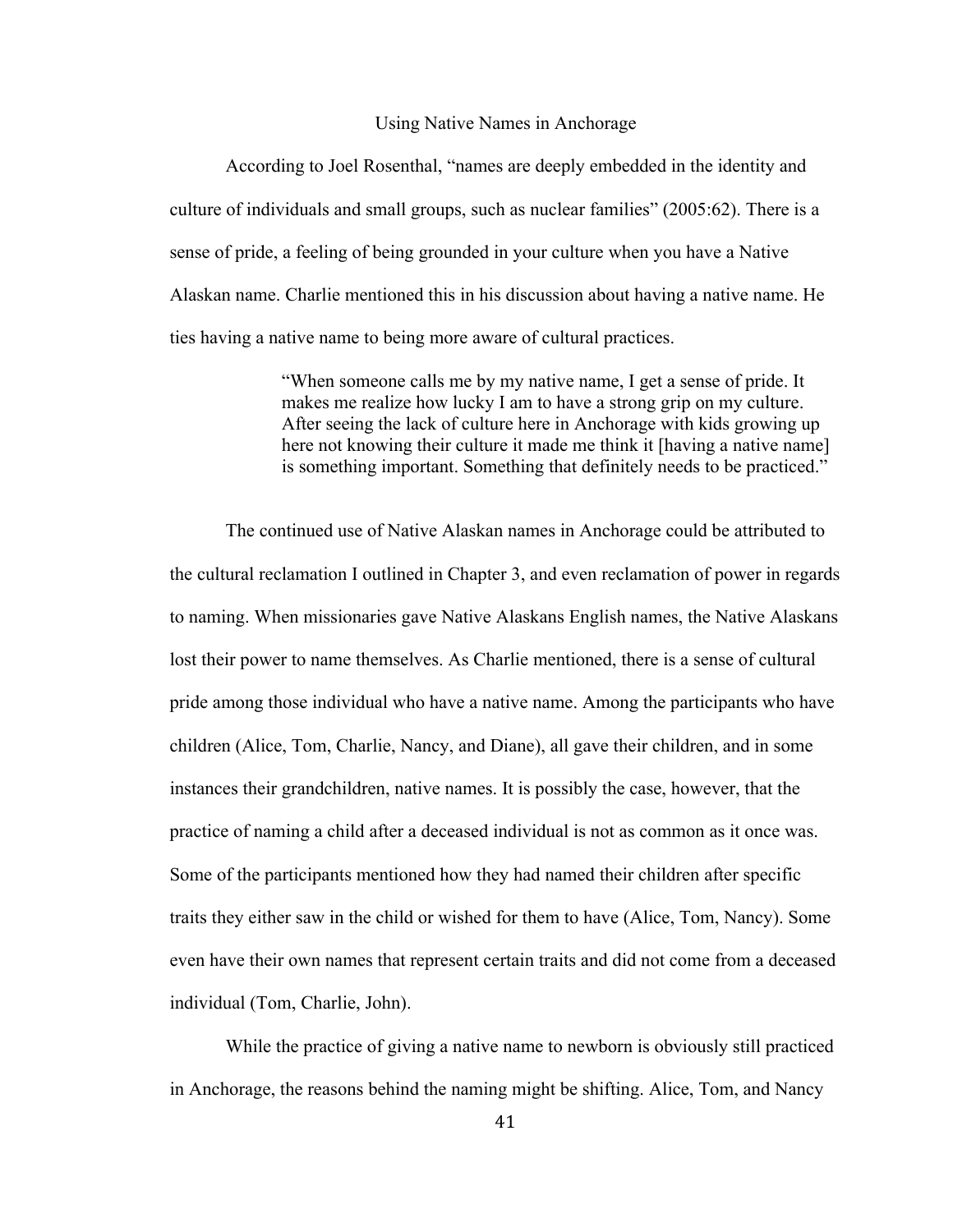## Using Native Names in Anchorage

According to Joel Rosenthal, "names are deeply embedded in the identity and culture of individuals and small groups, such as nuclear families" (2005:62). There is a sense of pride, a feeling of being grounded in your culture when you have a Native Alaskan name. Charlie mentioned this in his discussion about having a native name. He ties having a native name to being more aware of cultural practices.

> "When someone calls me by my native name, I get a sense of pride. It makes me realize how lucky I am to have a strong grip on my culture. After seeing the lack of culture here in Anchorage with kids growing up here not knowing their culture it made me think it [having a native name] is something important. Something that definitely needs to be practiced."

The continued use of Native Alaskan names in Anchorage could be attributed to the cultural reclamation I outlined in Chapter 3, and even reclamation of power in regards to naming. When missionaries gave Native Alaskans English names, the Native Alaskans lost their power to name themselves. As Charlie mentioned, there is a sense of cultural pride among those individual who have a native name. Among the participants who have children (Alice, Tom, Charlie, Nancy, and Diane), all gave their children, and in some instances their grandchildren, native names. It is possibly the case, however, that the practice of naming a child after a deceased individual is not as common as it once was. Some of the participants mentioned how they had named their children after specific traits they either saw in the child or wished for them to have (Alice, Tom, Nancy). Some even have their own names that represent certain traits and did not come from a deceased individual (Tom, Charlie, John).

While the practice of giving a native name to newborn is obviously still practiced in Anchorage, the reasons behind the naming might be shifting. Alice, Tom, and Nancy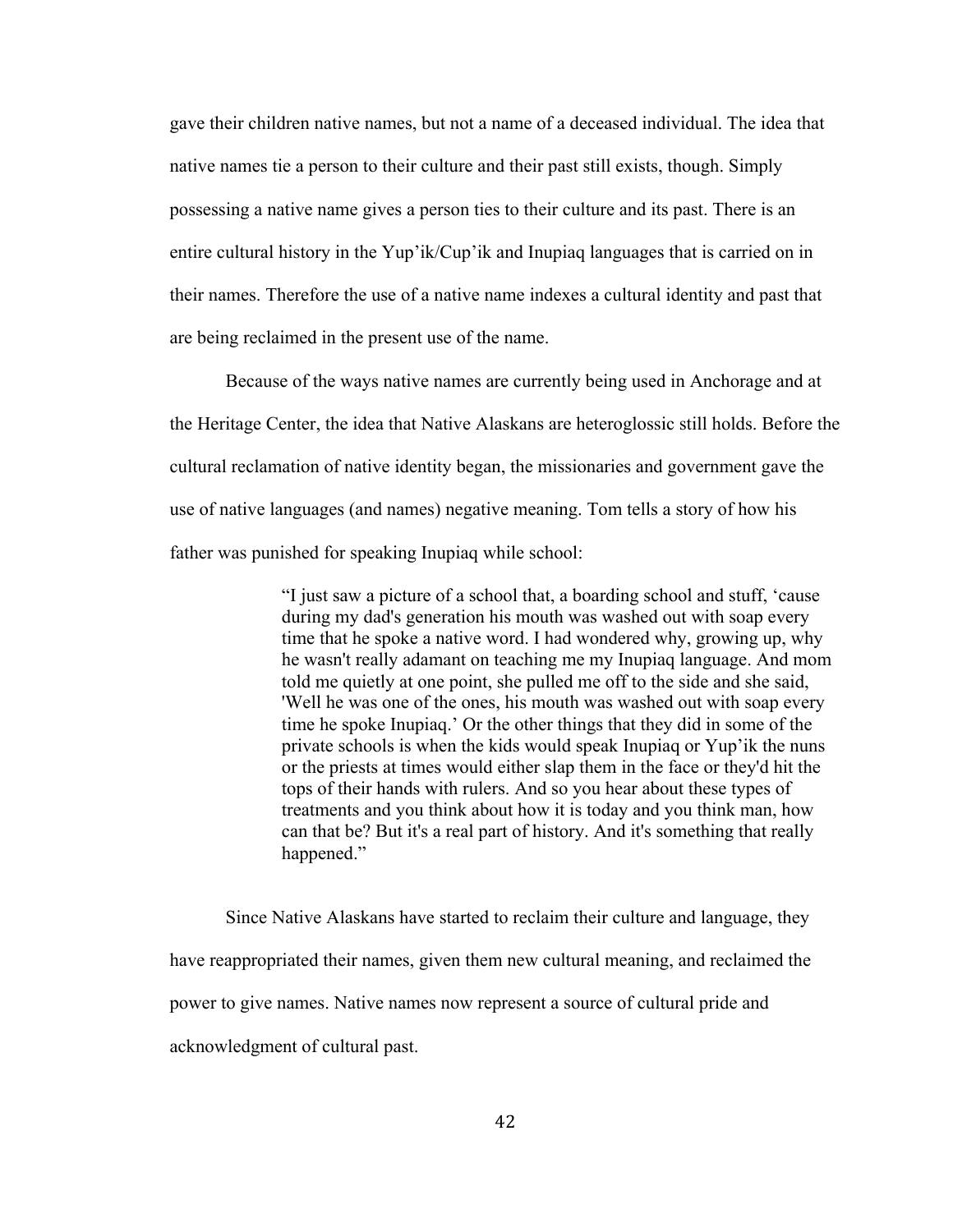gave their children native names, but not a name of a deceased individual. The idea that native names tie a person to their culture and their past still exists, though. Simply possessing a native name gives a person ties to their culture and its past. There is an entire cultural history in the Yup'ik/Cup'ik and Inupiaq languages that is carried on in their names. Therefore the use of a native name indexes a cultural identity and past that are being reclaimed in the present use of the name.

Because of the ways native names are currently being used in Anchorage and at the Heritage Center, the idea that Native Alaskans are heteroglossic still holds. Before the cultural reclamation of native identity began, the missionaries and government gave the use of native languages (and names) negative meaning. Tom tells a story of how his father was punished for speaking Inupiaq while school:

> "I just saw a picture of a school that, a boarding school and stuff, 'cause during my dad's generation his mouth was washed out with soap every time that he spoke a native word. I had wondered why, growing up, why he wasn't really adamant on teaching me my Inupiaq language. And mom told me quietly at one point, she pulled me off to the side and she said, 'Well he was one of the ones, his mouth was washed out with soap every time he spoke Inupiaq.' Or the other things that they did in some of the private schools is when the kids would speak Inupiaq or Yup'ik the nuns or the priests at times would either slap them in the face or they'd hit the tops of their hands with rulers. And so you hear about these types of treatments and you think about how it is today and you think man, how can that be? But it's a real part of history. And it's something that really happened."

Since Native Alaskans have started to reclaim their culture and language, they have reappropriated their names, given them new cultural meaning, and reclaimed the power to give names. Native names now represent a source of cultural pride and acknowledgment of cultural past.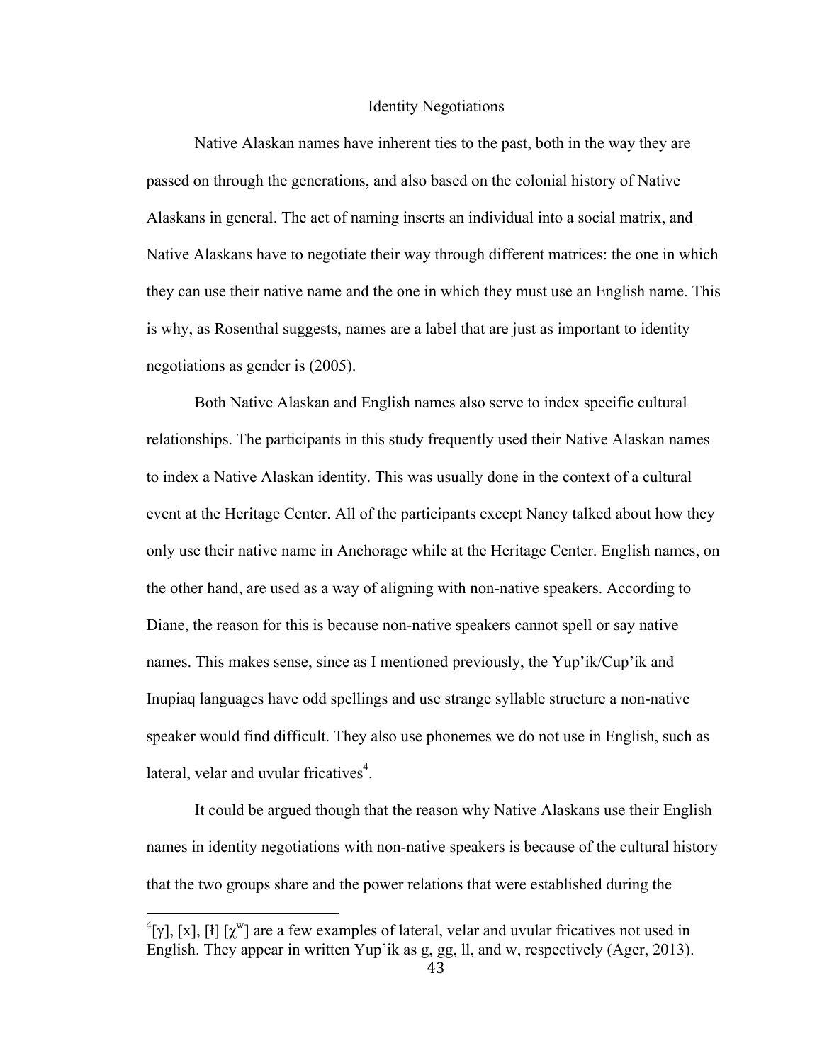## Identity Negotiations

Native Alaskan names have inherent ties to the past, both in the way they are passed on through the generations, and also based on the colonial history of Native Alaskans in general. The act of naming inserts an individual into a social matrix, and Native Alaskans have to negotiate their way through different matrices: the one in which they can use their native name and the one in which they must use an English name. This is why, as Rosenthal suggests, names are a label that are just as important to identity negotiations as gender is (2005).

Both Native Alaskan and English names also serve to index specific cultural relationships. The participants in this study frequently used their Native Alaskan names to index a Native Alaskan identity. This was usually done in the context of a cultural event at the Heritage Center. All of the participants except Nancy talked about how they only use their native name in Anchorage while at the Heritage Center. English names, on the other hand, are used as a way of aligning with non-native speakers. According to Diane, the reason for this is because non-native speakers cannot spell or say native names. This makes sense, since as I mentioned previously, the Yup'ik/Cup'ik and Inupiaq languages have odd spellings and use strange syllable structure a non-native speaker would find difficult. They also use phonemes we do not use in English, such as lateral, velar and uvular fricatives[4].

It could be argued though that the reason why Native Alaskans use their English names in identity negotiations with non-native speakers is because of the cultural history that the two groups share and the power relations that were established during the

---

[4][ɣ], [x], [ɬ] [χʷ] are a few examples of lateral, velar and uvular fricatives not used in English. They appear in written Yup'ik as g, gg, ll, and w, respectively (Ager, 2013).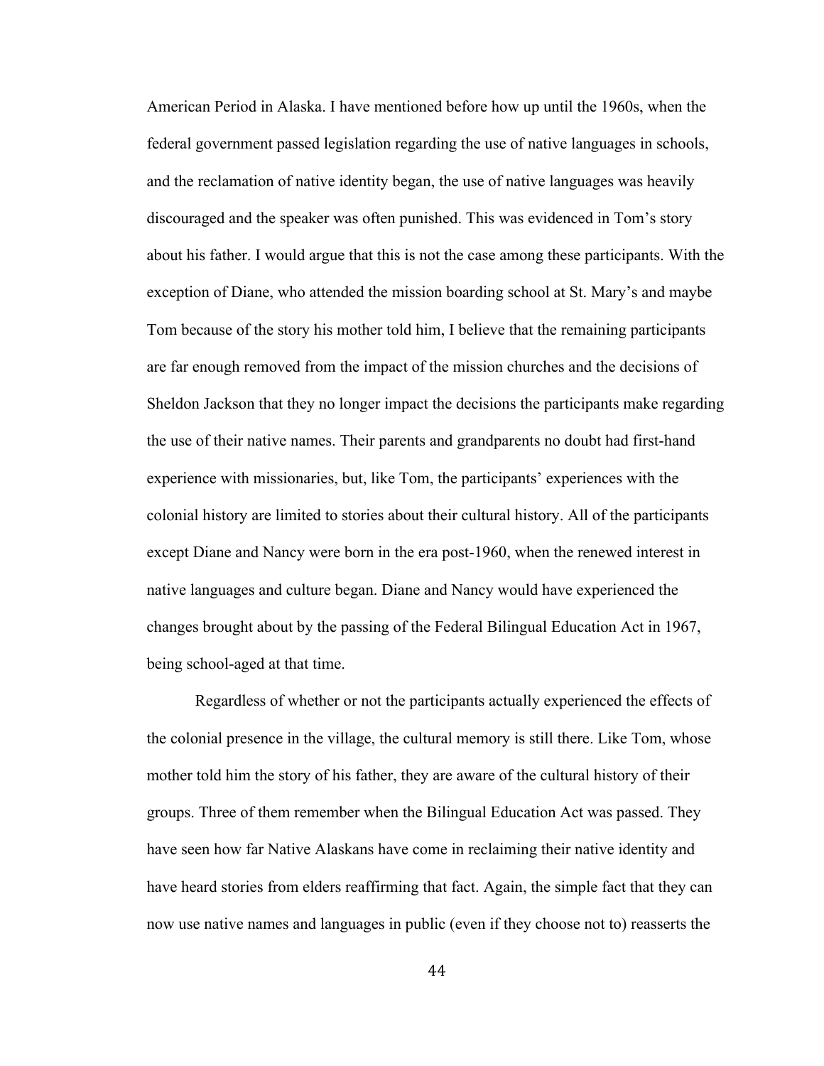American Period in Alaska. I have mentioned before how up until the 1960s, when the federal government passed legislation regarding the use of native languages in schools, and the reclamation of native identity began, the use of native languages was heavily discouraged and the speaker was often punished. This was evidenced in Tom's story about his father. I would argue that this is not the case among these participants. With the exception of Diane, who attended the mission boarding school at St. Mary's and maybe Tom because of the story his mother told him, I believe that the remaining participants are far enough removed from the impact of the mission churches and the decisions of Sheldon Jackson that they no longer impact the decisions the participants make regarding the use of their native names. Their parents and grandparents no doubt had first-hand experience with missionaries, but, like Tom, the participants' experiences with the colonial history are limited to stories about their cultural history. All of the participants except Diane and Nancy were born in the era post-1960, when the renewed interest in native languages and culture began. Diane and Nancy would have experienced the changes brought about by the passing of the Federal Bilingual Education Act in 1967, being school-aged at that time.

Regardless of whether or not the participants actually experienced the effects of the colonial presence in the village, the cultural memory is still there. Like Tom, whose mother told him the story of his father, they are aware of the cultural history of their groups. Three of them remember when the Bilingual Education Act was passed. They have seen how far Native Alaskans have come in reclaiming their native identity and have heard stories from elders reaffirming that fact. Again, the simple fact that they can now use native names and languages in public (even if they choose not to) reasserts the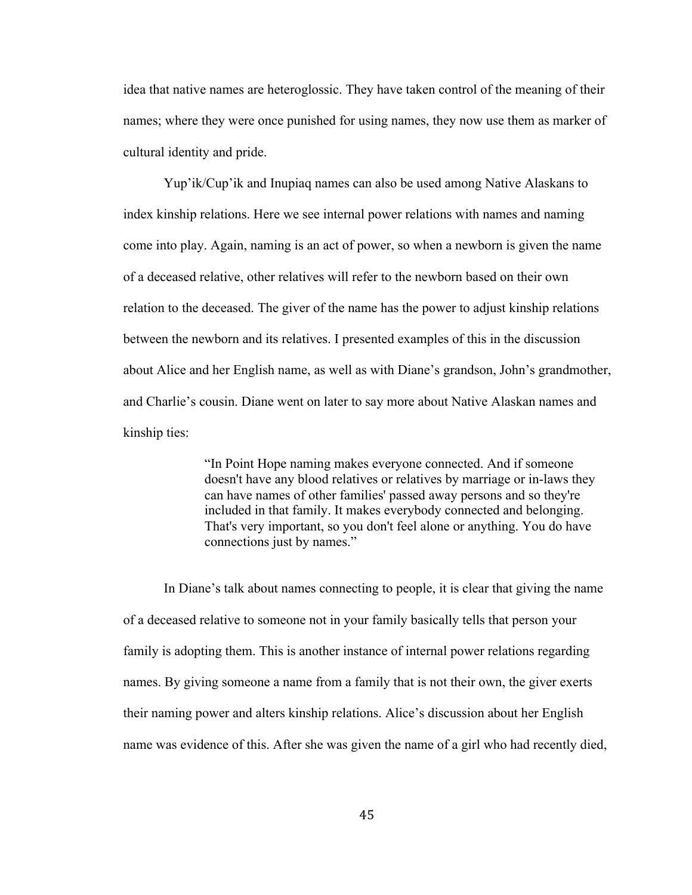idea that native names are heteroglossic. They have taken control of the meaning of their names; where they were once punished for using names, they now use them as marker of cultural identity and pride.

Yup'ik/Cup'ik and Inupiaq names can also be used among Native Alaskans to index kinship relations. Here we see internal power relations with names and naming come into play. Again, naming is an act of power, so when a newborn is given the name of a deceased relative, other relatives will refer to the newborn based on their own relation to the deceased. The giver of the name has the power to adjust kinship relations between the newborn and its relatives. I presented examples of this in the discussion about Alice and her English name, as well as with Diane's grandson, John's grandmother, and Charlie's cousin. Diane went on later to say more about Native Alaskan names and kinship ties:

> "In Point Hope naming makes everyone connected. And if someone doesn't have any blood relatives or relatives by marriage or in-laws they can have names of other families' passed away persons and so they're included in that family. It makes everybody connected and belonging. That's very important, so you don't feel alone or anything. You do have connections just by names."

In Diane's talk about names connecting to people, it is clear that giving the name of a deceased relative to someone not in your family basically tells that person your family is adopting them. This is another instance of internal power relations regarding names. By giving someone a name from a family that is not their own, the giver exerts their naming power and alters kinship relations. Alice's discussion about her English name was evidence of this. After she was given the name of a girl who had recently died,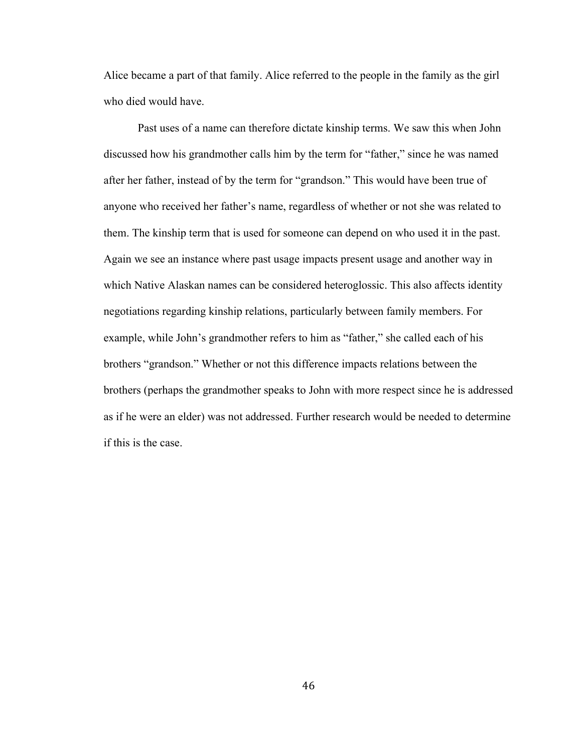Alice became a part of that family. Alice referred to the people in the family as the girl who died would have.

Past uses of a name can therefore dictate kinship terms. We saw this when John discussed how his grandmother calls him by the term for "father," since he was named after her father, instead of by the term for "grandson." This would have been true of anyone who received her father's name, regardless of whether or not she was related to them. The kinship term that is used for someone can depend on who used it in the past. Again we see an instance where past usage impacts present usage and another way in which Native Alaskan names can be considered heteroglossic. This also affects identity negotiations regarding kinship relations, particularly between family members. For example, while John's grandmother refers to him as "father," she called each of his brothers "grandson." Whether or not this difference impacts relations between the brothers (perhaps the grandmother speaks to John with more respect since he is addressed as if he were an elder) was not addressed. Further research would be needed to determine if this is the case.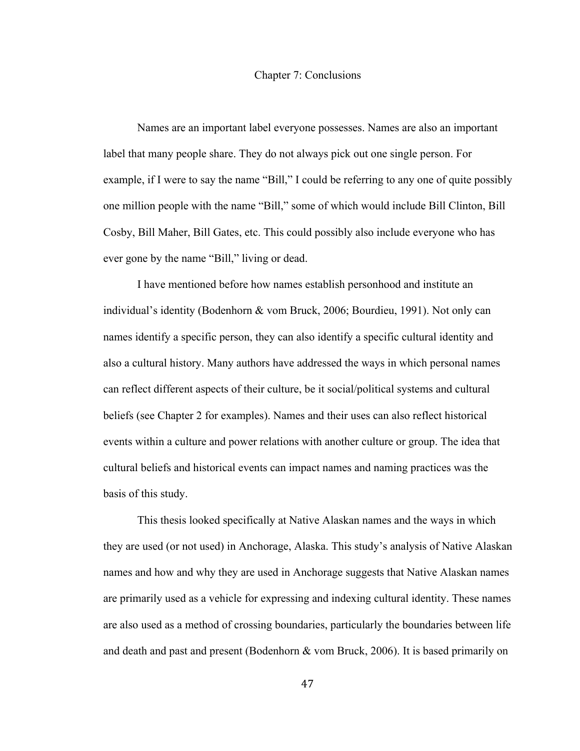# Chapter 7: Conclusions

Names are an important label everyone possesses. Names are also an important label that many people share. They do not always pick out one single person. For example, if I were to say the name "Bill," I could be referring to any one of quite possibly one million people with the name "Bill," some of which would include Bill Clinton, Bill Cosby, Bill Maher, Bill Gates, etc. This could possibly also include everyone who has ever gone by the name "Bill," living or dead.

I have mentioned before how names establish personhood and institute an individual's identity (Bodenhorn & vom Bruck, 2006; Bourdieu, 1991). Not only can names identify a specific person, they can also identify a specific cultural identity and also a cultural history. Many authors have addressed the ways in which personal names can reflect different aspects of their culture, be it social/political systems and cultural beliefs (see Chapter 2 for examples). Names and their uses can also reflect historical events within a culture and power relations with another culture or group. The idea that cultural beliefs and historical events can impact names and naming practices was the basis of this study.

This thesis looked specifically at Native Alaskan names and the ways in which they are used (or not used) in Anchorage, Alaska. This study's analysis of Native Alaskan names and how and why they are used in Anchorage suggests that Native Alaskan names are primarily used as a vehicle for expressing and indexing cultural identity. These names are also used as a method of crossing boundaries, particularly the boundaries between life and death and past and present (Bodenhorn & vom Bruck, 2006). It is based primarily on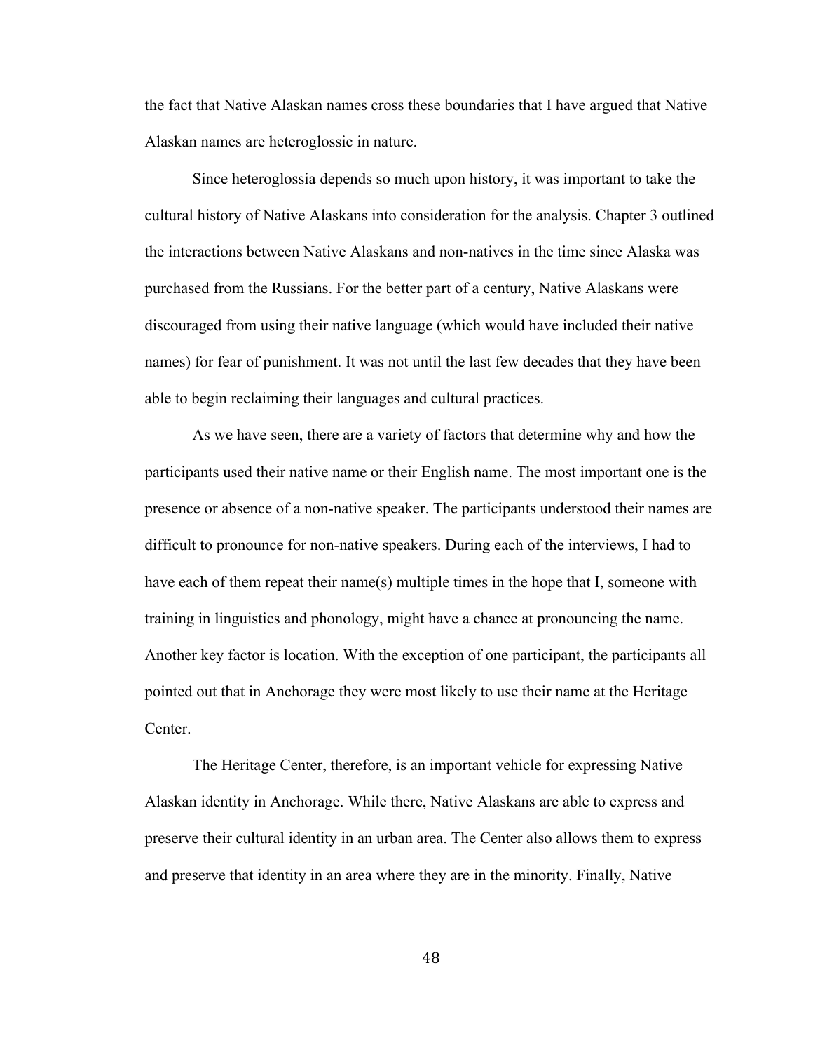the fact that Native Alaskan names cross these boundaries that I have argued that Native Alaskan names are heteroglossic in nature.

Since heteroglossia depends so much upon history, it was important to take the cultural history of Native Alaskans into consideration for the analysis. Chapter 3 outlined the interactions between Native Alaskans and non-natives in the time since Alaska was purchased from the Russians. For the better part of a century, Native Alaskans were discouraged from using their native language (which would have included their native names) for fear of punishment. It was not until the last few decades that they have been able to begin reclaiming their languages and cultural practices.

As we have seen, there are a variety of factors that determine why and how the participants used their native name or their English name. The most important one is the presence or absence of a non-native speaker. The participants understood their names are difficult to pronounce for non-native speakers. During each of the interviews, I had to have each of them repeat their name(s) multiple times in the hope that I, someone with training in linguistics and phonology, might have a chance at pronouncing the name. Another key factor is location. With the exception of one participant, the participants all pointed out that in Anchorage they were most likely to use their name at the Heritage Center.

The Heritage Center, therefore, is an important vehicle for expressing Native Alaskan identity in Anchorage. While there, Native Alaskans are able to express and preserve their cultural identity in an urban area. The Center also allows them to express and preserve that identity in an area where they are in the minority. Finally, Native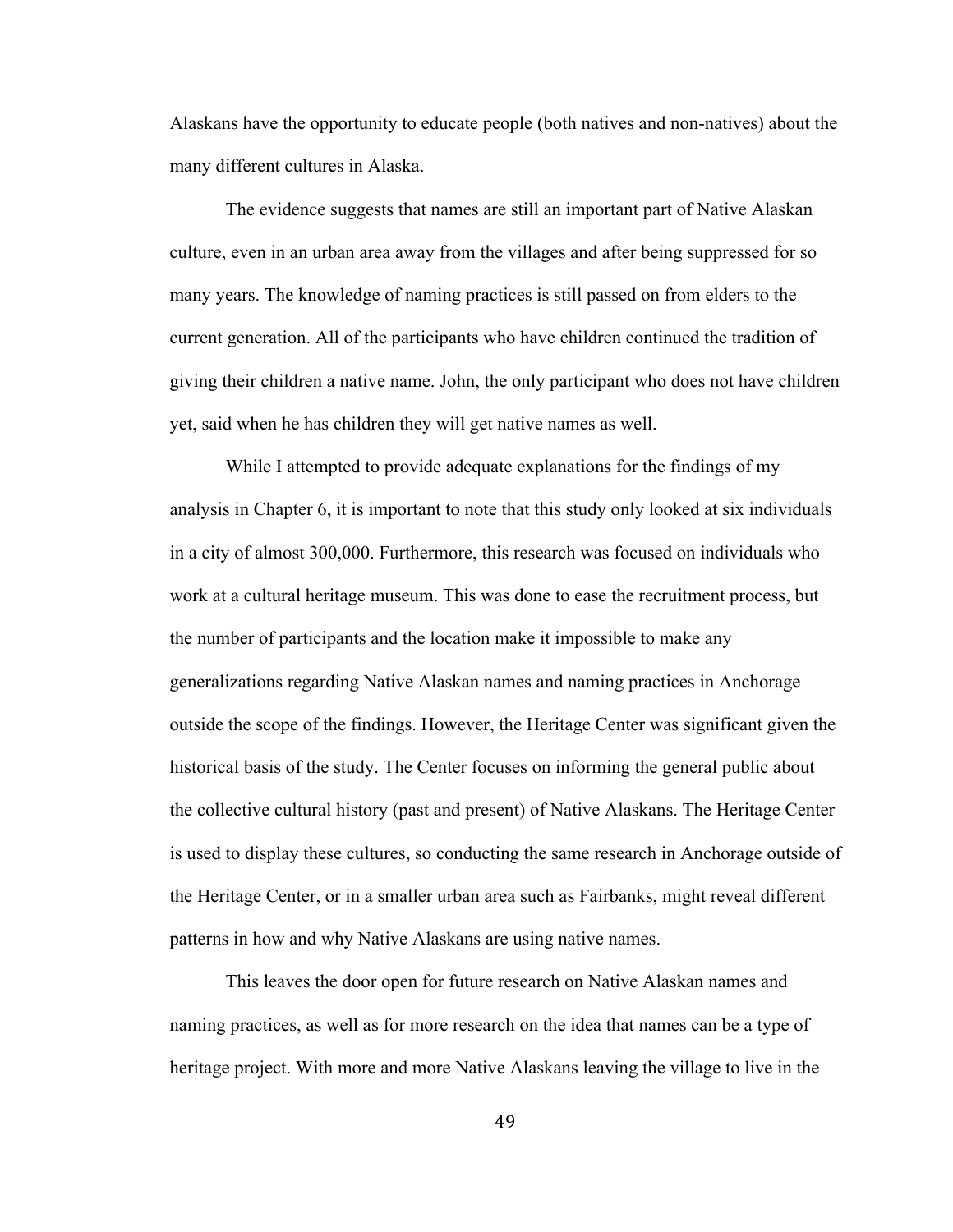Alaskans have the opportunity to educate people (both natives and non-natives) about the many different cultures in Alaska.

The evidence suggests that names are still an important part of Native Alaskan culture, even in an urban area away from the villages and after being suppressed for so many years. The knowledge of naming practices is still passed on from elders to the current generation. All of the participants who have children continued the tradition of giving their children a native name. John, the only participant who does not have children yet, said when he has children they will get native names as well.

While I attempted to provide adequate explanations for the findings of my analysis in Chapter 6, it is important to note that this study only looked at six individuals in a city of almost 300,000. Furthermore, this research was focused on individuals who work at a cultural heritage museum. This was done to ease the recruitment process, but the number of participants and the location make it impossible to make any generalizations regarding Native Alaskan names and naming practices in Anchorage outside the scope of the findings. However, the Heritage Center was significant given the historical basis of the study. The Center focuses on informing the general public about the collective cultural history (past and present) of Native Alaskans. The Heritage Center is used to display these cultures, so conducting the same research in Anchorage outside of the Heritage Center, or in a smaller urban area such as Fairbanks, might reveal different patterns in how and why Native Alaskans are using native names.

This leaves the door open for future research on Native Alaskan names and naming practices, as well as for more research on the idea that names can be a type of heritage project. With more and more Native Alaskans leaving the village to live in the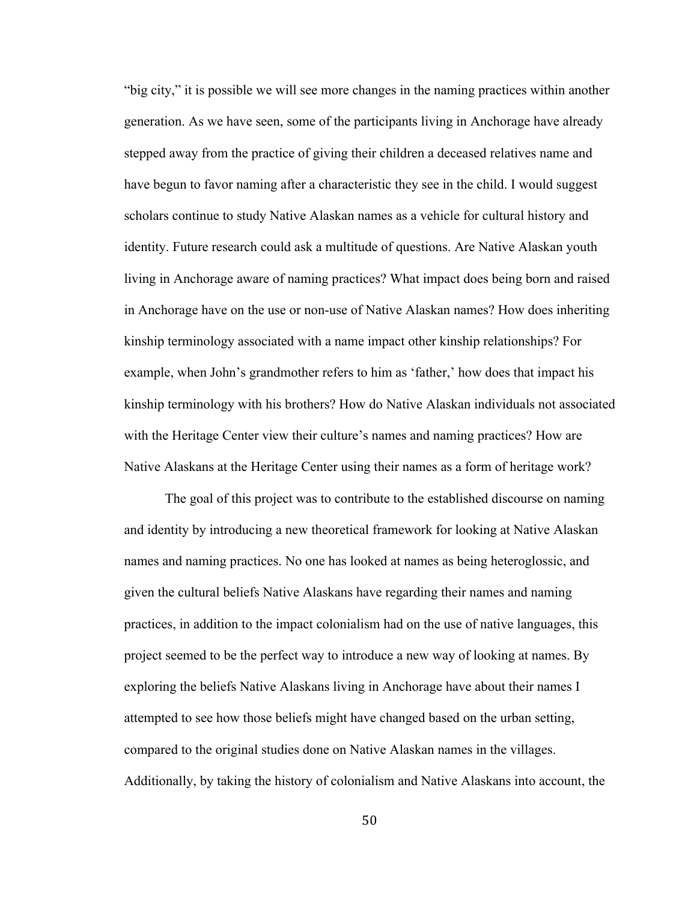"big city," it is possible we will see more changes in the naming practices within another generation. As we have seen, some of the participants living in Anchorage have already stepped away from the practice of giving their children a deceased relatives name and have begun to favor naming after a characteristic they see in the child. I would suggest scholars continue to study Native Alaskan names as a vehicle for cultural history and identity. Future research could ask a multitude of questions. Are Native Alaskan youth living in Anchorage aware of naming practices? What impact does being born and raised in Anchorage have on the use or non-use of Native Alaskan names? How does inheriting kinship terminology associated with a name impact other kinship relationships? For example, when John's grandmother refers to him as 'father,' how does that impact his kinship terminology with his brothers? How do Native Alaskan individuals not associated with the Heritage Center view their culture's names and naming practices? How are Native Alaskans at the Heritage Center using their names as a form of heritage work?

The goal of this project was to contribute to the established discourse on naming and identity by introducing a new theoretical framework for looking at Native Alaskan names and naming practices. No one has looked at names as being heteroglossic, and given the cultural beliefs Native Alaskans have regarding their names and naming practices, in addition to the impact colonialism had on the use of native languages, this project seemed to be the perfect way to introduce a new way of looking at names. By exploring the beliefs Native Alaskans living in Anchorage have about their names I attempted to see how those beliefs might have changed based on the urban setting, compared to the original studies done on Native Alaskan names in the villages. Additionally, by taking the history of colonialism and Native Alaskans into account, the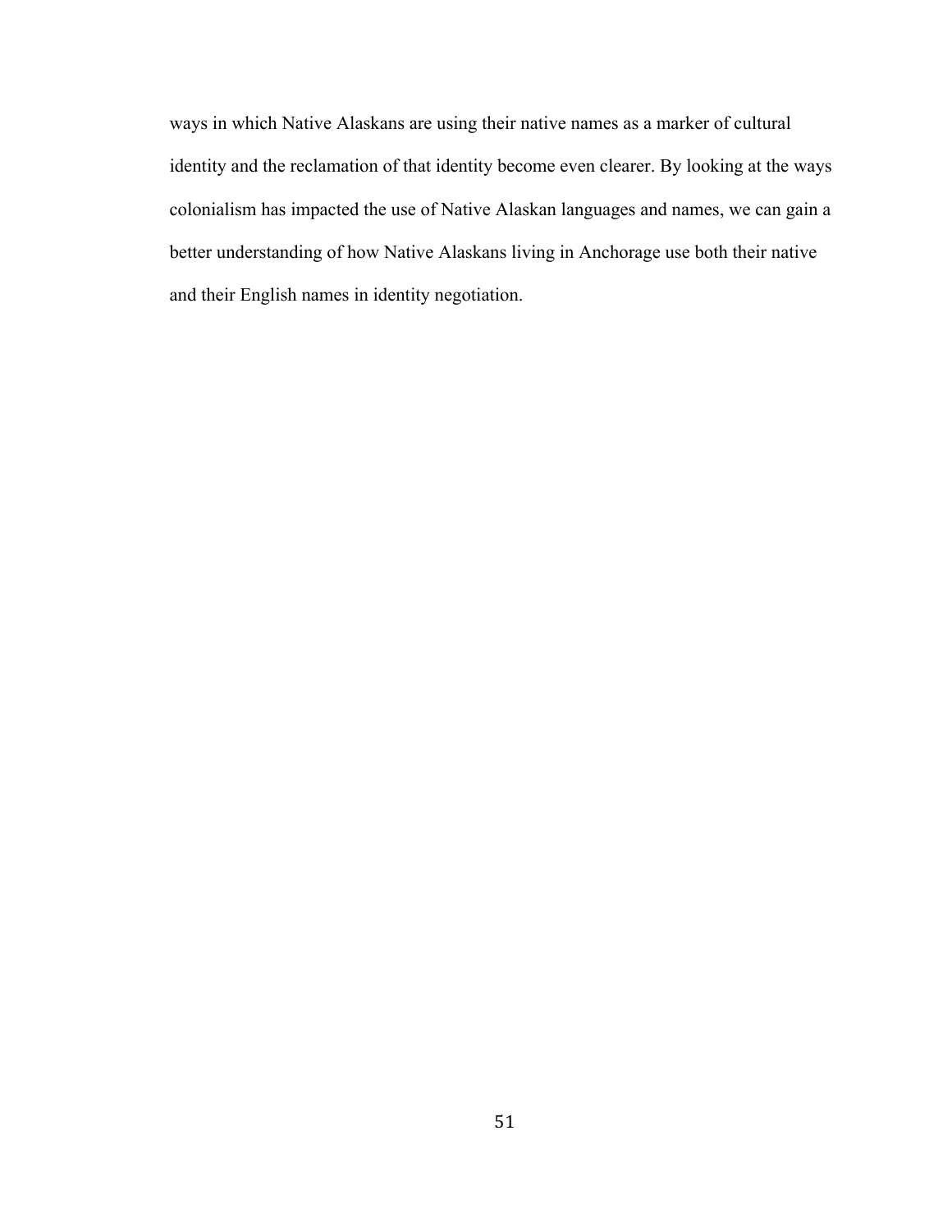ways in which Native Alaskans are using their native names as a marker of cultural identity and the reclamation of that identity become even clearer. By looking at the ways colonialism has impacted the use of Native Alaskan languages and names, we can gain a better understanding of how Native Alaskans living in Anchorage use both their native and their English names in identity negotiation.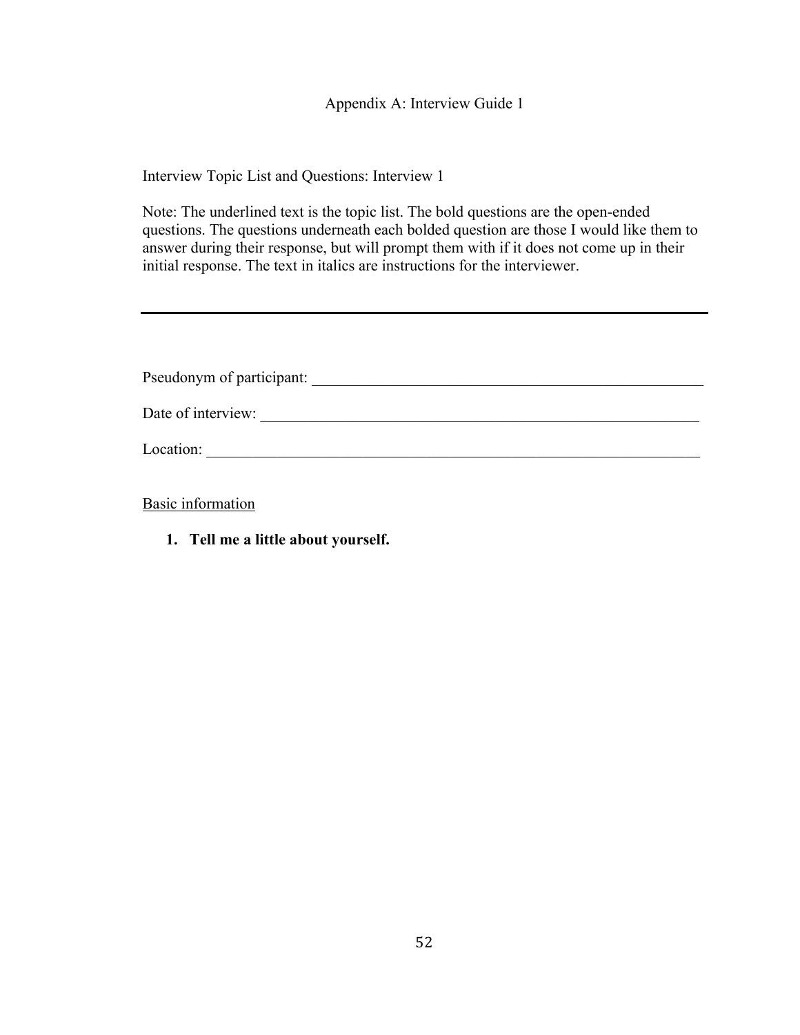# Appendix A: Interview Guide 1

Interview Topic List and Questions: Interview 1

Note: The underlined text is the topic list. The bold questions are the open-ended questions. The questions underneath each bolded question are those I would like them to answer during their response, but will prompt them with if it does not come up in their initial response. The text in italics are instructions for the interviewer.

---

Pseudonym of participant: ____________________________________________________

Date of interview: ________________________________________________________

Location: ______________________________________________________________

<u>Basic information</u>

1. **Tell me a little about yourself.**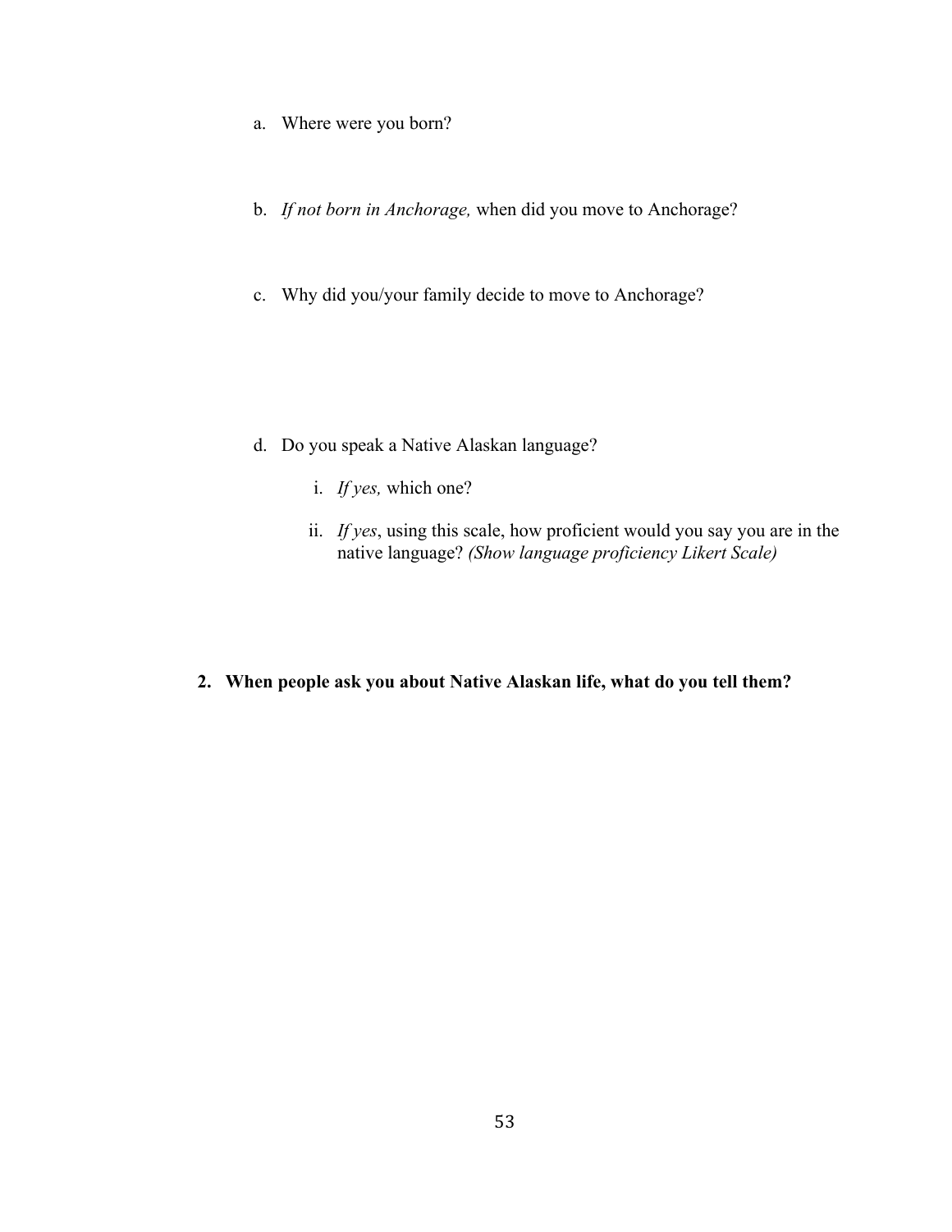a. Where were you born?

b. *If not born in Anchorage,* when did you move to Anchorage?

c. Why did you/your family decide to move to Anchorage?

d. Do you speak a Native Alaskan language?

   i. *If yes,* which one?

   ii. *If yes*, using this scale, how proficient would you say you are in the native language? *(Show language proficiency Likert Scale)*

**2. When people ask you about Native Alaskan life, what do you tell them?**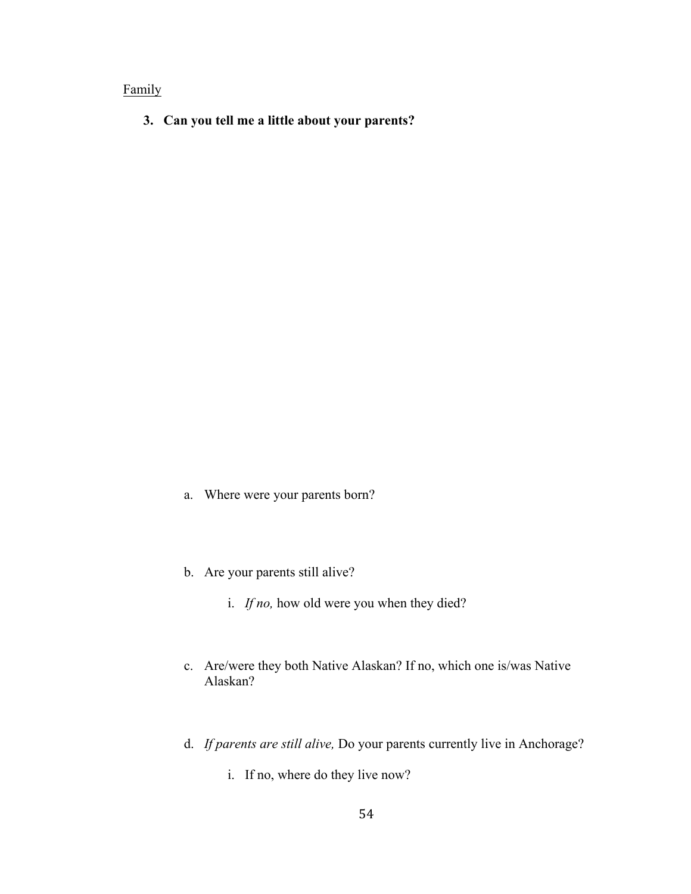<u>Family</u>

**3. Can you tell me a little about your parents?**

a. Where were your parents born?

b. Are your parents still alive?

    i. *If no,* how old were you when they died?

c. Are/were they both Native Alaskan? If no, which one is/was Native Alaskan?

d. *If parents are still alive,* Do your parents currently live in Anchorage?

    i. If no, where do they live now?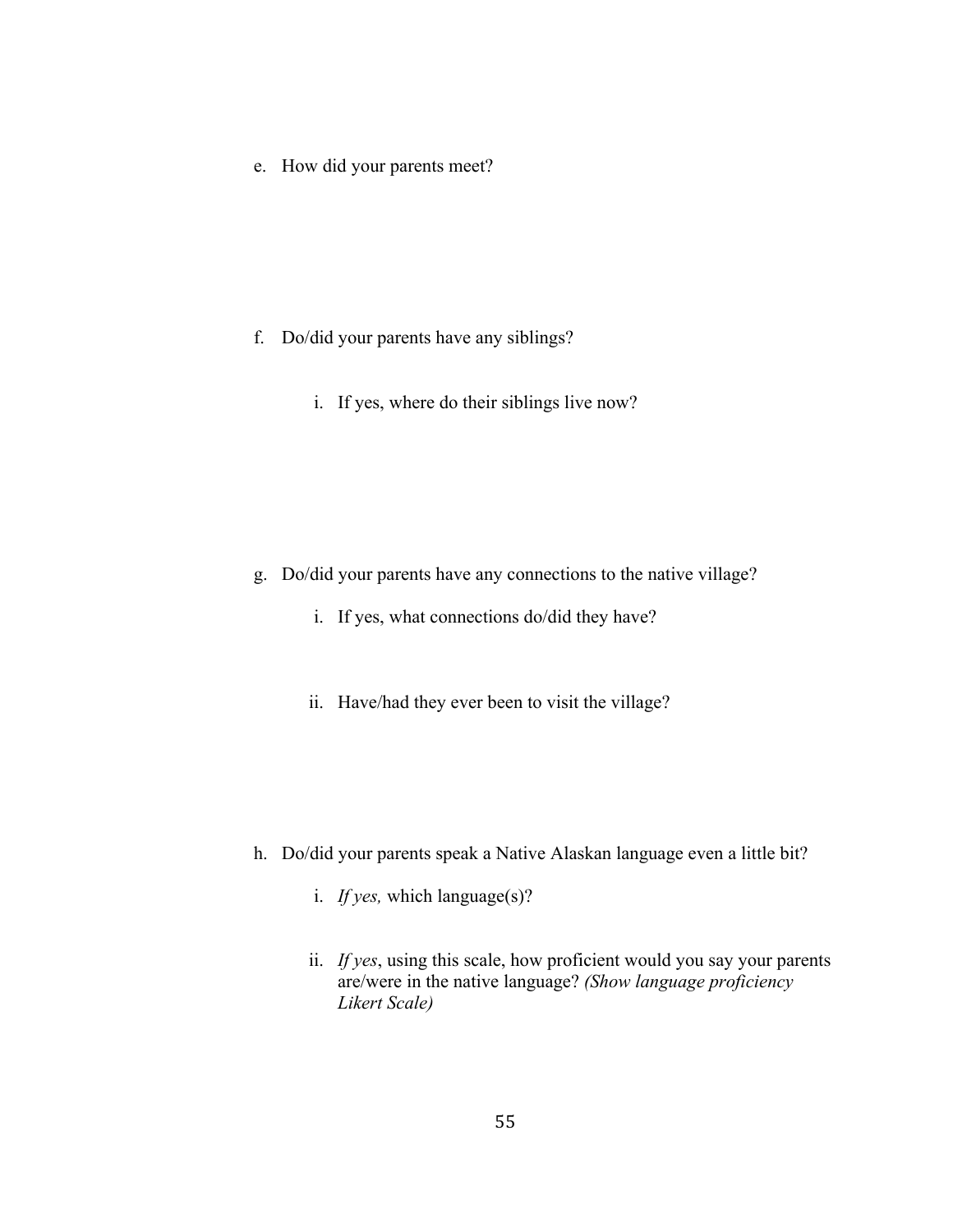e. How did your parents meet?

f. Do/did your parents have any siblings?

   i. If yes, where do their siblings live now?

g. Do/did your parents have any connections to the native village?

   i. If yes, what connections do/did they have?

   ii. Have/had they ever been to visit the village?

h. Do/did your parents speak a Native Alaskan language even a little bit?

   i. *If yes,* which language(s)?

   ii. *If yes*, using this scale, how proficient would you say your parents are/were in the native language? *(Show language proficiency Likert Scale)*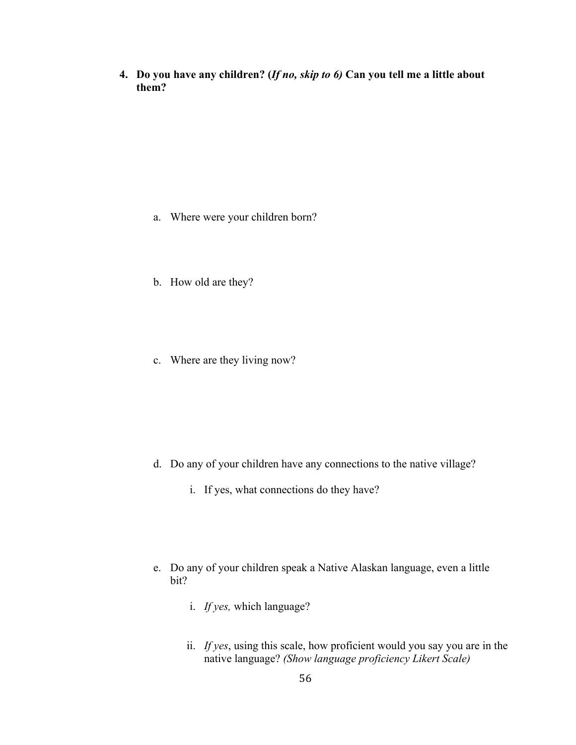4. **Do you have any children? (*If no, skip to 6)* Can you tell me a little about them?**

    a. Where were your children born?

    b. How old are they?

    c. Where are they living now?

    d. Do any of your children have any connections to the native village?

        i. If yes, what connections do they have?

    e. Do any of your children speak a Native Alaskan language, even a little bit?

        i. *If yes,* which language?

        ii. *If yes*, using this scale, how proficient would you say you are in the native language? *(Show language proficiency Likert Scale)*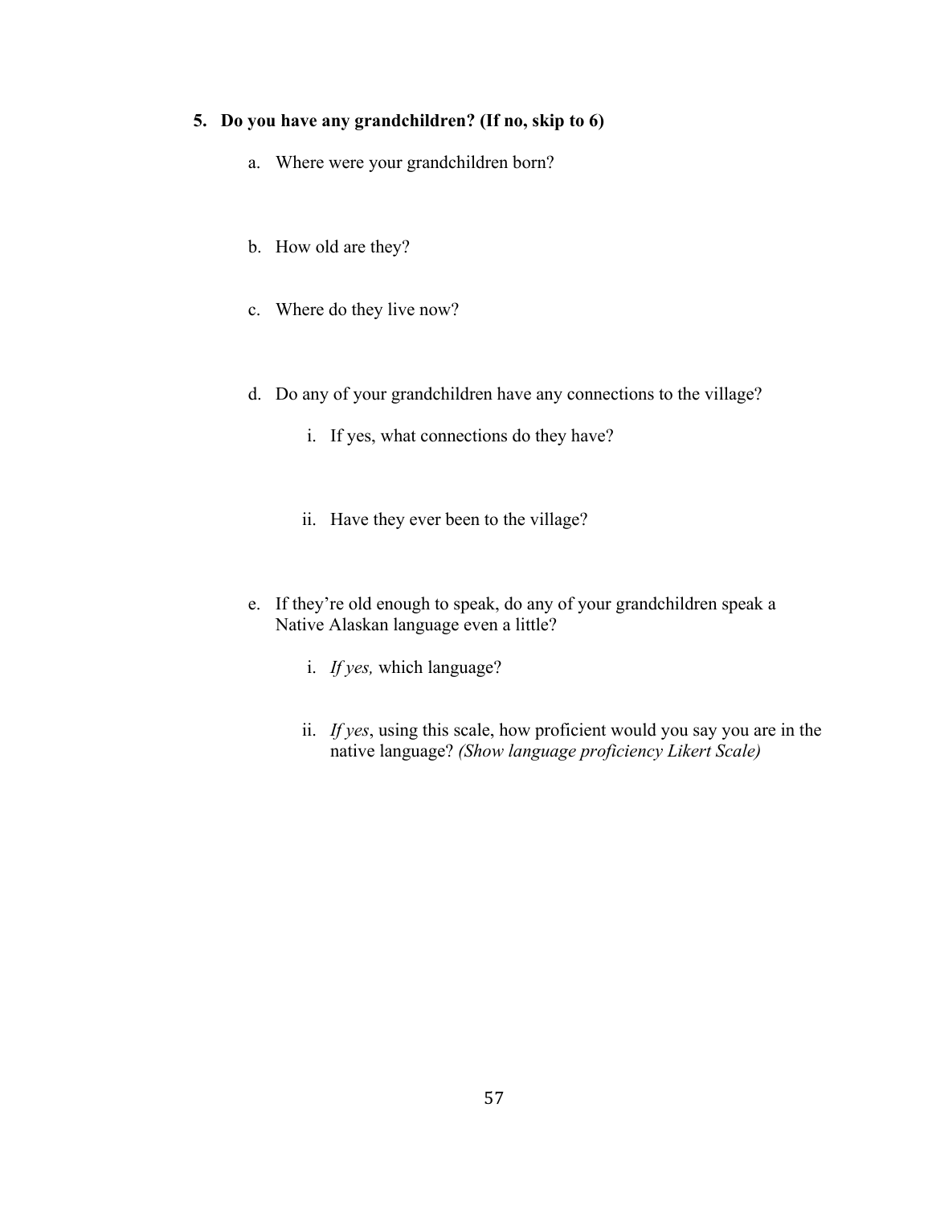**5. Do you have any grandchildren? (If no, skip to 6)**

a. Where were your grandchildren born?

b. How old are they?

c. Where do they live now?

d. Do any of your grandchildren have any connections to the village?

   i. If yes, what connections do they have?

   ii. Have they ever been to the village?

e. If they're old enough to speak, do any of your grandchildren speak a Native Alaskan language even a little?

   i. *If yes,* which language?

   ii. *If yes*, using this scale, how proficient would you say you are in the native language? *(Show language proficiency Likert Scale)*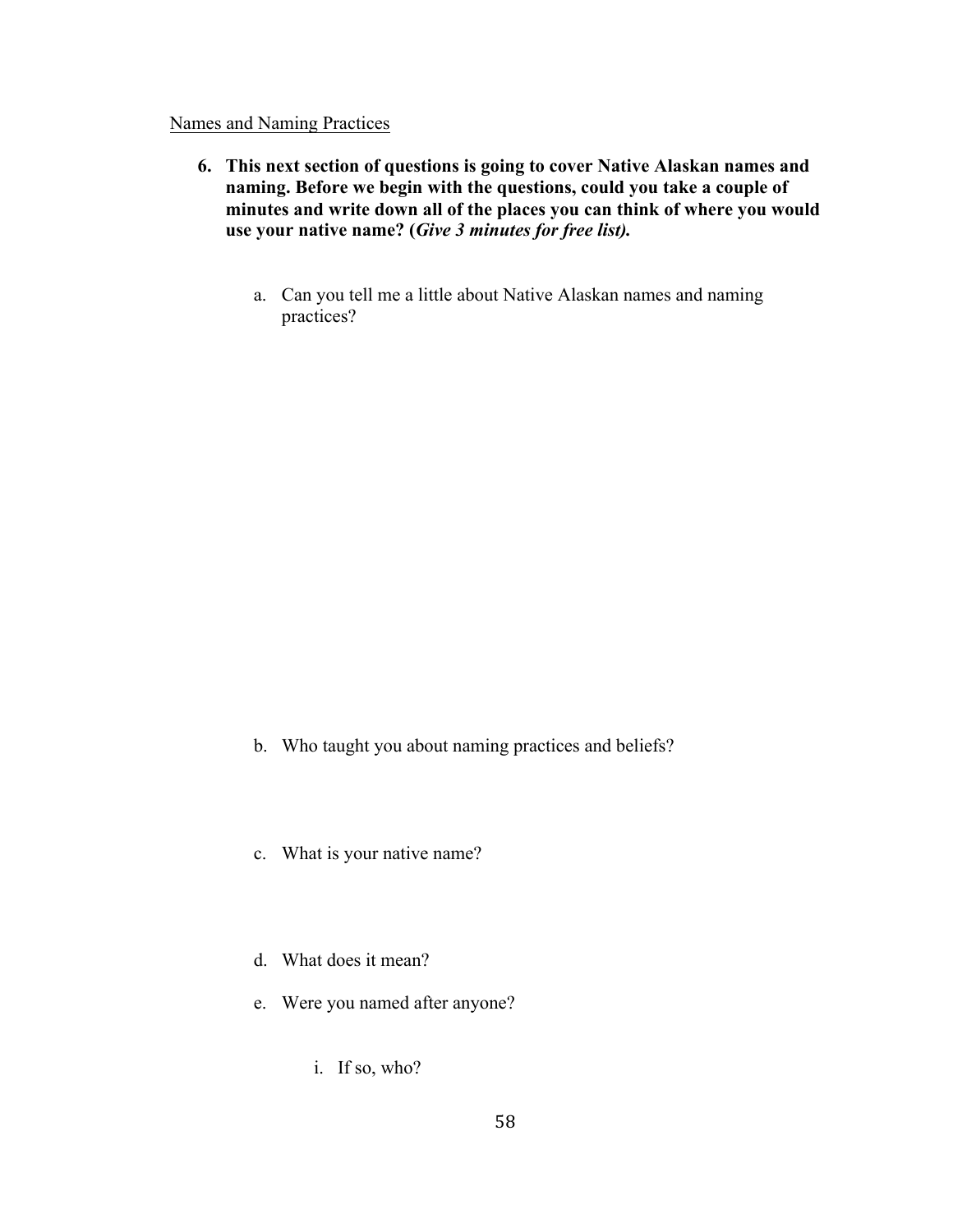Names and Naming Practices

6. **This next section of questions is going to cover Native Alaskan names and naming. Before we begin with the questions, could you take a couple of minutes and write down all of the places you can think of where you would use your native name? (*Give 3 minutes for free list).***

    a. Can you tell me a little about Native Alaskan names and naming practices?

    b. Who taught you about naming practices and beliefs?

    c. What is your native name?

    d. What does it mean?

    e. Were you named after anyone?

        i. If so, who?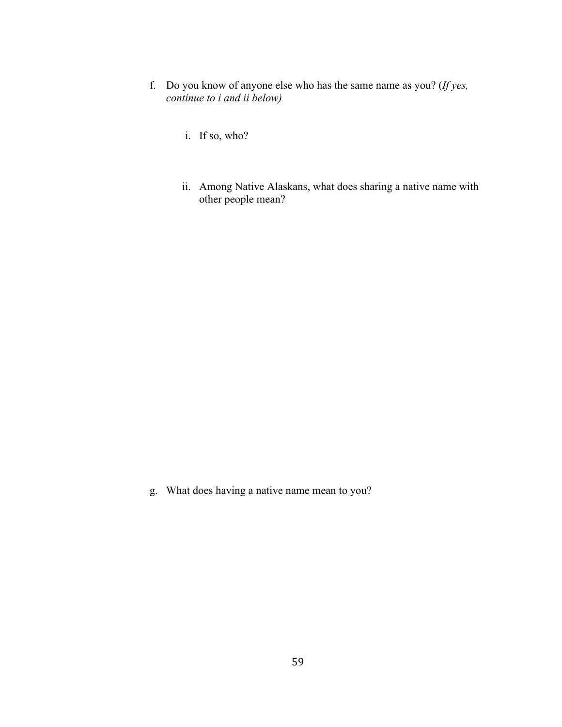f. Do you know of anyone else who has the same name as you? (*If yes, continue to i and ii below)*

   i. If so, who?

   ii. Among Native Alaskans, what does sharing a native name with other people mean?

g. What does having a native name mean to you?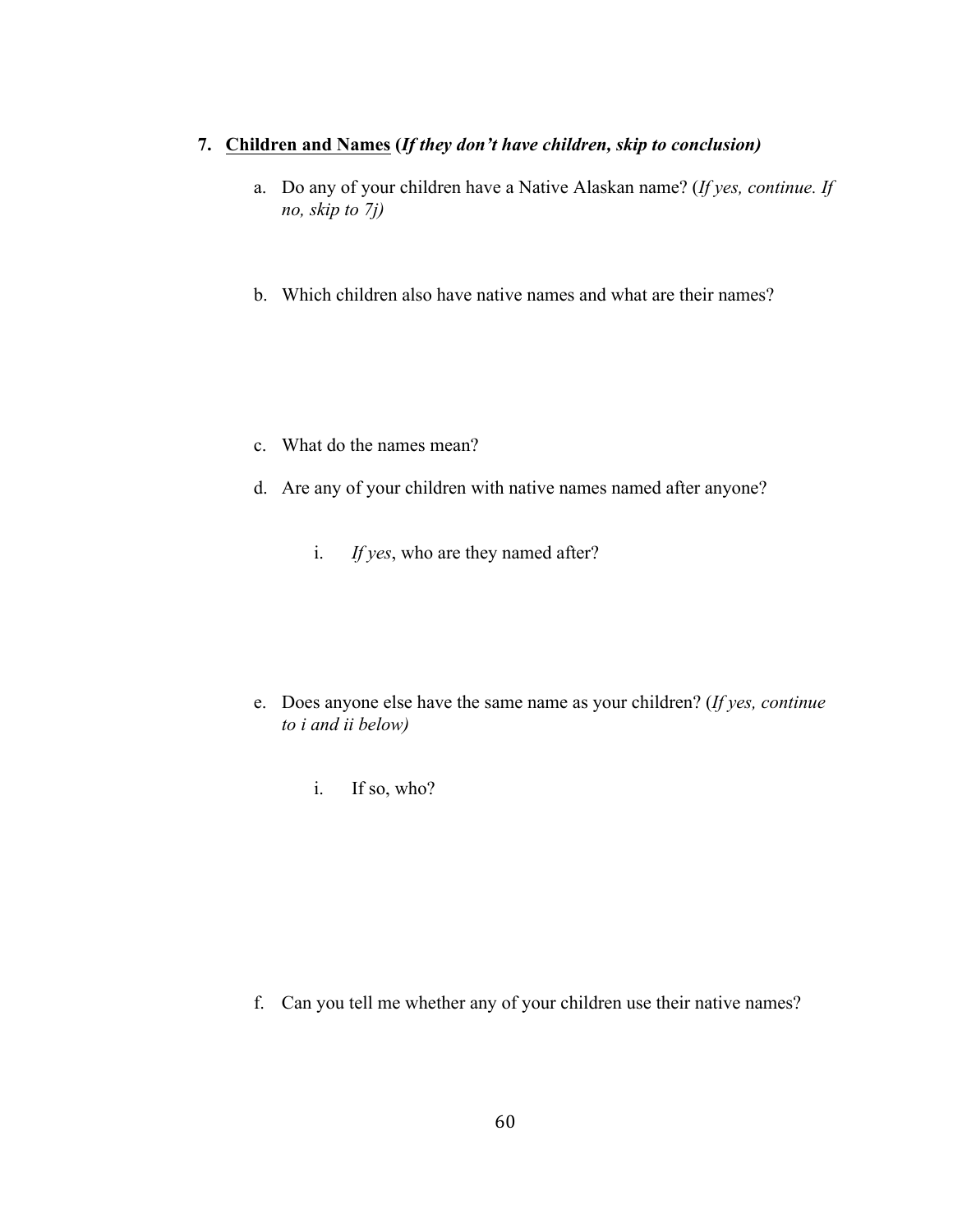7. <u>**Children and Names**</u> **(*If they don't have children, skip to conclusion)***

   a. Do any of your children have a Native Alaskan name? (*If yes, continue. If no, skip to 7j)*

   b. Which children also have native names and what are their names?

   c. What do the names mean?

   d. Are any of your children with native names named after anyone?

      i. *If yes*, who are they named after?

   e. Does anyone else have the same name as your children? (*If yes, continue to i and ii below)*

      i. If so, who?

   f. Can you tell me whether any of your children use their native names?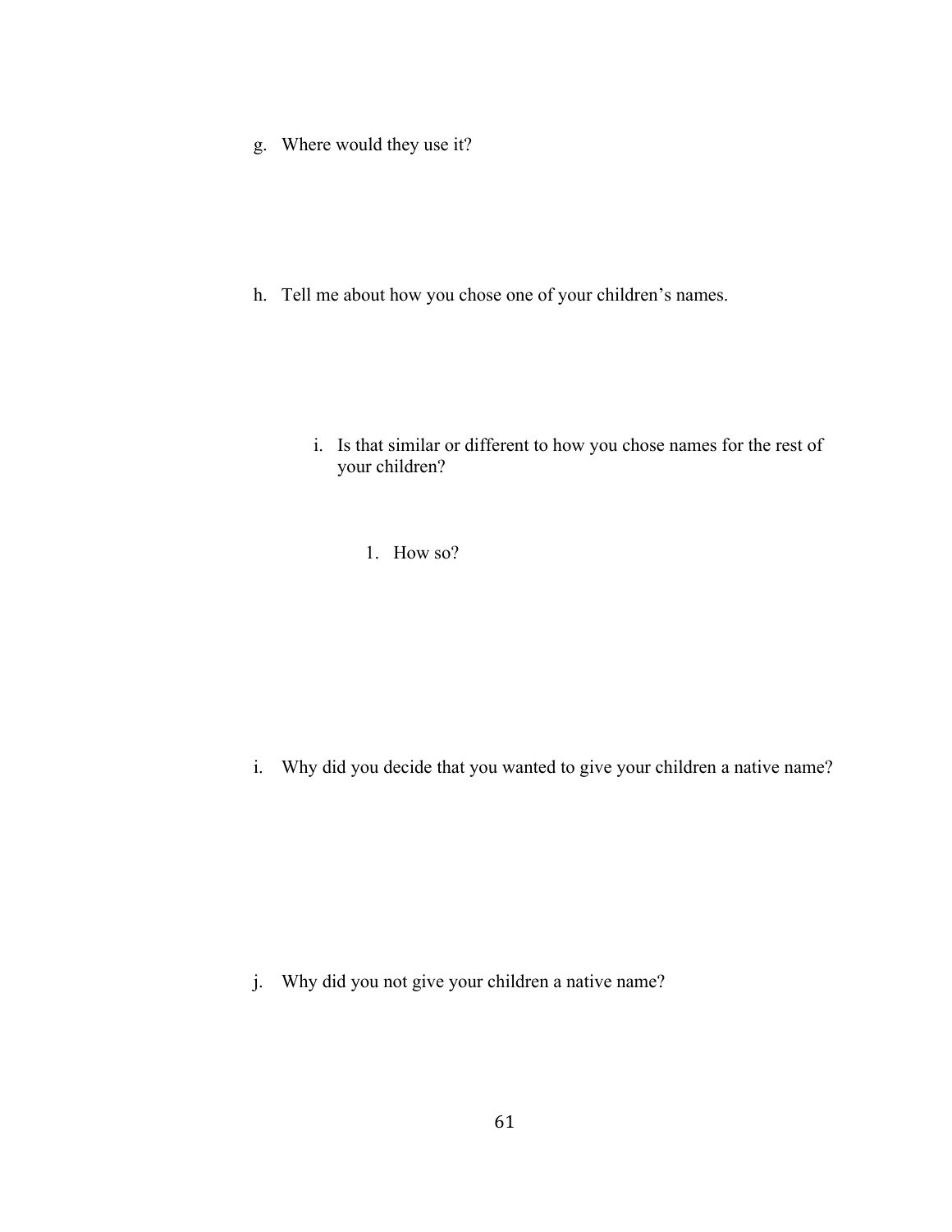g. Where would they use it?

h. Tell me about how you chose one of your children's names.

   i. Is that similar or different to how you chose names for the rest of your children?

      1. How so?

i. Why did you decide that you wanted to give your children a native name?

j. Why did you not give your children a native name?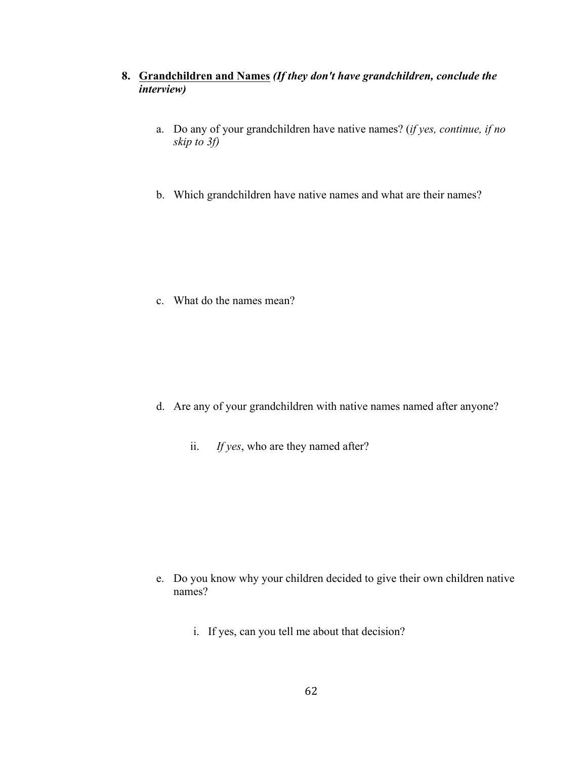8. <u>**Grandchildren and Names**</u> ***(If they don't have grandchildren, conclude the interview)***

   a. Do any of your grandchildren have native names? (*if yes, continue, if no skip to 3f)*

   b. Which grandchildren have native names and what are their names?

   c. What do the names mean?

   d. Are any of your grandchildren with native names named after anyone?

      ii. *If yes*, who are they named after?

   e. Do you know why your children decided to give their own children native names?

      i. If yes, can you tell me about that decision?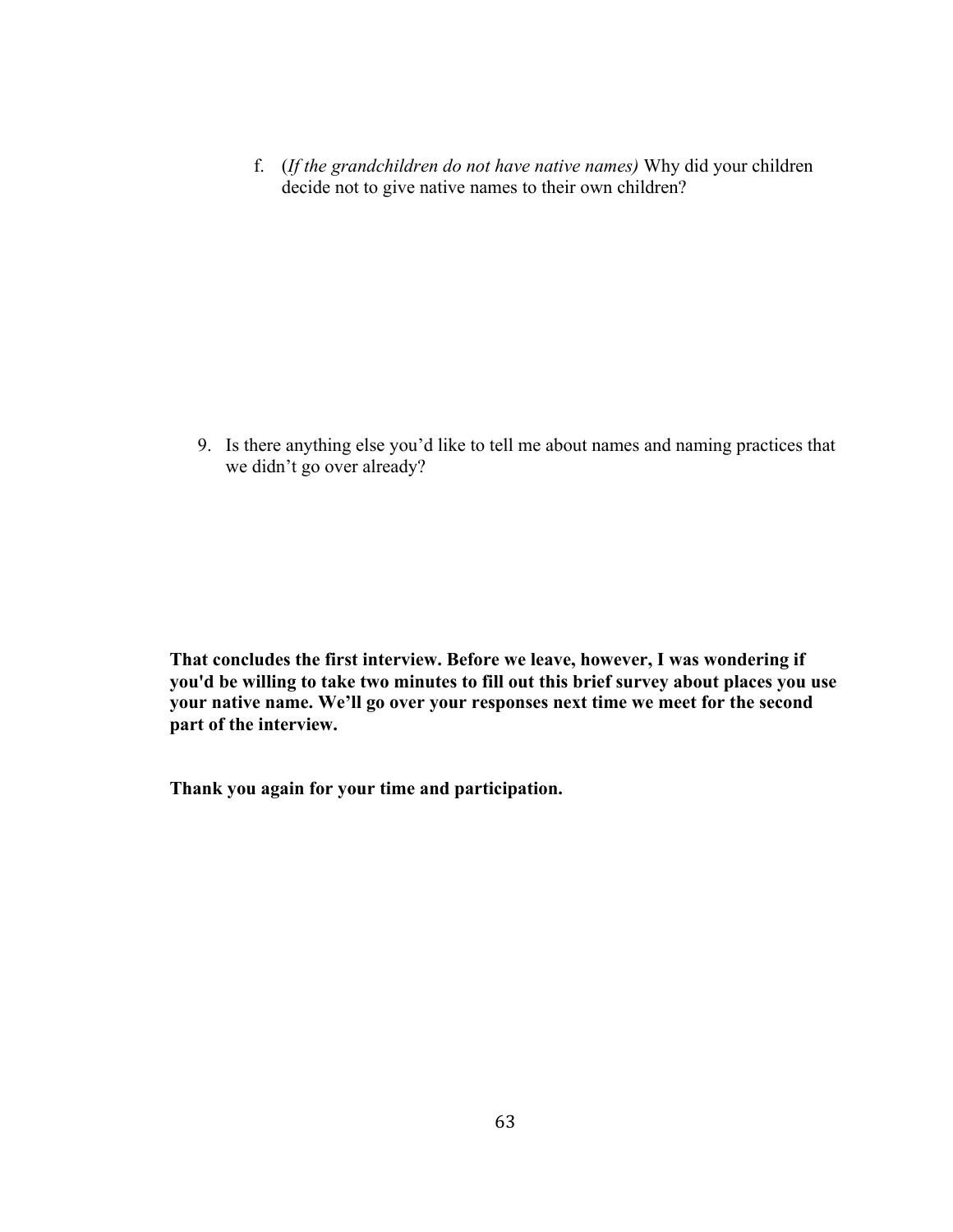f. (*If the grandchildren do not have native names)* Why did your children decide not to give native names to their own children?

9. Is there anything else you'd like to tell me about names and naming practices that we didn't go over already?

**That concludes the first interview. Before we leave, however, I was wondering if you'd be willing to take two minutes to fill out this brief survey about places you use your native name. We'll go over your responses next time we meet for the second part of the interview.**

**Thank you again for your time and participation.**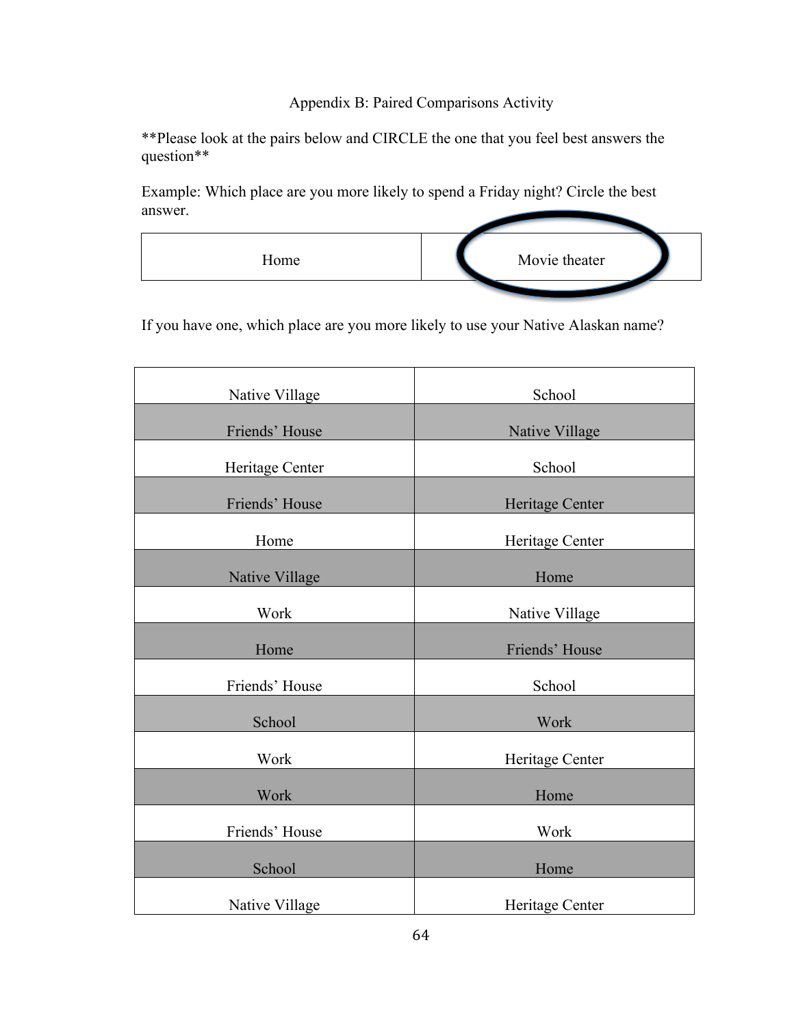Appendix B: Paired Comparisons Activity

**Please look at the pairs below and CIRCLE the one that you feel best answers the question**

Example: Which place are you more likely to spend a Friday night? Circle the best answer.

| Home | Movie theater |
|---|---|

If you have one, which place are you more likely to use your Native Alaskan name?

| | |
|---|---|
| Native Village | School |
| Friends' House | Native Village |
| Heritage Center | School |
| Friends' House | Heritage Center |
| Home | Heritage Center |
| Native Village | Home |
| Work | Native Village |
| Home | Friends' House |
| Friends' House | School |
| School | Work |
| Work | Heritage Center |
| Work | Home |
| Friends' House | Work |
| School | Home |
| Native Village | Heritage Center |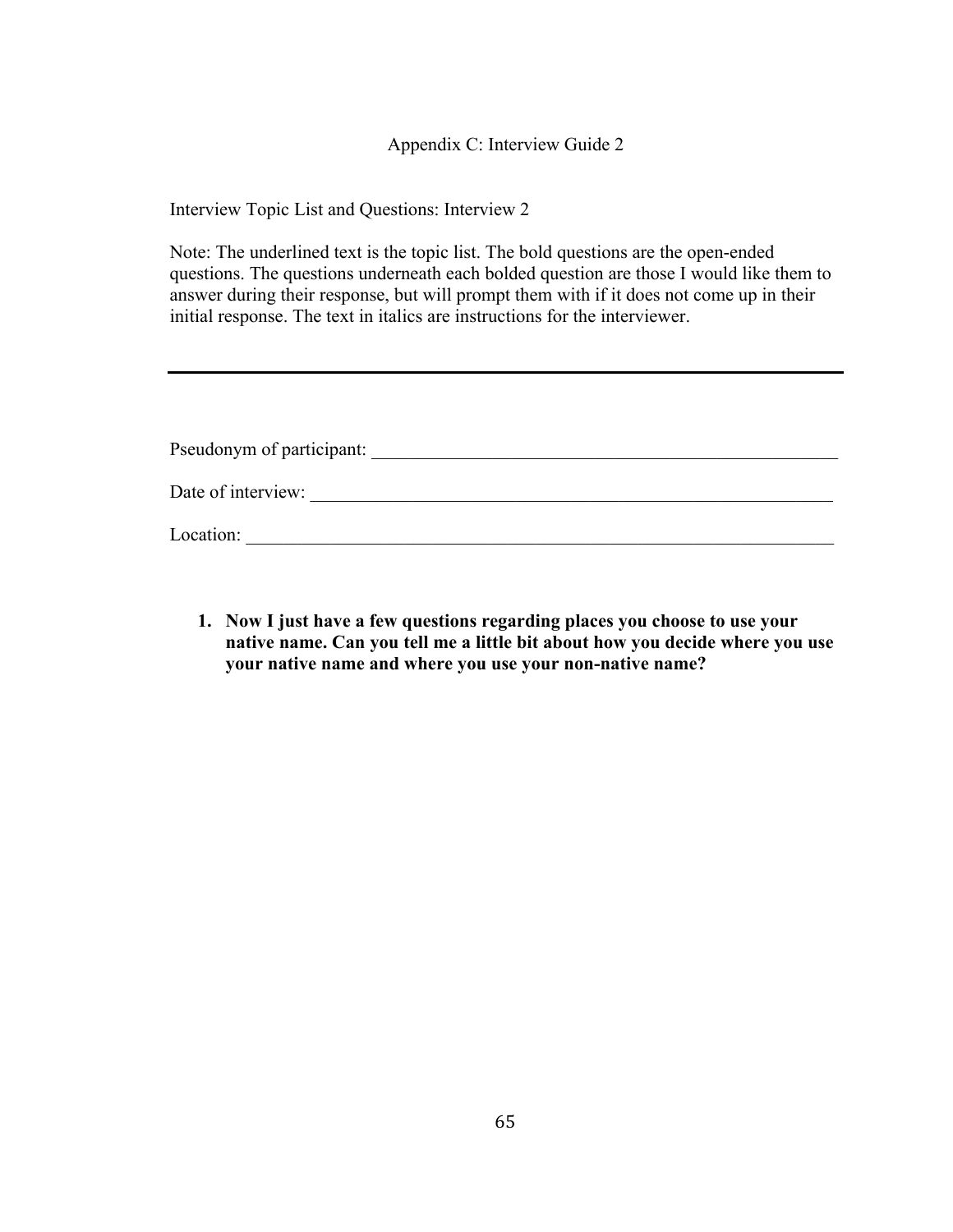## Appendix C: Interview Guide 2

Interview Topic List and Questions: Interview 2

Note: The underlined text is the topic list. The bold questions are the open-ended questions. The questions underneath each bolded question are those I would like them to answer during their response, but will prompt them with if it does not come up in their initial response. The text in italics are instructions for the interviewer.

---

Pseudonym of participant: ____________________________________________________

Date of interview: ________________________________________________________

Location: ______________________________________________________________

1. **Now I just have a few questions regarding places you choose to use your native name. Can you tell me a little bit about how you decide where you use your native name and where you use your non-native name?**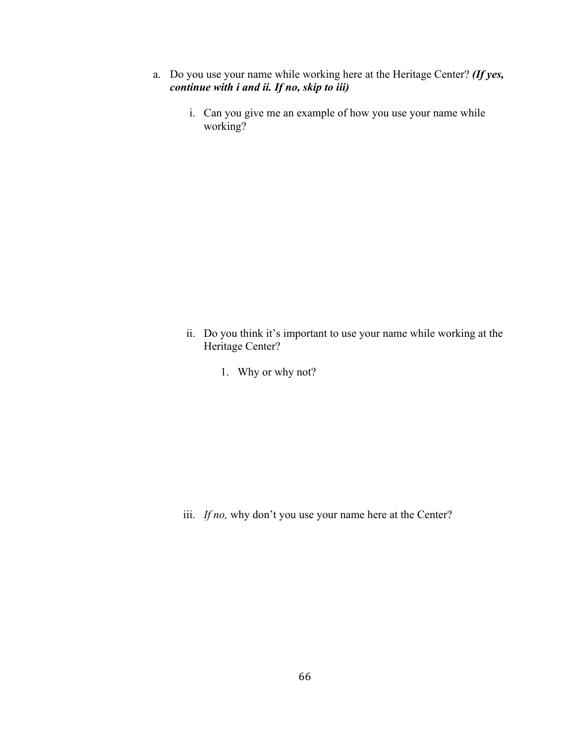a. Do you use your name while working here at the Heritage Center? ***(If yes, continue with i and ii. If no, skip to iii)***

   i. Can you give me an example of how you use your name while working?

   ii. Do you think it's important to use your name while working at the Heritage Center?

      1. Why or why not?

   iii. *If no,* why don't you use your name here at the Center?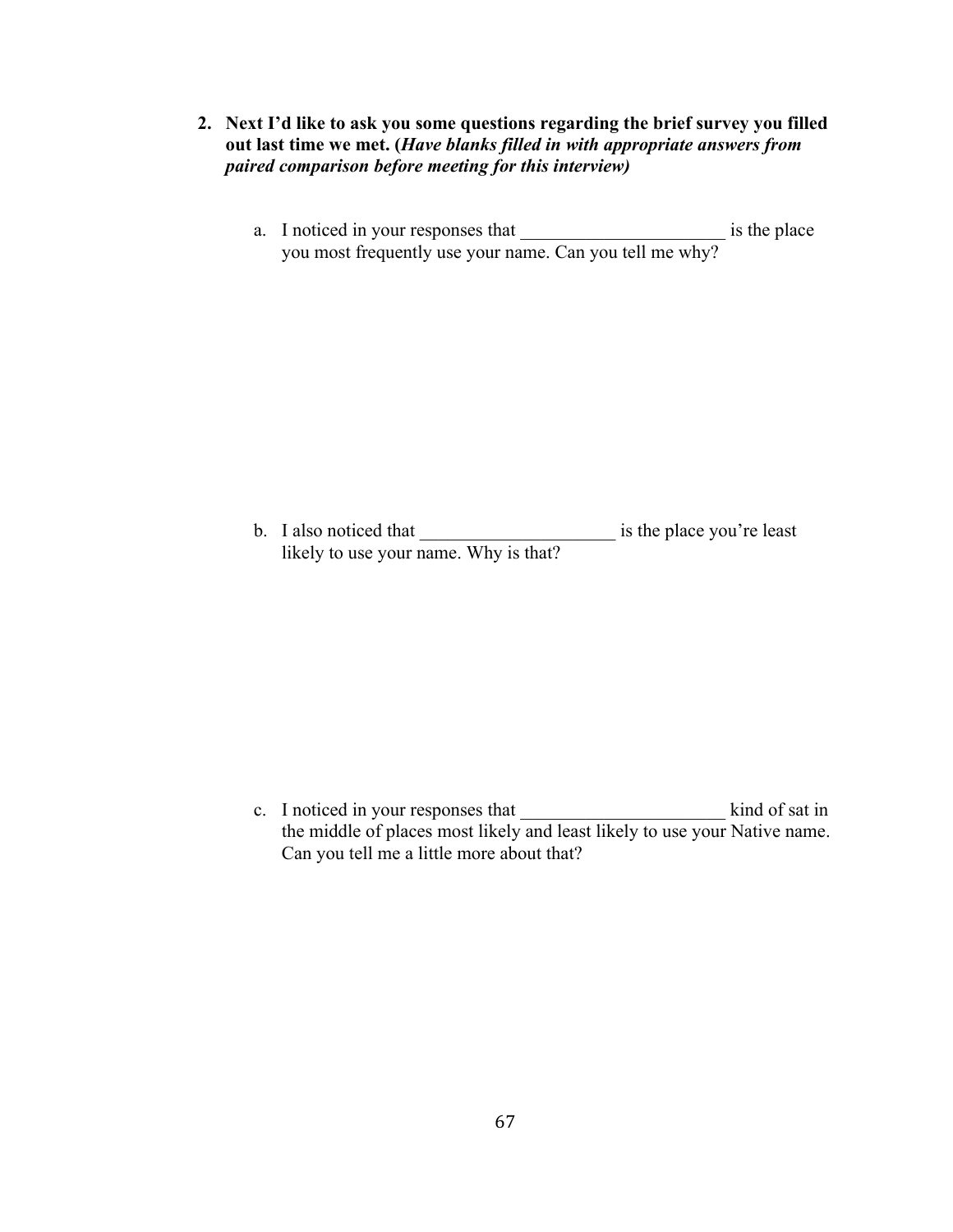2. **Next I'd like to ask you some questions regarding the brief survey you filled out last time we met. (*Have blanks filled in with appropriate answers from paired comparison before meeting for this interview)***

   a. I noticed in your responses that ______________________ is the place you most frequently use your name. Can you tell me why?

   b. I also noticed that _____________________ is the place you're least likely to use your name. Why is that?

   c. I noticed in your responses that ______________________ kind of sat in the middle of places most likely and least likely to use your Native name. Can you tell me a little more about that?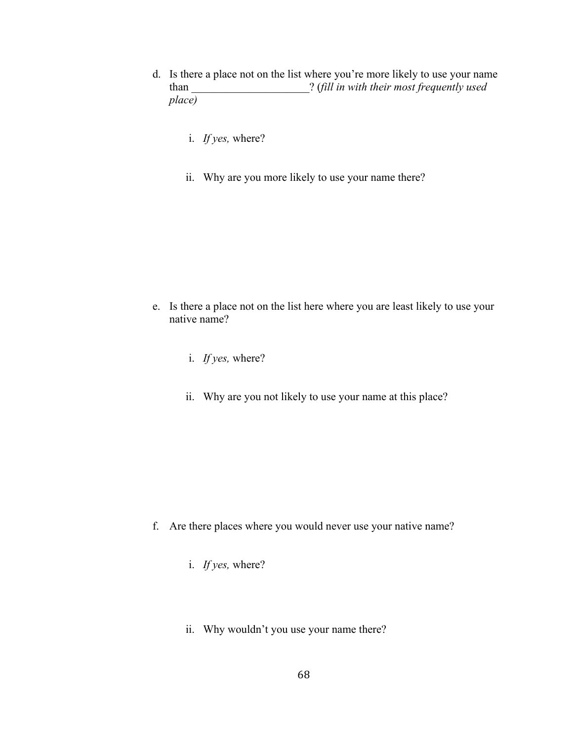d. Is there a place not on the list where you're more likely to use your name than ____________________? (*fill in with their most frequently used place)*

   i. *If yes,* where?

   ii. Why are you more likely to use your name there?

e. Is there a place not on the list here where you are least likely to use your native name?

   i. *If yes,* where?

   ii. Why are you not likely to use your name at this place?

f. Are there places where you would never use your native name?

   i. *If yes,* where?

   ii. Why wouldn't you use your name there?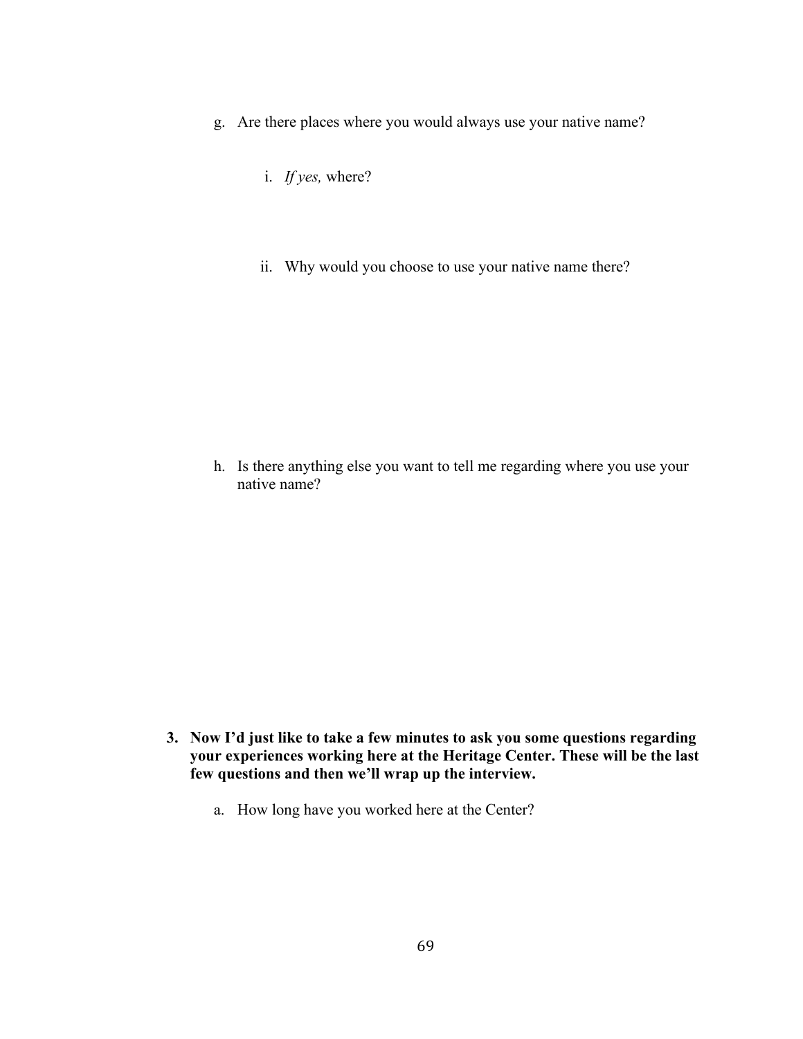g. Are there places where you would always use your native name?

   i. *If yes,* where?

   ii. Why would you choose to use your native name there?

h. Is there anything else you want to tell me regarding where you use your native name?

**3. Now I'd just like to take a few minutes to ask you some questions regarding your experiences working here at the Heritage Center. These will be the last few questions and then we'll wrap up the interview.**

a. How long have you worked here at the Center?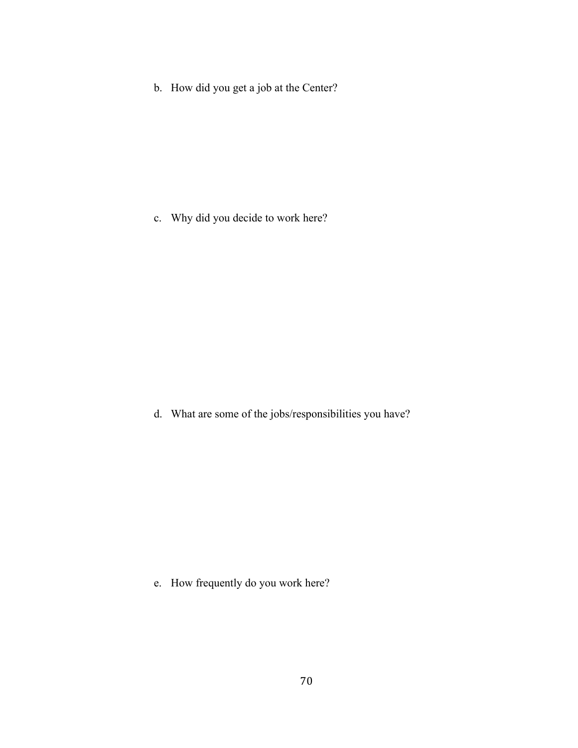b. How did you get a job at the Center?

c. Why did you decide to work here?

d. What are some of the jobs/responsibilities you have?

e. How frequently do you work here?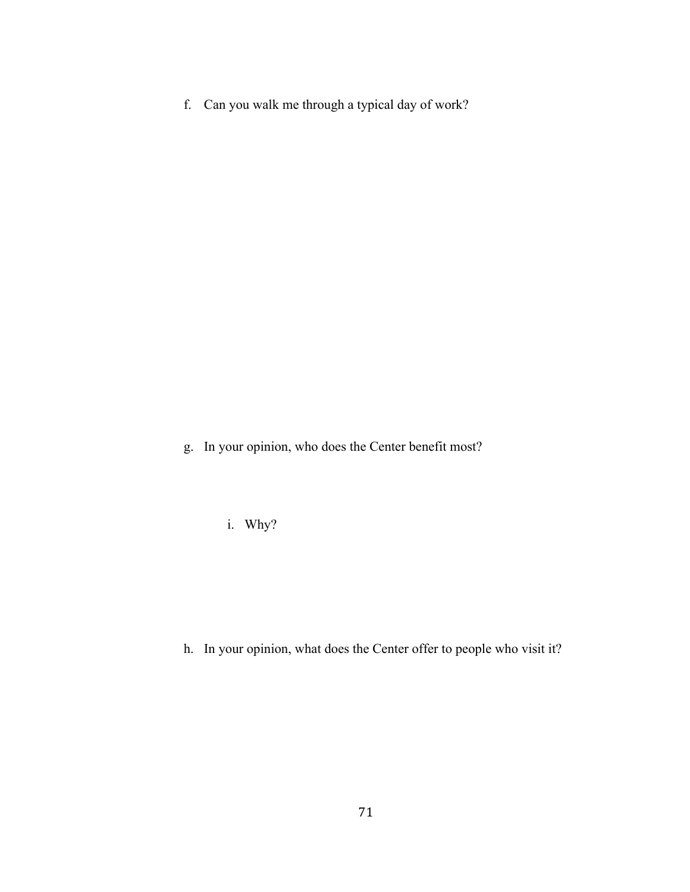f. Can you walk me through a typical day of work?

g. In your opinion, who does the Center benefit most?

   i. Why?

h. In your opinion, what does the Center offer to people who visit it?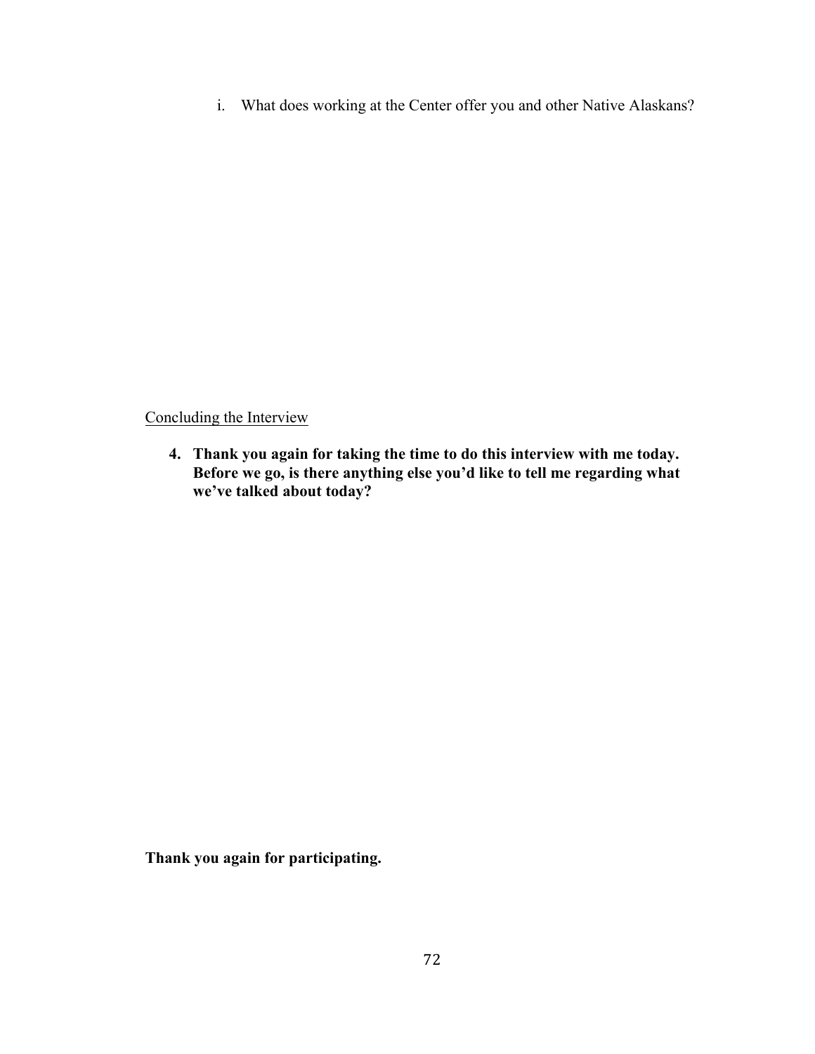i. What does working at the Center offer you and other Native Alaskans?

<u>Concluding the Interview</u>

4. **Thank you again for taking the time to do this interview with me today. Before we go, is there anything else you'd like to tell me regarding what we've talked about today?**

**Thank you again for participating.**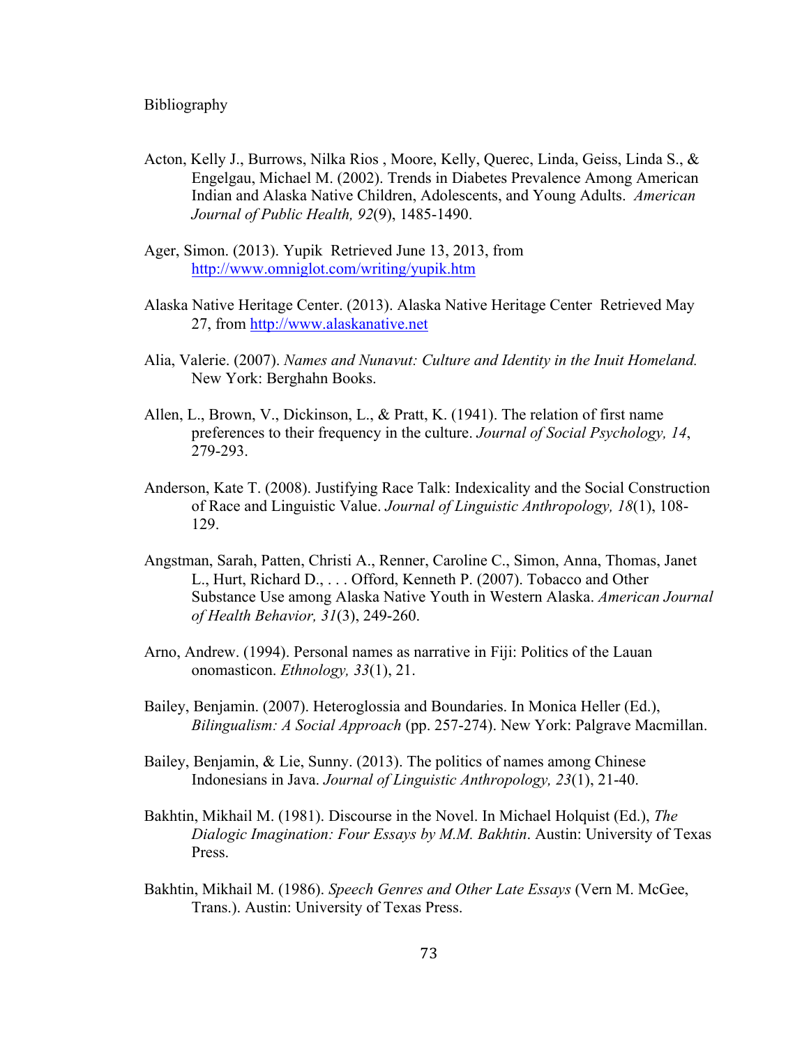# Bibliography

Acton, Kelly J., Burrows, Nilka Rios , Moore, Kelly, Querec, Linda, Geiss, Linda S., & Engelgau, Michael M. (2002). Trends in Diabetes Prevalence Among American Indian and Alaska Native Children, Adolescents, and Young Adults. *American Journal of Public Health, 92*(9), 1485-1490.

Ager, Simon. (2013). Yupik Retrieved June 13, 2013, from http://www.omniglot.com/writing/yupik.htm

Alaska Native Heritage Center. (2013). Alaska Native Heritage Center Retrieved May 27, from http://www.alaskanative.net

Alia, Valerie. (2007). *Names and Nunavut: Culture and Identity in the Inuit Homeland.* New York: Berghahn Books.

Allen, L., Brown, V., Dickinson, L., & Pratt, K. (1941). The relation of first name preferences to their frequency in the culture. *Journal of Social Psychology, 14*, 279-293.

Anderson, Kate T. (2008). Justifying Race Talk: Indexicality and the Social Construction of Race and Linguistic Value. *Journal of Linguistic Anthropology, 18*(1), 108-129.

Angstman, Sarah, Patten, Christi A., Renner, Caroline C., Simon, Anna, Thomas, Janet L., Hurt, Richard D., . . . Offord, Kenneth P. (2007). Tobacco and Other Substance Use among Alaska Native Youth in Western Alaska. *American Journal of Health Behavior, 31*(3), 249-260.

Arno, Andrew. (1994). Personal names as narrative in Fiji: Politics of the Lauan onomasticon. *Ethnology, 33*(1), 21.

Bailey, Benjamin. (2007). Heteroglossia and Boundaries. In Monica Heller (Ed.), *Bilingualism: A Social Approach* (pp. 257-274). New York: Palgrave Macmillan.

Bailey, Benjamin, & Lie, Sunny. (2013). The politics of names among Chinese Indonesians in Java. *Journal of Linguistic Anthropology, 23*(1), 21-40.

Bakhtin, Mikhail M. (1981). Discourse in the Novel. In Michael Holquist (Ed.), *The Dialogic Imagination: Four Essays by M.M. Bakhtin*. Austin: University of Texas Press.

Bakhtin, Mikhail M. (1986). *Speech Genres and Other Late Essays* (Vern M. McGee, Trans.). Austin: University of Texas Press.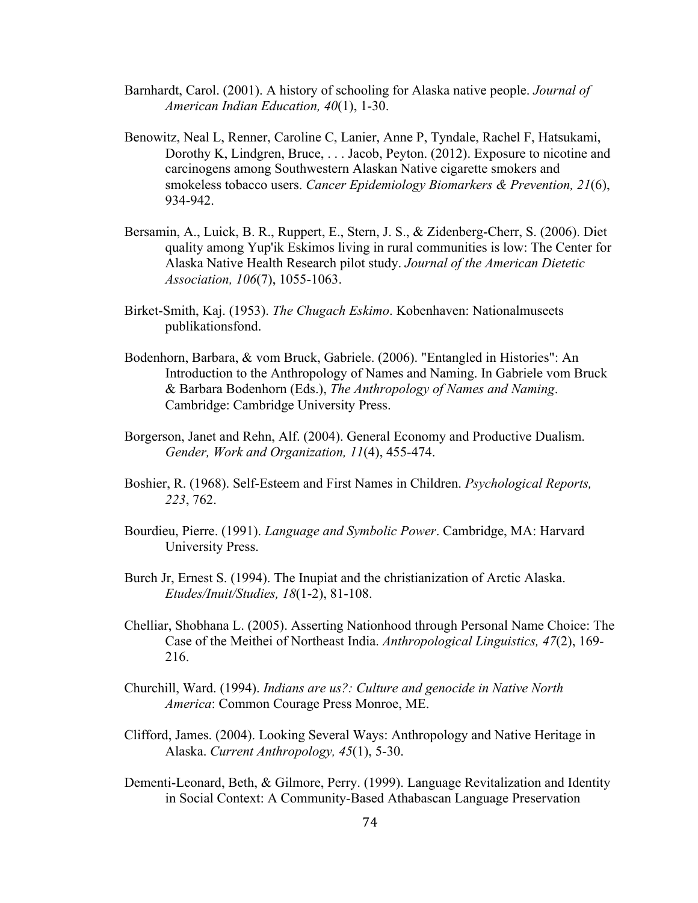Barnhardt, Carol. (2001). A history of schooling for Alaska native people. *Journal of American Indian Education, 40*(1), 1-30.

Benowitz, Neal L, Renner, Caroline C, Lanier, Anne P, Tyndale, Rachel F, Hatsukami, Dorothy K, Lindgren, Bruce, . . . Jacob, Peyton. (2012). Exposure to nicotine and carcinogens among Southwestern Alaskan Native cigarette smokers and smokeless tobacco users. *Cancer Epidemiology Biomarkers & Prevention, 21*(6), 934-942.

Bersamin, A., Luick, B. R., Ruppert, E., Stern, J. S., & Zidenberg-Cherr, S. (2006). Diet quality among Yup'ik Eskimos living in rural communities is low: The Center for Alaska Native Health Research pilot study. *Journal of the American Dietetic Association, 106*(7), 1055-1063.

Birket-Smith, Kaj. (1953). *The Chugach Eskimo*. Kobenhaven: Nationalmuseets publikationsfond.

Bodenhorn, Barbara, & vom Bruck, Gabriele. (2006). "Entangled in Histories": An Introduction to the Anthropology of Names and Naming. In Gabriele vom Bruck & Barbara Bodenhorn (Eds.), *The Anthropology of Names and Naming*. Cambridge: Cambridge University Press.

Borgerson, Janet and Rehn, Alf. (2004). General Economy and Productive Dualism. *Gender, Work and Organization, 11*(4), 455-474.

Boshier, R. (1968). Self-Esteem and First Names in Children. *Psychological Reports, 223*, 762.

Bourdieu, Pierre. (1991). *Language and Symbolic Power*. Cambridge, MA: Harvard University Press.

Burch Jr, Ernest S. (1994). The Inupiat and the christianization of Arctic Alaska. *Etudes/Inuit/Studies, 18*(1-2), 81-108.

Chelliar, Shobhana L. (2005). Asserting Nationhood through Personal Name Choice: The Case of the Meithei of Northeast India. *Anthropological Linguistics, 47*(2), 169-216.

Churchill, Ward. (1994). *Indians are us?: Culture and genocide in Native North America*: Common Courage Press Monroe, ME.

Clifford, James. (2004). Looking Several Ways: Anthropology and Native Heritage in Alaska. *Current Anthropology, 45*(1), 5-30.

Dementi-Leonard, Beth, & Gilmore, Perry. (1999). Language Revitalization and Identity in Social Context: A Community-Based Athabascan Language Preservation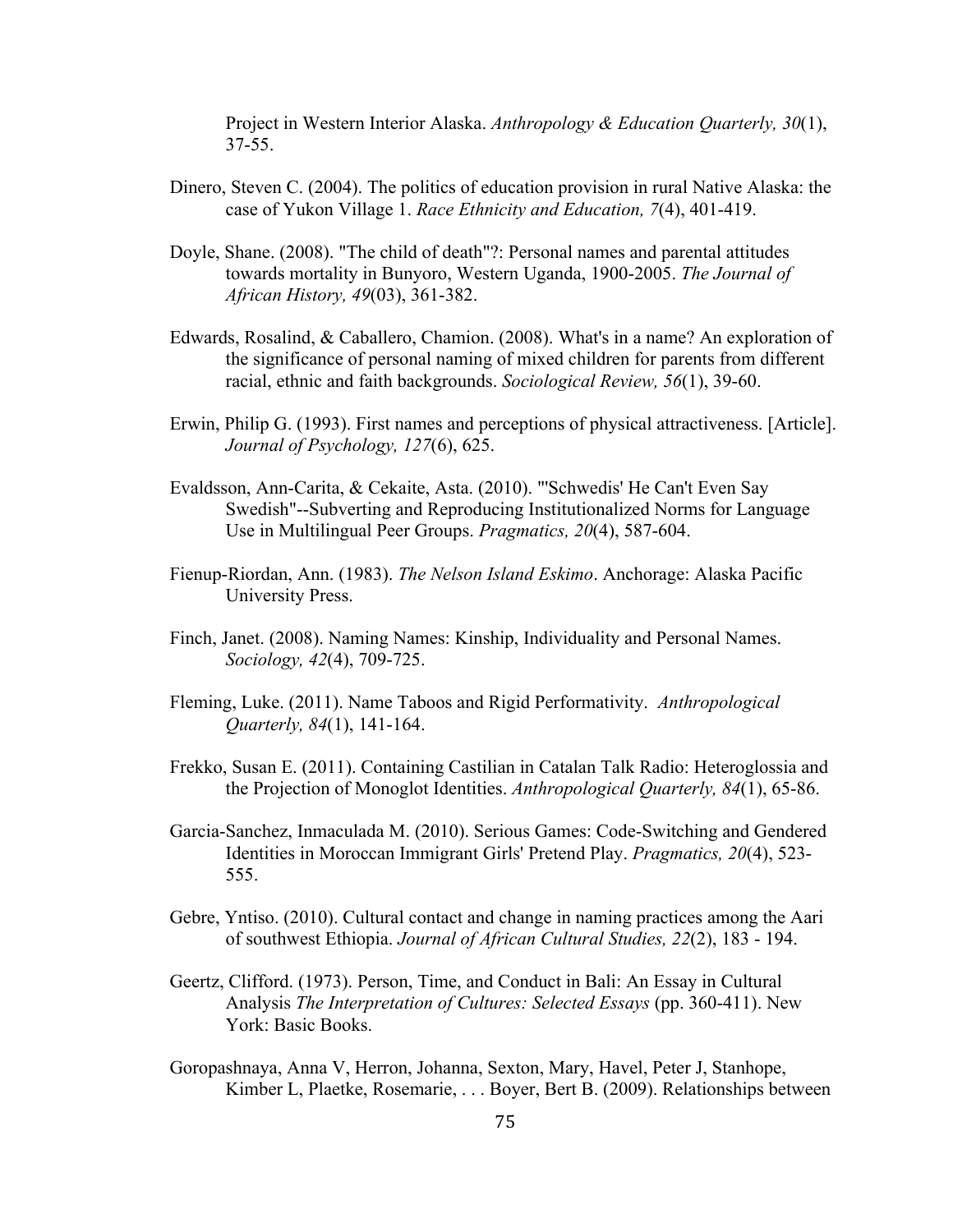Project in Western Interior Alaska. *Anthropology & Education Quarterly, 30*(1), 37-55.

Dinero, Steven C. (2004). The politics of education provision in rural Native Alaska: the case of Yukon Village 1. *Race Ethnicity and Education, 7*(4), 401-419.

Doyle, Shane. (2008). "The child of death"?: Personal names and parental attitudes towards mortality in Bunyoro, Western Uganda, 1900-2005. *The Journal of African History, 49*(03), 361-382.

Edwards, Rosalind, & Caballero, Chamion. (2008). What's in a name? An exploration of the significance of personal naming of mixed children for parents from different racial, ethnic and faith backgrounds. *Sociological Review, 56*(1), 39-60.

Erwin, Philip G. (1993). First names and perceptions of physical attractiveness. [Article]. *Journal of Psychology, 127*(6), 625.

Evaldsson, Ann-Carita, & Cekaite, Asta. (2010). "'Schwedis' He Can't Even Say Swedish"--Subverting and Reproducing Institutionalized Norms for Language Use in Multilingual Peer Groups. *Pragmatics, 20*(4), 587-604.

Fienup-Riordan, Ann. (1983). *The Nelson Island Eskimo*. Anchorage: Alaska Pacific University Press.

Finch, Janet. (2008). Naming Names: Kinship, Individuality and Personal Names. *Sociology, 42*(4), 709-725.

Fleming, Luke. (2011). Name Taboos and Rigid Performativity. *Anthropological Quarterly, 84*(1), 141-164.

Frekko, Susan E. (2011). Containing Castilian in Catalan Talk Radio: Heteroglossia and the Projection of Monoglot Identities. *Anthropological Quarterly, 84*(1), 65-86.

Garcia-Sanchez, Inmaculada M. (2010). Serious Games: Code-Switching and Gendered Identities in Moroccan Immigrant Girls' Pretend Play. *Pragmatics, 20*(4), 523-555.

Gebre, Yntiso. (2010). Cultural contact and change in naming practices among the Aari of southwest Ethiopia. *Journal of African Cultural Studies, 22*(2), 183 - 194.

Geertz, Clifford. (1973). Person, Time, and Conduct in Bali: An Essay in Cultural Analysis *The Interpretation of Cultures: Selected Essays* (pp. 360-411). New York: Basic Books.

Goropashnaya, Anna V, Herron, Johanna, Sexton, Mary, Havel, Peter J, Stanhope, Kimber L, Plaetke, Rosemarie, . . . Boyer, Bert B. (2009). Relationships between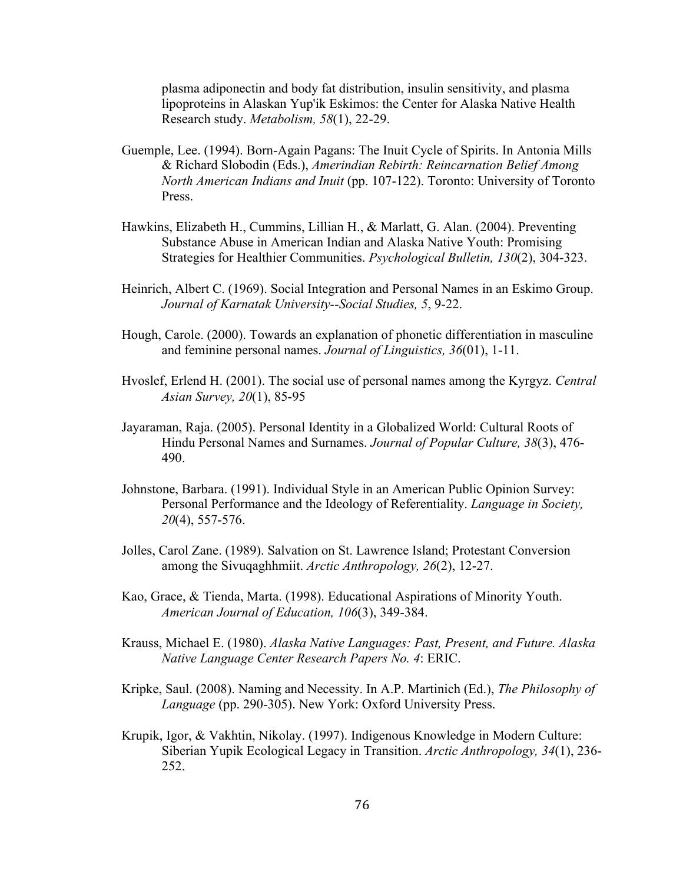plasma adiponectin and body fat distribution, insulin sensitivity, and plasma lipoproteins in Alaskan Yup'ik Eskimos: the Center for Alaska Native Health Research study. *Metabolism, 58*(1), 22-29.

Guemple, Lee. (1994). Born-Again Pagans: The Inuit Cycle of Spirits. In Antonia Mills & Richard Slobodin (Eds.), *Amerindian Rebirth: Reincarnation Belief Among North American Indians and Inuit* (pp. 107-122). Toronto: University of Toronto Press.

Hawkins, Elizabeth H., Cummins, Lillian H., & Marlatt, G. Alan. (2004). Preventing Substance Abuse in American Indian and Alaska Native Youth: Promising Strategies for Healthier Communities. *Psychological Bulletin, 130*(2), 304-323.

Heinrich, Albert C. (1969). Social Integration and Personal Names in an Eskimo Group. *Journal of Karnatak University--Social Studies, 5*, 9-22.

Hough, Carole. (2000). Towards an explanation of phonetic differentiation in masculine and feminine personal names. *Journal of Linguistics, 36*(01), 1-11.

Hvoslef, Erlend H. (2001). The social use of personal names among the Kyrgyz. *Central Asian Survey, 20*(1), 85-95

Jayaraman, Raja. (2005). Personal Identity in a Globalized World: Cultural Roots of Hindu Personal Names and Surnames. *Journal of Popular Culture, 38*(3), 476-490.

Johnstone, Barbara. (1991). Individual Style in an American Public Opinion Survey: Personal Performance and the Ideology of Referentiality. *Language in Society, 20*(4), 557-576.

Jolles, Carol Zane. (1989). Salvation on St. Lawrence Island; Protestant Conversion among the Sivuqaghhmiit. *Arctic Anthropology, 26*(2), 12-27.

Kao, Grace, & Tienda, Marta. (1998). Educational Aspirations of Minority Youth. *American Journal of Education, 106*(3), 349-384.

Krauss, Michael E. (1980). *Alaska Native Languages: Past, Present, and Future. Alaska Native Language Center Research Papers No. 4*: ERIC.

Kripke, Saul. (2008). Naming and Necessity. In A.P. Martinich (Ed.), *The Philosophy of Language* (pp. 290-305). New York: Oxford University Press.

Krupik, Igor, & Vakhtin, Nikolay. (1997). Indigenous Knowledge in Modern Culture: Siberian Yupik Ecological Legacy in Transition. *Arctic Anthropology, 34*(1), 236-252.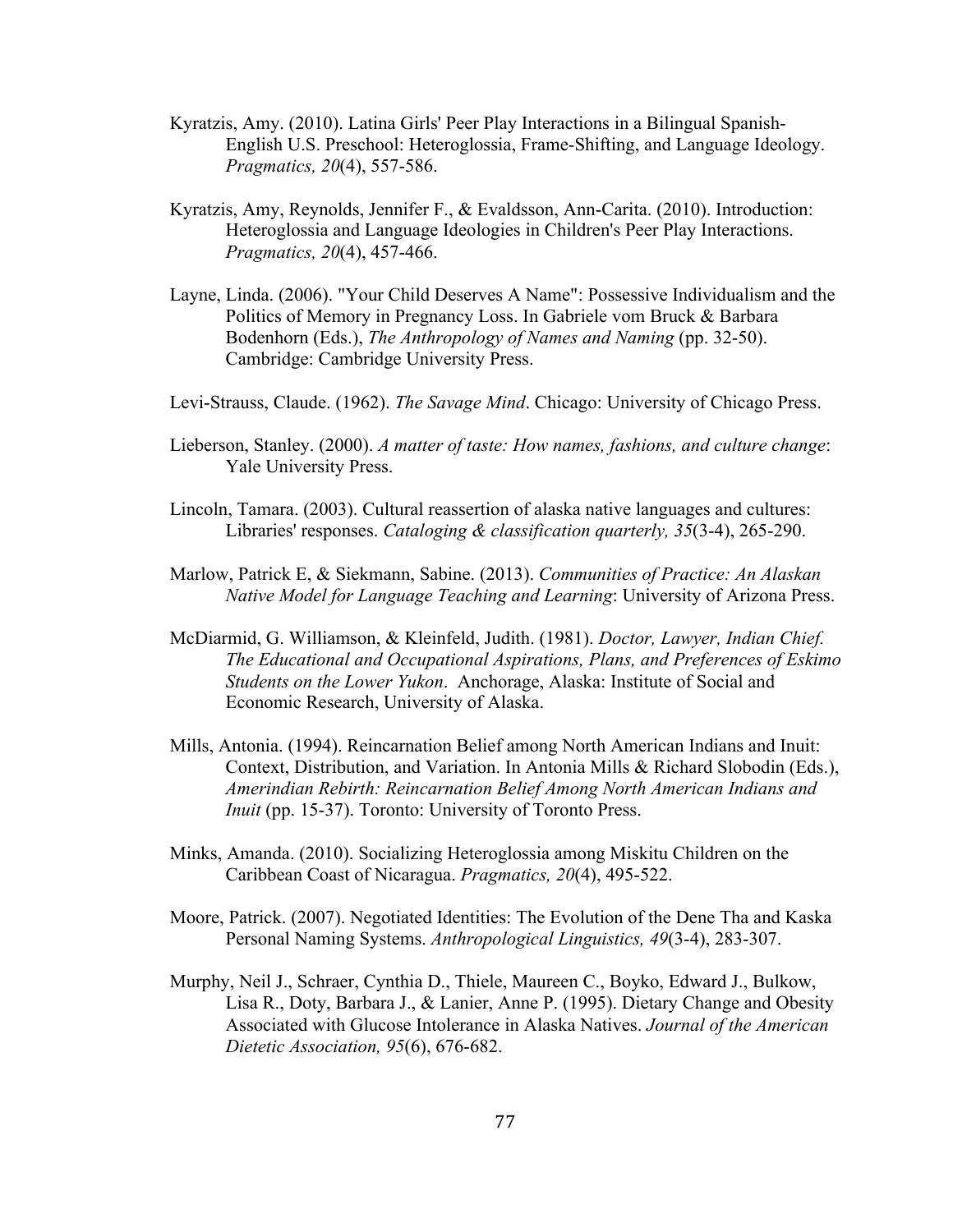Kyratzis, Amy. (2010). Latina Girls' Peer Play Interactions in a Bilingual Spanish-English U.S. Preschool: Heteroglossia, Frame-Shifting, and Language Ideology. *Pragmatics, 20*(4), 557-586.

Kyratzis, Amy, Reynolds, Jennifer F., & Evaldsson, Ann-Carita. (2010). Introduction: Heteroglossia and Language Ideologies in Children's Peer Play Interactions. *Pragmatics, 20*(4), 457-466.

Layne, Linda. (2006). "Your Child Deserves A Name": Possessive Individualism and the Politics of Memory in Pregnancy Loss. In Gabriele vom Bruck & Barbara Bodenhorn (Eds.), *The Anthropology of Names and Naming* (pp. 32-50). Cambridge: Cambridge University Press.

Levi-Strauss, Claude. (1962). *The Savage Mind*. Chicago: University of Chicago Press.

Lieberson, Stanley. (2000). *A matter of taste: How names, fashions, and culture change*: Yale University Press.

Lincoln, Tamara. (2003). Cultural reassertion of alaska native languages and cultures: Libraries' responses. *Cataloging & classification quarterly, 35*(3-4), 265-290.

Marlow, Patrick E, & Siekmann, Sabine. (2013). *Communities of Practice: An Alaskan Native Model for Language Teaching and Learning*: University of Arizona Press.

McDiarmid, G. Williamson, & Kleinfeld, Judith. (1981). *Doctor, Lawyer, Indian Chief. The Educational and Occupational Aspirations, Plans, and Preferences of Eskimo Students on the Lower Yukon*. Anchorage, Alaska: Institute of Social and Economic Research, University of Alaska.

Mills, Antonia. (1994). Reincarnation Belief among North American Indians and Inuit: Context, Distribution, and Variation. In Antonia Mills & Richard Slobodin (Eds.), *Amerindian Rebirth: Reincarnation Belief Among North American Indians and Inuit* (pp. 15-37). Toronto: University of Toronto Press.

Minks, Amanda. (2010). Socializing Heteroglossia among Miskitu Children on the Caribbean Coast of Nicaragua. *Pragmatics, 20*(4), 495-522.

Moore, Patrick. (2007). Negotiated Identities: The Evolution of the Dene Tha and Kaska Personal Naming Systems. *Anthropological Linguistics, 49*(3-4), 283-307.

Murphy, Neil J., Schraer, Cynthia D., Thiele, Maureen C., Boyko, Edward J., Bulkow, Lisa R., Doty, Barbara J., & Lanier, Anne P. (1995). Dietary Change and Obesity Associated with Glucose Intolerance in Alaska Natives. *Journal of the American Dietetic Association, 95*(6), 676-682.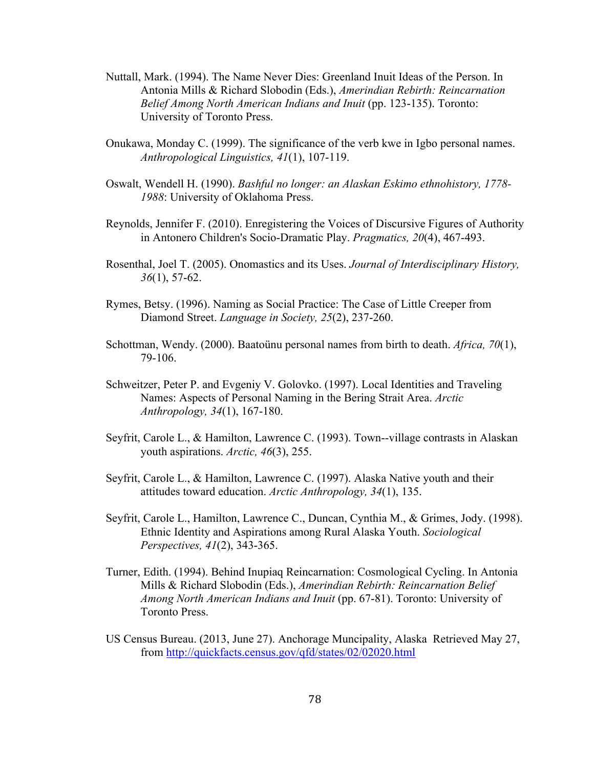Nuttall, Mark. (1994). The Name Never Dies: Greenland Inuit Ideas of the Person. In Antonia Mills & Richard Slobodin (Eds.), *Amerindian Rebirth: Reincarnation Belief Among North American Indians and Inuit* (pp. 123-135). Toronto: University of Toronto Press.

Onukawa, Monday C. (1999). The significance of the verb kwe in Igbo personal names. *Anthropological Linguistics, 41*(1), 107-119.

Oswalt, Wendell H. (1990). *Bashful no longer: an Alaskan Eskimo ethnohistory, 1778-1988*: University of Oklahoma Press.

Reynolds, Jennifer F. (2010). Enregistering the Voices of Discursive Figures of Authority in Antonero Children's Socio-Dramatic Play. *Pragmatics, 20*(4), 467-493.

Rosenthal, Joel T. (2005). Onomastics and its Uses. *Journal of Interdisciplinary History, 36*(1), 57-62.

Rymes, Betsy. (1996). Naming as Social Practice: The Case of Little Creeper from Diamond Street. *Language in Society, 25*(2), 237-260.

Schottman, Wendy. (2000). Baatoünu personal names from birth to death. *Africa, 70*(1), 79-106.

Schweitzer, Peter P. and Evgeniy V. Golovko. (1997). Local Identities and Traveling Names: Aspects of Personal Naming in the Bering Strait Area. *Arctic Anthropology, 34*(1), 167-180.

Seyfrit, Carole L., & Hamilton, Lawrence C. (1993). Town--village contrasts in Alaskan youth aspirations. *Arctic, 46*(3), 255.

Seyfrit, Carole L., & Hamilton, Lawrence C. (1997). Alaska Native youth and their attitudes toward education. *Arctic Anthropology, 34*(1), 135.

Seyfrit, Carole L., Hamilton, Lawrence C., Duncan, Cynthia M., & Grimes, Jody. (1998). Ethnic Identity and Aspirations among Rural Alaska Youth. *Sociological Perspectives, 41*(2), 343-365.

Turner, Edith. (1994). Behind Inupiaq Reincarnation: Cosmological Cycling. In Antonia Mills & Richard Slobodin (Eds.), *Amerindian Rebirth: Reincarnation Belief Among North American Indians and Inuit* (pp. 67-81). Toronto: University of Toronto Press.

US Census Bureau. (2013, June 27). Anchorage Muncipality, Alaska Retrieved May 27, from http://quickfacts.census.gov/qfd/states/02/02020.html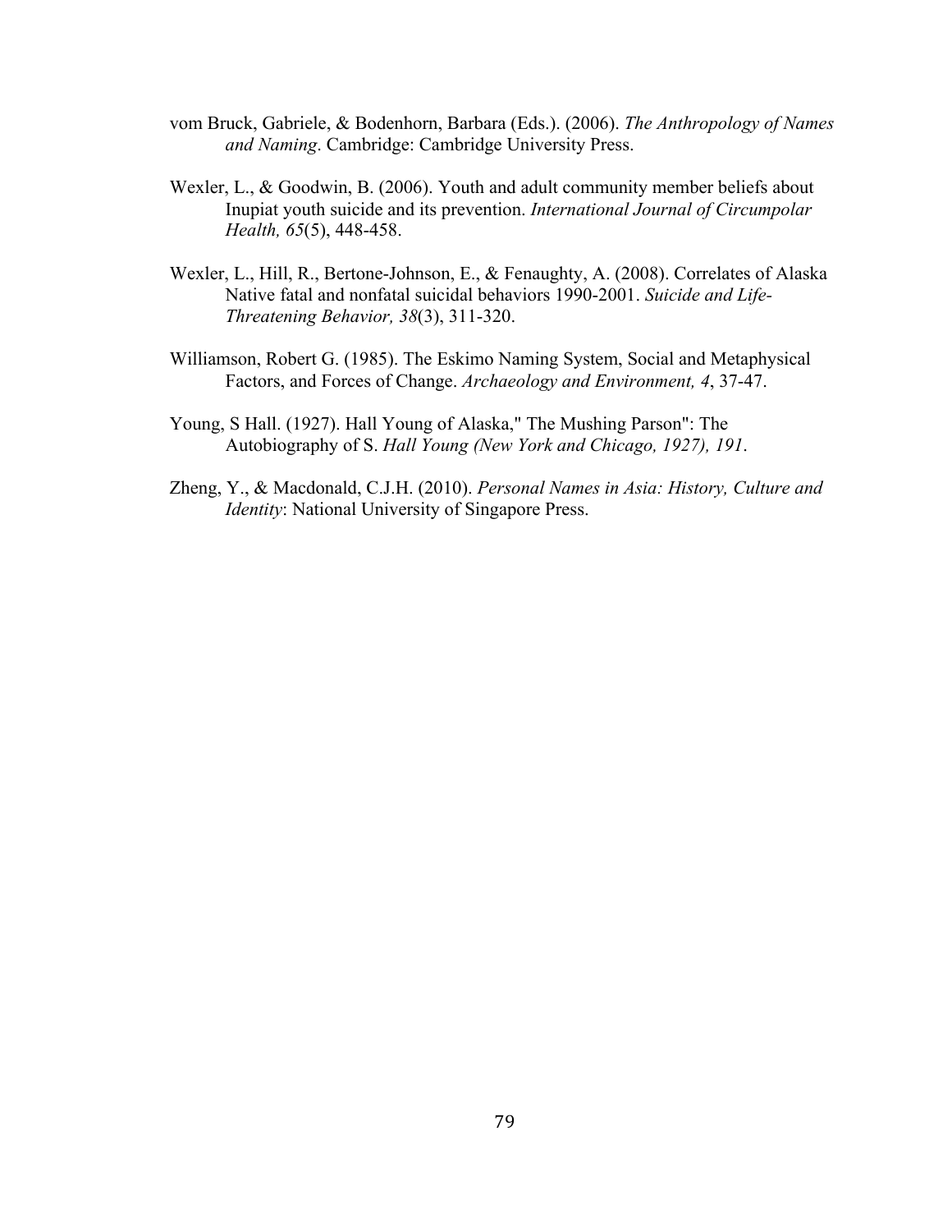vom Bruck, Gabriele, & Bodenhorn, Barbara (Eds.). (2006). *The Anthropology of Names and Naming*. Cambridge: Cambridge University Press.

Wexler, L., & Goodwin, B. (2006). Youth and adult community member beliefs about Inupiat youth suicide and its prevention. *International Journal of Circumpolar Health, 65*(5), 448-458.

Wexler, L., Hill, R., Bertone-Johnson, E., & Fenaughty, A. (2008). Correlates of Alaska Native fatal and nonfatal suicidal behaviors 1990-2001. *Suicide and Life-Threatening Behavior, 38*(3), 311-320.

Williamson, Robert G. (1985). The Eskimo Naming System, Social and Metaphysical Factors, and Forces of Change. *Archaeology and Environment, 4*, 37-47.

Young, S Hall. (1927). Hall Young of Alaska," The Mushing Parson": The Autobiography of S. *Hall Young (New York and Chicago, 1927), 191*.

Zheng, Y., & Macdonald, C.J.H. (2010). *Personal Names in Asia: History, Culture and Identity*: National University of Singapore Press.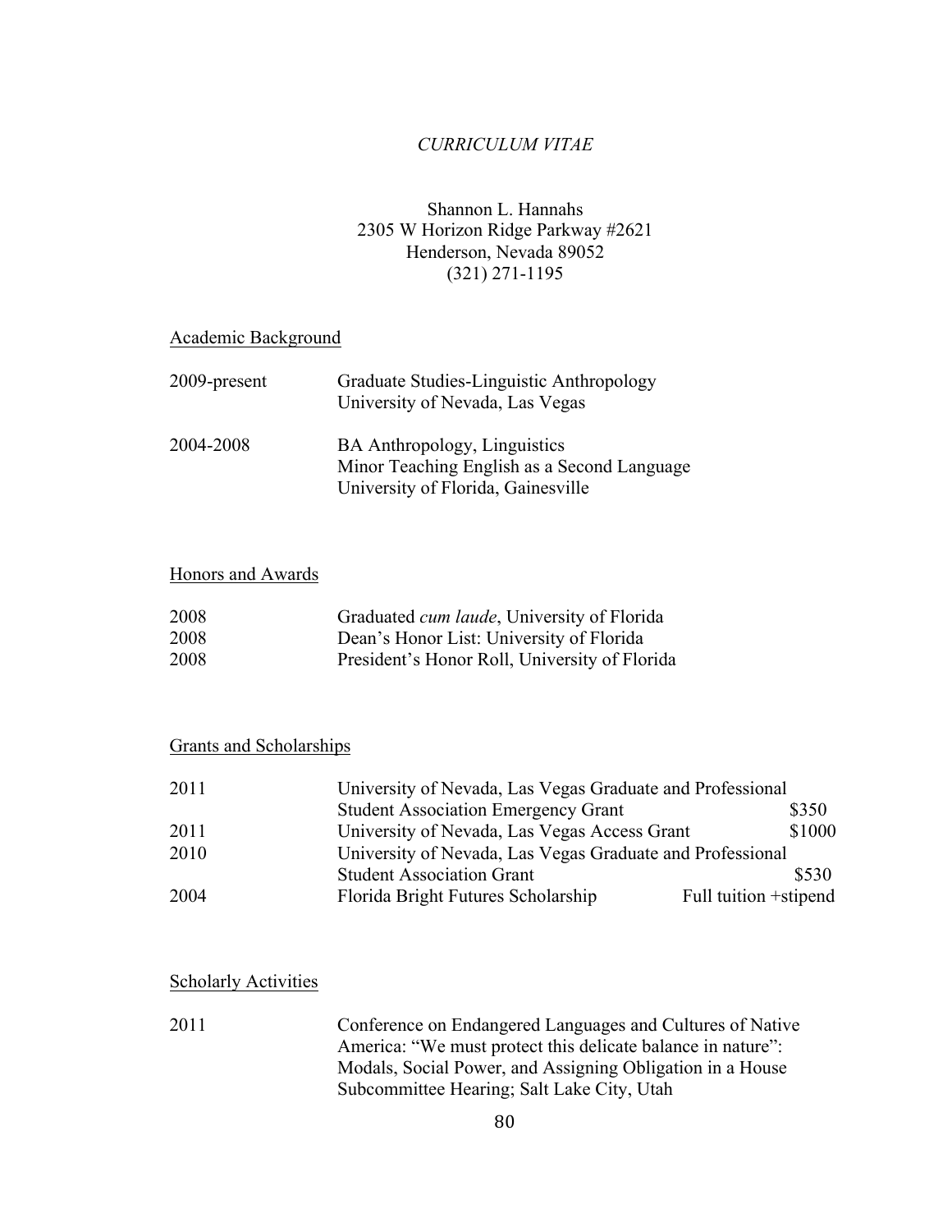*CURRICULUM VITAE*

Shannon L. Hannahs
2305 W Horizon Ridge Parkway #2621
Henderson, Nevada 89052
(321) 271-1195

## Academic Background

| | |
|---|---|
| 2009-present | Graduate Studies-Linguistic Anthropology<br>University of Nevada, Las Vegas |
| 2004-2008 | BA Anthropology, Linguistics<br>Minor Teaching English as a Second Language<br>University of Florida, Gainesville |

## Honors and Awards

| | |
|---|---|
| 2008 | Graduated *cum laude*, University of Florida |
| 2008 | Dean's Honor List: University of Florida |
| 2008 | President's Honor Roll, University of Florida |

## Grants and Scholarships

| | | |
|---|---|---|
| 2011 | University of Nevada, Las Vegas Graduate and Professional Student Association Emergency Grant | $350 |
| 2011 | University of Nevada, Las Vegas Access Grant | $1000 |
| 2010 | University of Nevada, Las Vegas Graduate and Professional Student Association Grant | $530 |
| 2004 | Florida Bright Futures Scholarship | Full tuition +stipend |

## Scholarly Activities

| | |
|---|---|
| 2011 | Conference on Endangered Languages and Cultures of Native America: "We must protect this delicate balance in nature": Modals, Social Power, and Assigning Obligation in a House Subcommittee Hearing; Salt Lake City, Utah |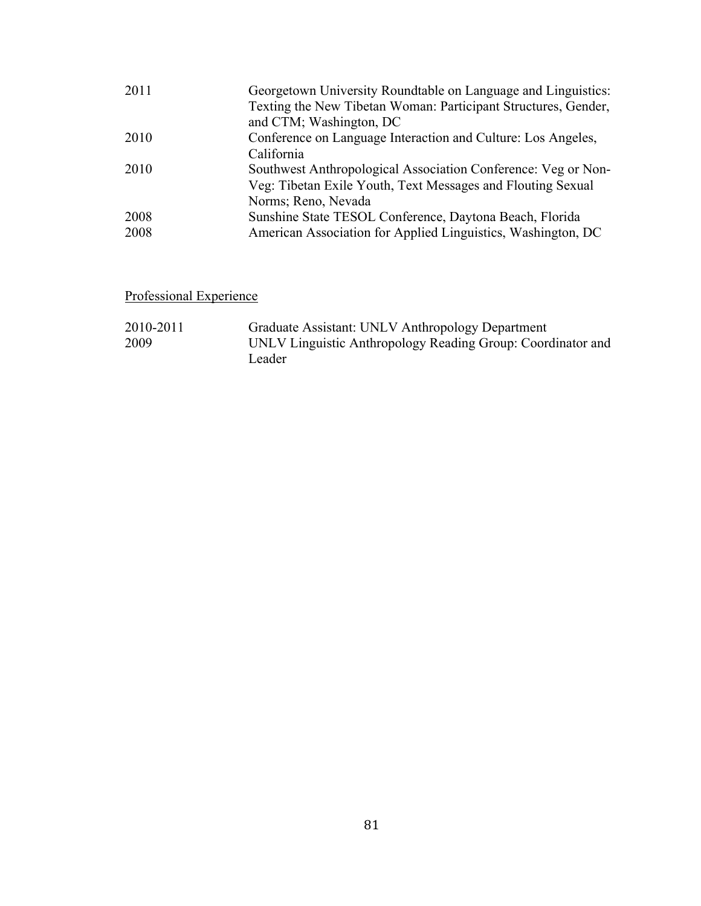| | |
|---|---|
| 2011 | Georgetown University Roundtable on Language and Linguistics: Texting the New Tibetan Woman: Participant Structures, Gender, and CTM; Washington, DC |
| 2010 | Conference on Language Interaction and Culture: Los Angeles, California |
| 2010 | Southwest Anthropological Association Conference: Veg or Non-Veg: Tibetan Exile Youth, Text Messages and Flouting Sexual Norms; Reno, Nevada |
| 2008 | Sunshine State TESOL Conference, Daytona Beach, Florida |
| 2008 | American Association for Applied Linguistics, Washington, DC |

Professional Experience

| | |
|---|---|
| 2010-2011 | Graduate Assistant: UNLV Anthropology Department |
| 2009 | UNLV Linguistic Anthropology Reading Group: Coordinator and Leader |